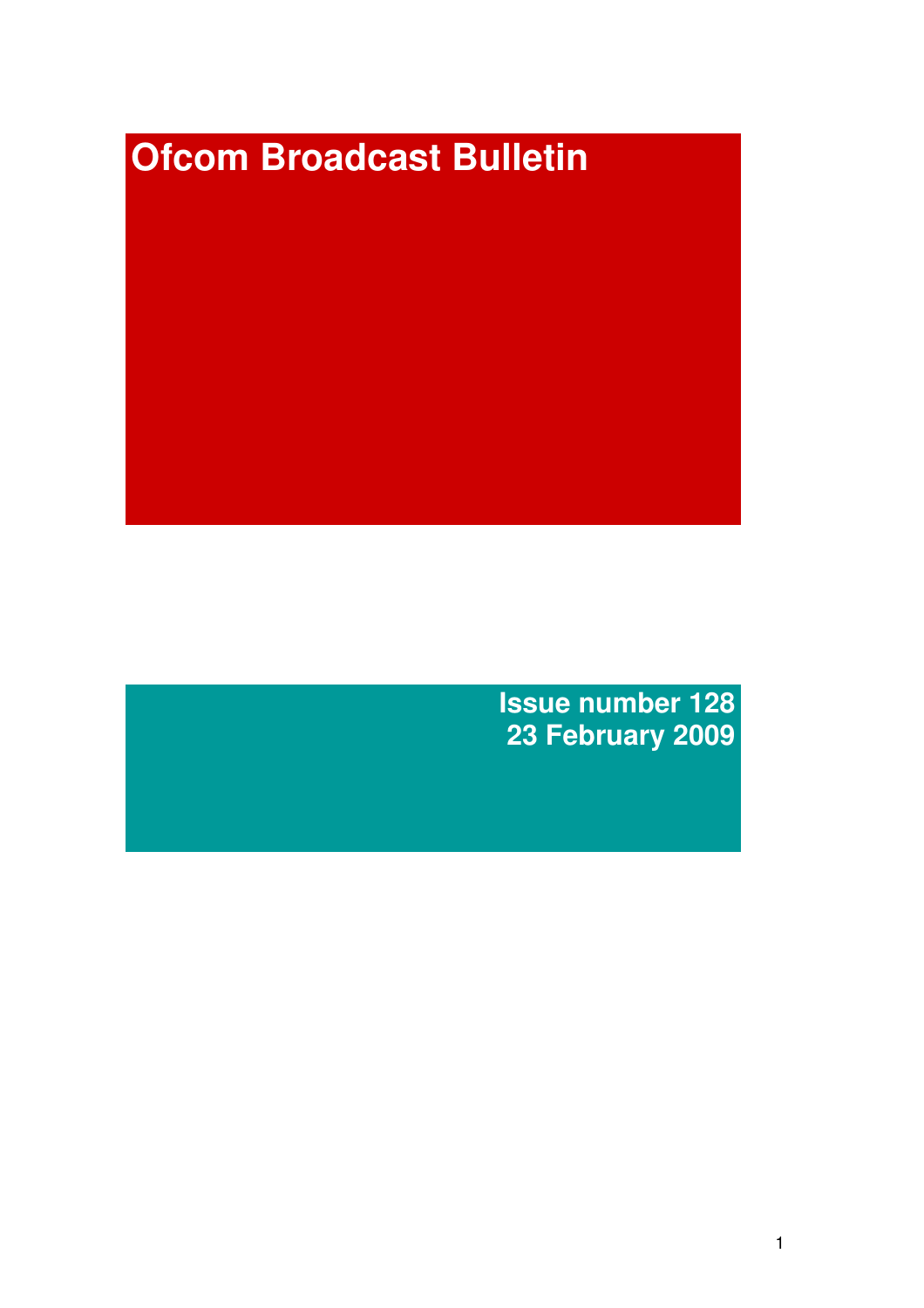# Ofcom Broadcast Bulletin

**Issue number 128**
**23 February 2009**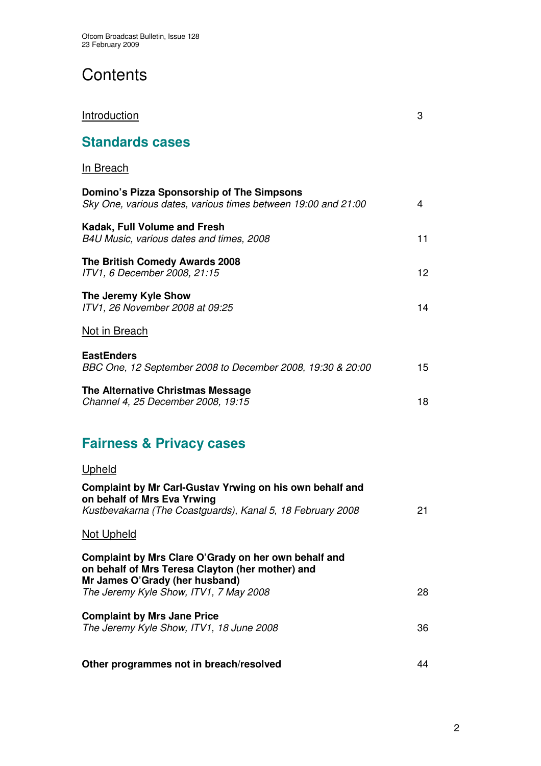# Contents

Introduction 3

## Standards cases

In Breach

**Domino's Pizza Sponsorship of The Simpsons**
*Sky One, various dates, various times between 19:00 and 21:00* 4

**Kadak, Full Volume and Fresh**
*B4U Music, various dates and times, 2008* 11

**The British Comedy Awards 2008**
*ITV1, 6 December 2008, 21:15* 12

**The Jeremy Kyle Show**
*ITV1, 26 November 2008 at 09:25* 14

Not in Breach

**EastEnders**
*BBC One, 12 September 2008 to December 2008, 19:30 & 20:00* 15

**The Alternative Christmas Message**
*Channel 4, 25 December 2008, 19:15* 18

## Fairness & Privacy cases

Upheld

**Complaint by Mr Carl-Gustav Yrwing on his own behalf and on behalf of Mrs Eva Yrwing**
*Kustbevakarna (The Coastguards), Kanal 5, 18 February 2008* 21

Not Upheld

**Complaint by Mrs Clare O'Grady on her own behalf and on behalf of Mrs Teresa Clayton (her mother) and Mr James O'Grady (her husband)**
*The Jeremy Kyle Show, ITV1, 7 May 2008* 28

**Complaint by Mrs Jane Price**
*The Jeremy Kyle Show, ITV1, 18 June 2008* 36

**Other programmes not in breach/resolved** 44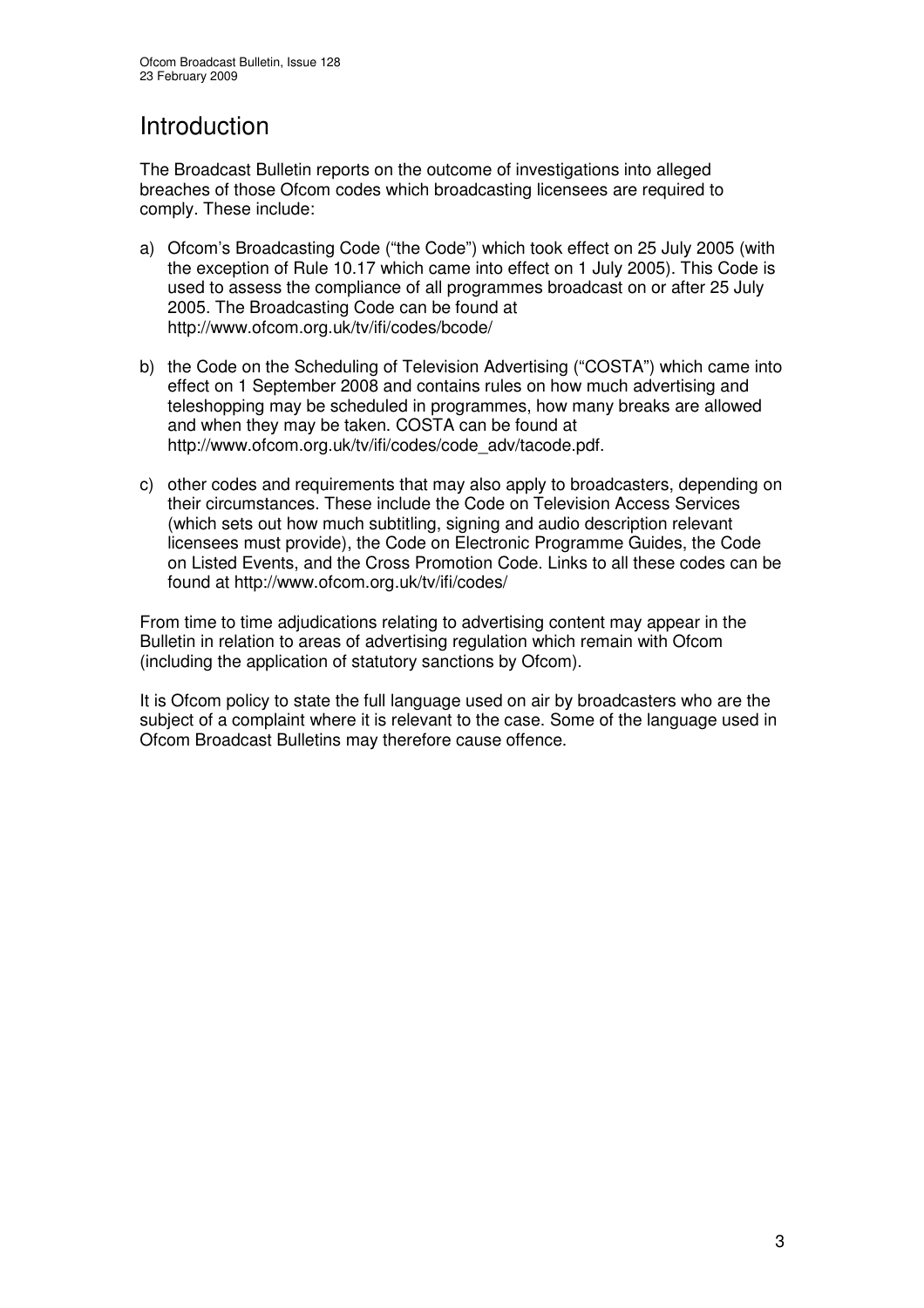# Introduction

The Broadcast Bulletin reports on the outcome of investigations into alleged breaches of those Ofcom codes which broadcasting licensees are required to comply. These include:

a) Ofcom's Broadcasting Code ("the Code") which took effect on 25 July 2005 (with the exception of Rule 10.17 which came into effect on 1 July 2005). This Code is used to assess the compliance of all programmes broadcast on or after 25 July 2005. The Broadcasting Code can be found at http://www.ofcom.org.uk/tv/ifi/codes/bcode/

b) the Code on the Scheduling of Television Advertising ("COSTA") which came into effect on 1 September 2008 and contains rules on how much advertising and teleshopping may be scheduled in programmes, how many breaks are allowed and when they may be taken. COSTA can be found at http://www.ofcom.org.uk/tv/ifi/codes/code_adv/tacode.pdf.

c) other codes and requirements that may also apply to broadcasters, depending on their circumstances. These include the Code on Television Access Services (which sets out how much subtitling, signing and audio description relevant licensees must provide), the Code on Electronic Programme Guides, the Code on Listed Events, and the Cross Promotion Code. Links to all these codes can be found at http://www.ofcom.org.uk/tv/ifi/codes/

From time to time adjudications relating to advertising content may appear in the Bulletin in relation to areas of advertising regulation which remain with Ofcom (including the application of statutory sanctions by Ofcom).

It is Ofcom policy to state the full language used on air by broadcasters who are the subject of a complaint where it is relevant to the case. Some of the language used in Ofcom Broadcast Bulletins may therefore cause offence.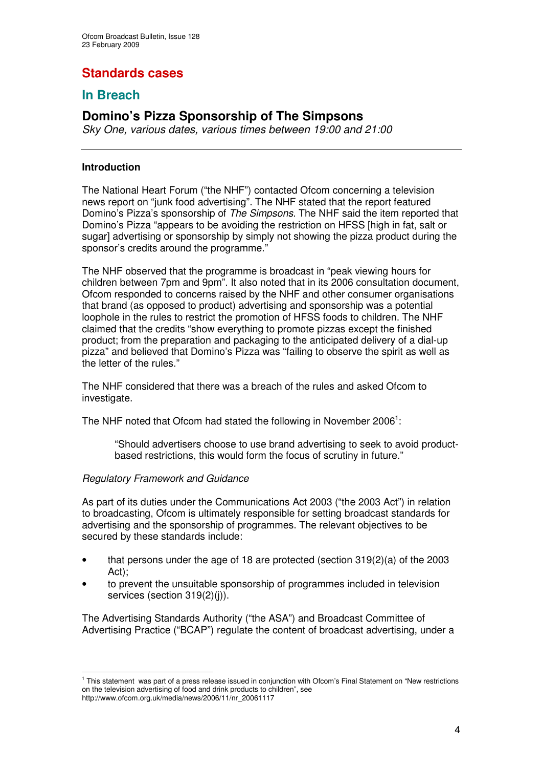# Standards cases

## In Breach

### Domino's Pizza Sponsorship of The Simpsons

*Sky One, various dates, various times between 19:00 and 21:00*

---

**Introduction**

The National Heart Forum ("the NHF") contacted Ofcom concerning a television news report on "junk food advertising". The NHF stated that the report featured Domino's Pizza's sponsorship of *The Simpsons*. The NHF said the item reported that Domino's Pizza "appears to be avoiding the restriction on HFSS [high in fat, salt or sugar] advertising or sponsorship by simply not showing the pizza product during the sponsor's credits around the programme."

The NHF observed that the programme is broadcast in "peak viewing hours for children between 7pm and 9pm". It also noted that in its 2006 consultation document, Ofcom responded to concerns raised by the NHF and other consumer organisations that brand (as opposed to product) advertising and sponsorship was a potential loophole in the rules to restrict the promotion of HFSS foods to children. The NHF claimed that the credits "show everything to promote pizzas except the finished product; from the preparation and packaging to the anticipated delivery of a dial-up pizza" and believed that Domino's Pizza was "failing to observe the spirit as well as the letter of the rules."

The NHF considered that there was a breach of the rules and asked Ofcom to investigate.

The NHF noted that Ofcom had stated the following in November 2006[1]:

> "Should advertisers choose to use brand advertising to seek to avoid product-based restrictions, this would form the focus of scrutiny in future."

*Regulatory Framework and Guidance*

As part of its duties under the Communications Act 2003 ("the 2003 Act") in relation to broadcasting, Ofcom is ultimately responsible for setting broadcast standards for advertising and the sponsorship of programmes. The relevant objectives to be secured by these standards include:

- that persons under the age of 18 are protected (section 319(2)(a) of the 2003 Act);
- to prevent the unsuitable sponsorship of programmes included in television services (section 319(2)(j)).

The Advertising Standards Authority ("the ASA") and Broadcast Committee of Advertising Practice ("BCAP") regulate the content of broadcast advertising, under a

---

[1] This statement was part of a press release issued in conjunction with Ofcom's Final Statement on "New restrictions on the television advertising of food and drink products to children", see http://www.ofcom.org.uk/media/news/2006/11/nr_20061117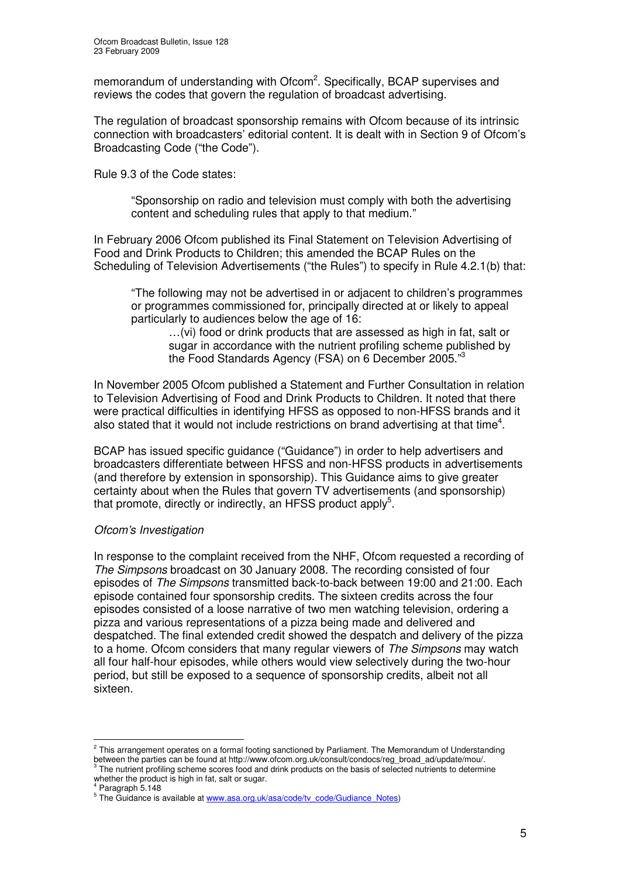memorandum of understanding with Ofcom[2]. Specifically, BCAP supervises and reviews the codes that govern the regulation of broadcast advertising.

The regulation of broadcast sponsorship remains with Ofcom because of its intrinsic connection with broadcasters' editorial content. It is dealt with in Section 9 of Ofcom's Broadcasting Code ("the Code").

Rule 9.3 of the Code states:

> "Sponsorship on radio and television must comply with both the advertising content and scheduling rules that apply to that medium."

In February 2006 Ofcom published its Final Statement on Television Advertising of Food and Drink Products to Children; this amended the BCAP Rules on the Scheduling of Television Advertisements ("the Rules") to specify in Rule 4.2.1(b) that:

> "The following may not be advertised in or adjacent to children's programmes or programmes commissioned for, principally directed at or likely to appeal particularly to audiences below the age of 16:
>
> …(vi) food or drink products that are assessed as high in fat, salt or sugar in accordance with the nutrient profiling scheme published by the Food Standards Agency (FSA) on 6 December 2005."[3]

In November 2005 Ofcom published a Statement and Further Consultation in relation to Television Advertising of Food and Drink Products to Children. It noted that there were practical difficulties in identifying HFSS as opposed to non-HFSS brands and it also stated that it would not include restrictions on brand advertising at that time[4].

BCAP has issued specific guidance ("Guidance") in order to help advertisers and broadcasters differentiate between HFSS and non-HFSS products in advertisements (and therefore by extension in sponsorship). This Guidance aims to give greater certainty about when the Rules that govern TV advertisements (and sponsorship) that promote, directly or indirectly, an HFSS product apply[5].

*Ofcom's Investigation*

In response to the complaint received from the NHF, Ofcom requested a recording of *The Simpsons* broadcast on 30 January 2008. The recording consisted of four episodes of *The Simpsons* transmitted back-to-back between 19:00 and 21:00. Each episode contained four sponsorship credits. The sixteen credits across the four episodes consisted of a loose narrative of two men watching television, ordering a pizza and various representations of a pizza being made and delivered and despatched. The final extended credit showed the despatch and delivery of the pizza to a home. Ofcom considers that many regular viewers of *The Simpsons* may watch all four half-hour episodes, while others would view selectively during the two-hour period, but still be exposed to a sequence of sponsorship credits, albeit not all sixteen.

---

[2] This arrangement operates on a formal footing sanctioned by Parliament. The Memorandum of Understanding between the parties can be found at http://www.ofcom.org.uk/consult/condocs/reg_broad_ad/update/mou/.

[3] The nutrient profiling scheme scores food and drink products on the basis of selected nutrients to determine whether the product is high in fat, salt or sugar.

[4] Paragraph 5.148

[5] The Guidance is available at www.asa.org.uk/asa/code/tv_code/Gudiance_Notes)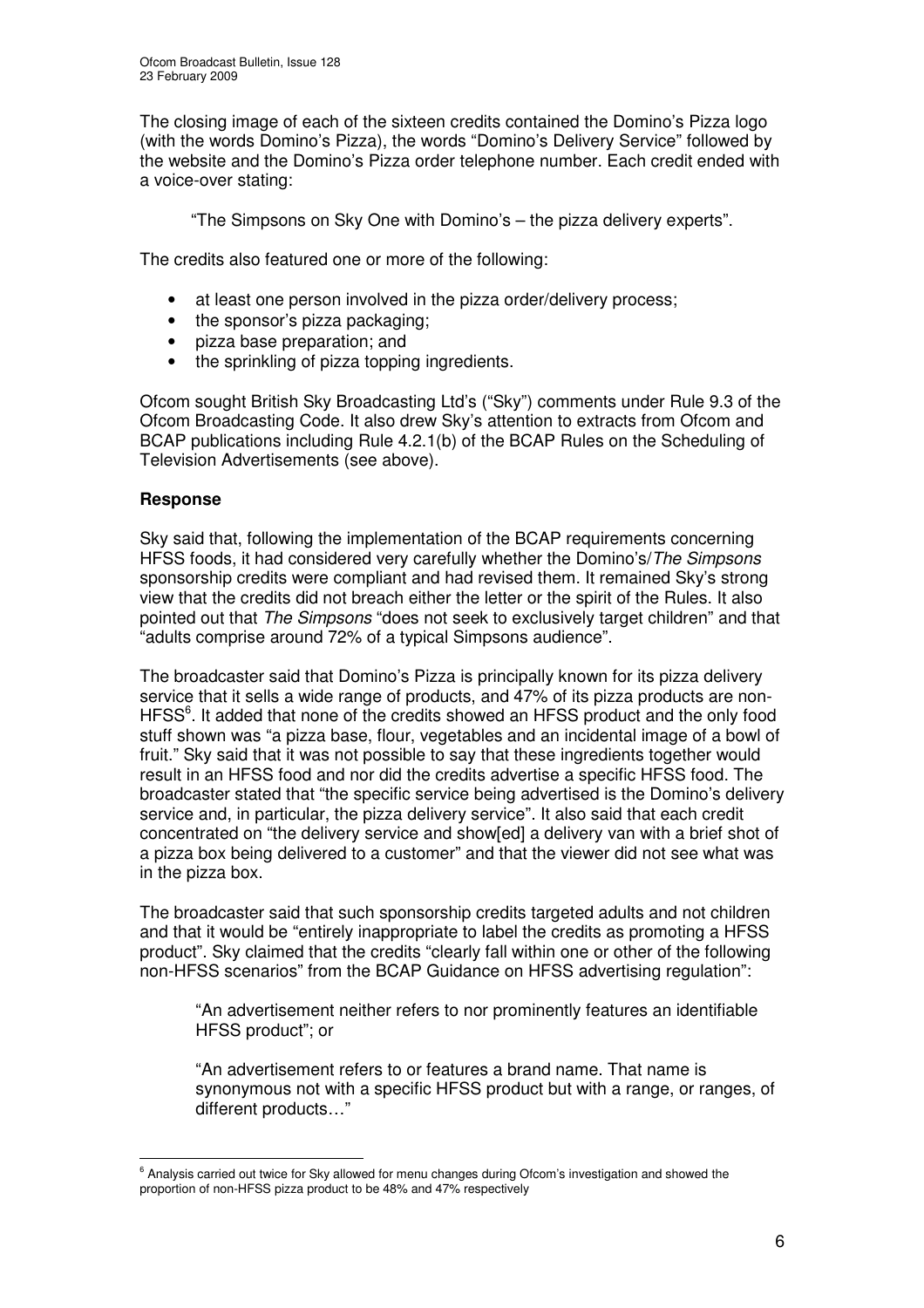The closing image of each of the sixteen credits contained the Domino's Pizza logo (with the words Domino's Pizza), the words "Domino's Delivery Service" followed by the website and the Domino's Pizza order telephone number. Each credit ended with a voice-over stating:

> "The Simpsons on Sky One with Domino's – the pizza delivery experts".

The credits also featured one or more of the following:

- at least one person involved in the pizza order/delivery process;
- the sponsor's pizza packaging;
- pizza base preparation; and
- the sprinkling of pizza topping ingredients.

Ofcom sought British Sky Broadcasting Ltd's ("Sky") comments under Rule 9.3 of the Ofcom Broadcasting Code. It also drew Sky's attention to extracts from Ofcom and BCAP publications including Rule 4.2.1(b) of the BCAP Rules on the Scheduling of Television Advertisements (see above).

**Response**

Sky said that, following the implementation of the BCAP requirements concerning HFSS foods, it had considered very carefully whether the Domino's/*The Simpsons* sponsorship credits were compliant and had revised them. It remained Sky's strong view that the credits did not breach either the letter or the spirit of the Rules. It also pointed out that *The Simpsons* "does not seek to exclusively target children" and that "adults comprise around 72% of a typical Simpsons audience".

The broadcaster said that Domino's Pizza is principally known for its pizza delivery service that it sells a wide range of products, and 47% of its pizza products are non-HFSS[6]. It added that none of the credits showed an HFSS product and the only food stuff shown was "a pizza base, flour, vegetables and an incidental image of a bowl of fruit." Sky said that it was not possible to say that these ingredients together would result in an HFSS food and nor did the credits advertise a specific HFSS food. The broadcaster stated that "the specific service being advertised is the Domino's delivery service and, in particular, the pizza delivery service". It also said that each credit concentrated on "the delivery service and show[ed] a delivery van with a brief shot of a pizza box being delivered to a customer" and that the viewer did not see what was in the pizza box.

The broadcaster said that such sponsorship credits targeted adults and not children and that it would be "entirely inappropriate to label the credits as promoting a HFSS product". Sky claimed that the credits "clearly fall within one or other of the following non-HFSS scenarios" from the BCAP Guidance on HFSS advertising regulation":

> "An advertisement neither refers to nor prominently features an identifiable HFSS product"; or
>
> "An advertisement refers to or features a brand name. That name is synonymous not with a specific HFSS product but with a range, or ranges, of different products…"

[6] Analysis carried out twice for Sky allowed for menu changes during Ofcom's investigation and showed the proportion of non-HFSS pizza product to be 48% and 47% respectively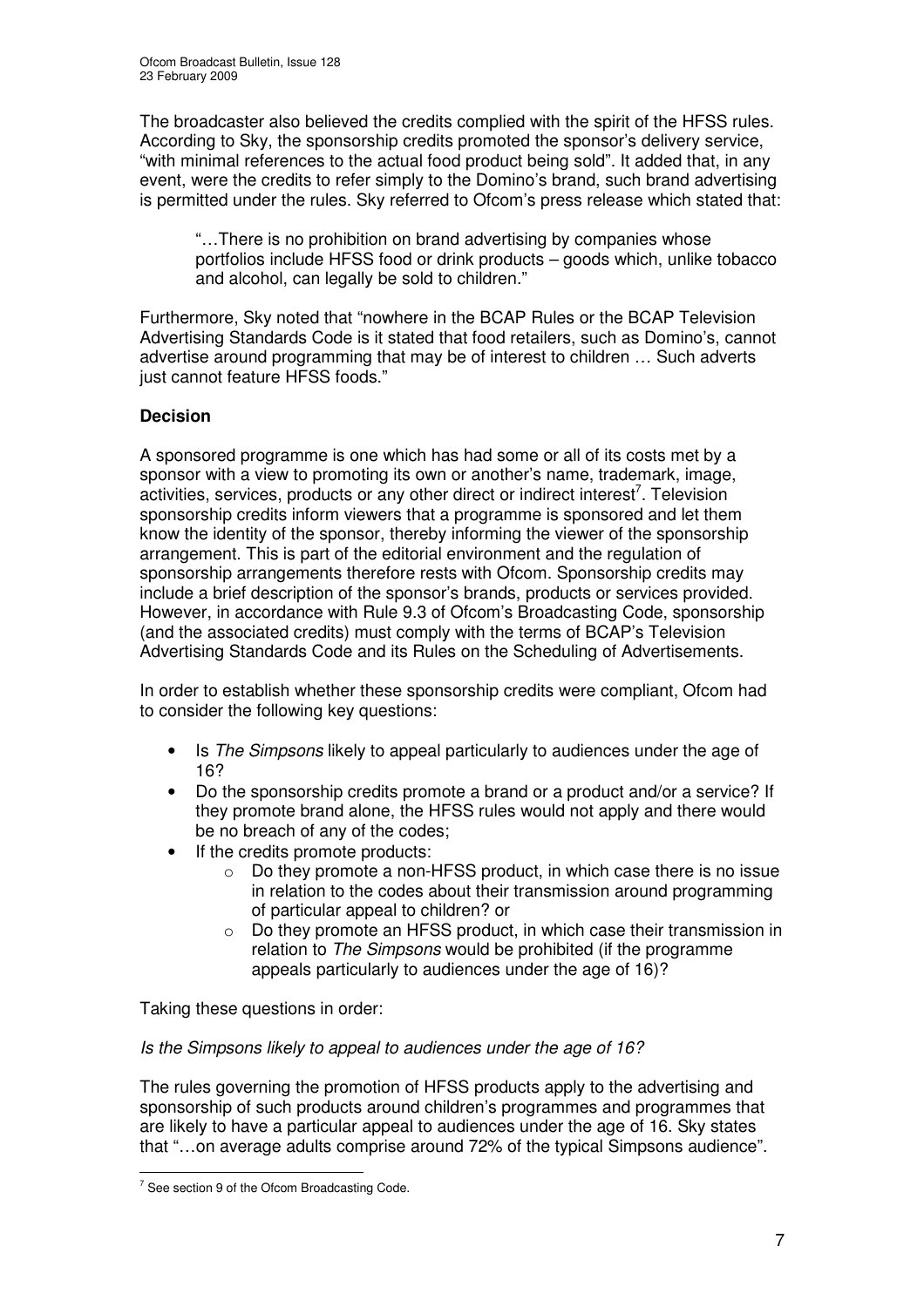The broadcaster also believed the credits complied with the spirit of the HFSS rules. According to Sky, the sponsorship credits promoted the sponsor's delivery service, "with minimal references to the actual food product being sold". It added that, in any event, were the credits to refer simply to the Domino's brand, such brand advertising is permitted under the rules. Sky referred to Ofcom's press release which stated that:

> "…There is no prohibition on brand advertising by companies whose portfolios include HFSS food or drink products – goods which, unlike tobacco and alcohol, can legally be sold to children."

Furthermore, Sky noted that "nowhere in the BCAP Rules or the BCAP Television Advertising Standards Code is it stated that food retailers, such as Domino's, cannot advertise around programming that may be of interest to children … Such adverts just cannot feature HFSS foods."

**Decision**

A sponsored programme is one which has had some or all of its costs met by a sponsor with a view to promoting its own or another's name, trademark, image, activities, services, products or any other direct or indirect interest[7]. Television sponsorship credits inform viewers that a programme is sponsored and let them know the identity of the sponsor, thereby informing the viewer of the sponsorship arrangement. This is part of the editorial environment and the regulation of sponsorship arrangements therefore rests with Ofcom. Sponsorship credits may include a brief description of the sponsor's brands, products or services provided. However, in accordance with Rule 9.3 of Ofcom's Broadcasting Code, sponsorship (and the associated credits) must comply with the terms of BCAP's Television Advertising Standards Code and its Rules on the Scheduling of Advertisements.

In order to establish whether these sponsorship credits were compliant, Ofcom had to consider the following key questions:

- Is *The Simpsons* likely to appeal particularly to audiences under the age of 16?
- Do the sponsorship credits promote a brand or a product and/or a service? If they promote brand alone, the HFSS rules would not apply and there would be no breach of any of the codes;
- If the credits promote products:
  - Do they promote a non-HFSS product, in which case there is no issue in relation to the codes about their transmission around programming of particular appeal to children? or
  - Do they promote an HFSS product, in which case their transmission in relation to *The Simpsons* would be prohibited (if the programme appeals particularly to audiences under the age of 16)?

Taking these questions in order:

*Is the Simpsons likely to appeal to audiences under the age of 16?*

The rules governing the promotion of HFSS products apply to the advertising and sponsorship of such products around children's programmes and programmes that are likely to have a particular appeal to audiences under the age of 16. Sky states that "…on average adults comprise around 72% of the typical Simpsons audience".

[7] See section 9 of the Ofcom Broadcasting Code.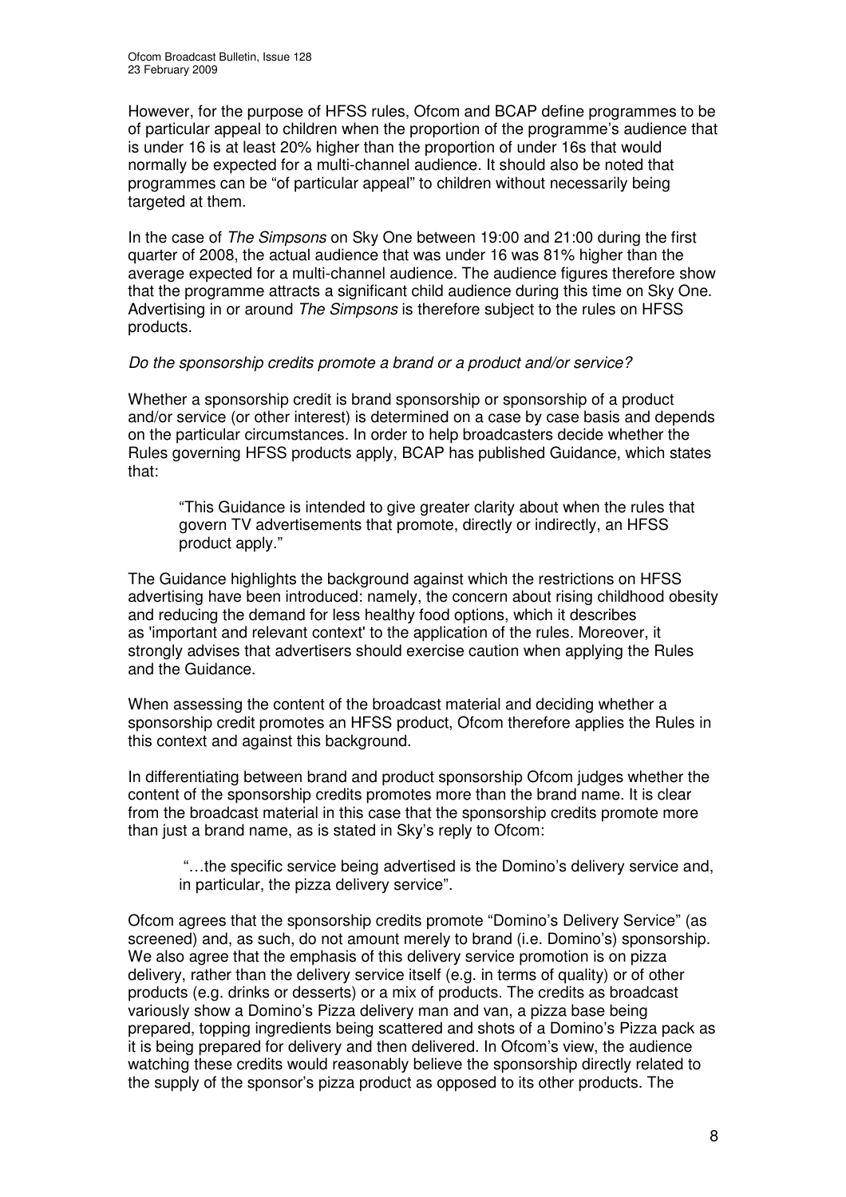However, for the purpose of HFSS rules, Ofcom and BCAP define programmes to be of particular appeal to children when the proportion of the programme's audience that is under 16 is at least 20% higher than the proportion of under 16s that would normally be expected for a multi-channel audience. It should also be noted that programmes can be "of particular appeal" to children without necessarily being targeted at them.

In the case of *The Simpsons* on Sky One between 19:00 and 21:00 during the first quarter of 2008, the actual audience that was under 16 was 81% higher than the average expected for a multi-channel audience. The audience figures therefore show that the programme attracts a significant child audience during this time on Sky One. Advertising in or around *The Simpsons* is therefore subject to the rules on HFSS products.

*Do the sponsorship credits promote a brand or a product and/or service?*

Whether a sponsorship credit is brand sponsorship or sponsorship of a product and/or service (or other interest) is determined on a case by case basis and depends on the particular circumstances. In order to help broadcasters decide whether the Rules governing HFSS products apply, BCAP has published Guidance, which states that:

> "This Guidance is intended to give greater clarity about when the rules that govern TV advertisements that promote, directly or indirectly, an HFSS product apply."

The Guidance highlights the background against which the restrictions on HFSS advertising have been introduced: namely, the concern about rising childhood obesity and reducing the demand for less healthy food options, which it describes as 'important and relevant context' to the application of the rules. Moreover, it strongly advises that advertisers should exercise caution when applying the Rules and the Guidance.

When assessing the content of the broadcast material and deciding whether a sponsorship credit promotes an HFSS product, Ofcom therefore applies the Rules in this context and against this background.

In differentiating between brand and product sponsorship Ofcom judges whether the content of the sponsorship credits promotes more than the brand name. It is clear from the broadcast material in this case that the sponsorship credits promote more than just a brand name, as is stated in Sky's reply to Ofcom:

> "…the specific service being advertised is the Domino's delivery service and, in particular, the pizza delivery service".

Ofcom agrees that the sponsorship credits promote "Domino's Delivery Service" (as screened) and, as such, do not amount merely to brand (i.e. Domino's) sponsorship. We also agree that the emphasis of this delivery service promotion is on pizza delivery, rather than the delivery service itself (e.g. in terms of quality) or of other products (e.g. drinks or desserts) or a mix of products. The credits as broadcast variously show a Domino's Pizza delivery man and van, a pizza base being prepared, topping ingredients being scattered and shots of a Domino's Pizza pack as it is being prepared for delivery and then delivered. In Ofcom's view, the audience watching these credits would reasonably believe the sponsorship directly related to the supply of the sponsor's pizza product as opposed to its other products. The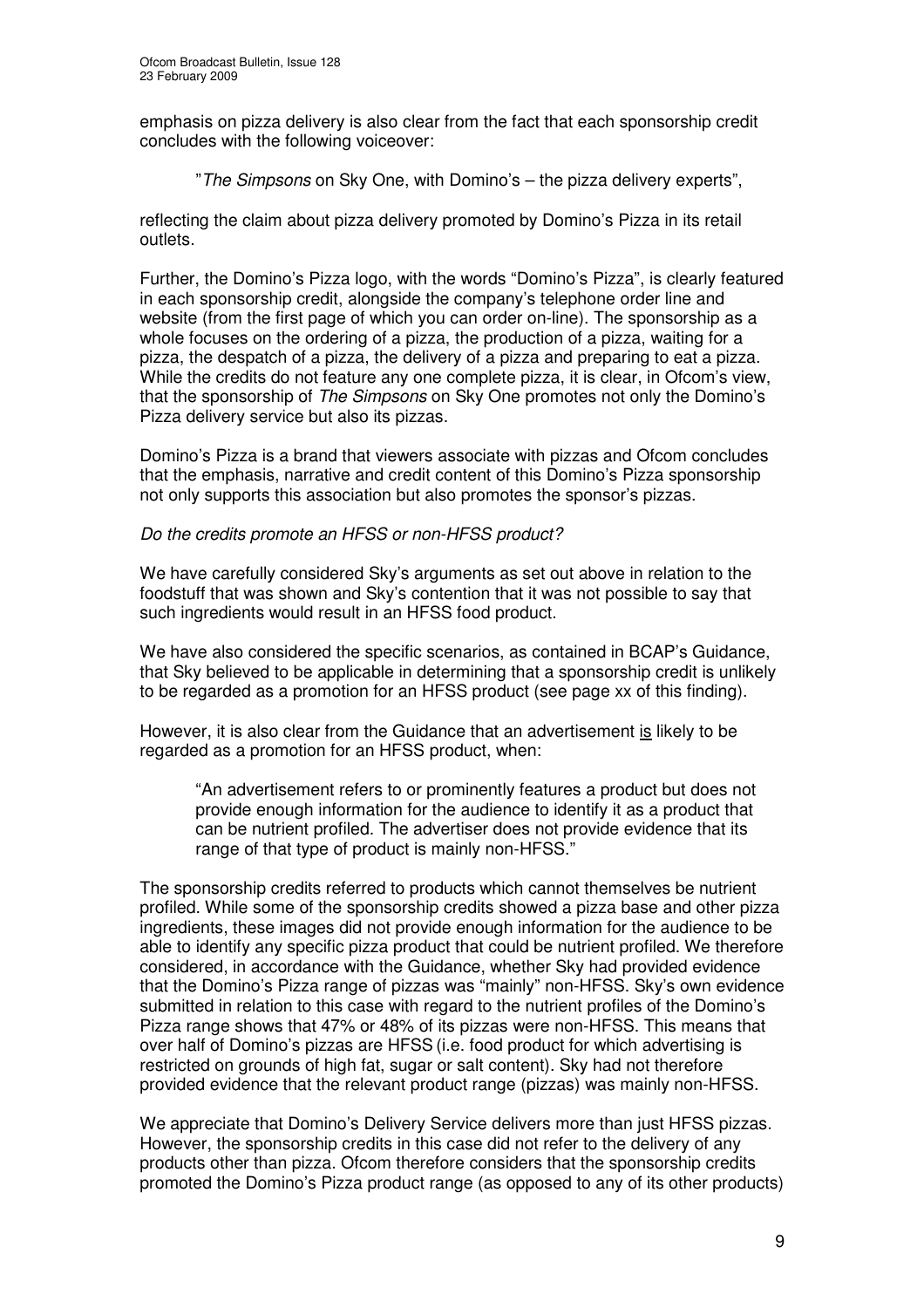emphasis on pizza delivery is also clear from the fact that each sponsorship credit concludes with the following voiceover:

> "*The Simpsons* on Sky One, with Domino's – the pizza delivery experts",

reflecting the claim about pizza delivery promoted by Domino's Pizza in its retail outlets.

Further, the Domino's Pizza logo, with the words "Domino's Pizza", is clearly featured in each sponsorship credit, alongside the company's telephone order line and website (from the first page of which you can order on-line). The sponsorship as a whole focuses on the ordering of a pizza, the production of a pizza, waiting for a pizza, the despatch of a pizza, the delivery of a pizza and preparing to eat a pizza. While the credits do not feature any one complete pizza, it is clear, in Ofcom's view, that the sponsorship of *The Simpsons* on Sky One promotes not only the Domino's Pizza delivery service but also its pizzas.

Domino's Pizza is a brand that viewers associate with pizzas and Ofcom concludes that the emphasis, narrative and credit content of this Domino's Pizza sponsorship not only supports this association but also promotes the sponsor's pizzas.

*Do the credits promote an HFSS or non-HFSS product?*

We have carefully considered Sky's arguments as set out above in relation to the foodstuff that was shown and Sky's contention that it was not possible to say that such ingredients would result in an HFSS food product.

We have also considered the specific scenarios, as contained in BCAP's Guidance, that Sky believed to be applicable in determining that a sponsorship credit is unlikely to be regarded as a promotion for an HFSS product (see page xx of this finding).

However, it is also clear from the Guidance that an advertisement <u>is</u> likely to be regarded as a promotion for an HFSS product, when:

> "An advertisement refers to or prominently features a product but does not provide enough information for the audience to identify it as a product that can be nutrient profiled. The advertiser does not provide evidence that its range of that type of product is mainly non-HFSS."

The sponsorship credits referred to products which cannot themselves be nutrient profiled. While some of the sponsorship credits showed a pizza base and other pizza ingredients, these images did not provide enough information for the audience to be able to identify any specific pizza product that could be nutrient profiled. We therefore considered, in accordance with the Guidance, whether Sky had provided evidence that the Domino's Pizza range of pizzas was "mainly" non-HFSS. Sky's own evidence submitted in relation to this case with regard to the nutrient profiles of the Domino's Pizza range shows that 47% or 48% of its pizzas were non-HFSS. This means that over half of Domino's pizzas are HFSS (i.e. food product for which advertising is restricted on grounds of high fat, sugar or salt content). Sky had not therefore provided evidence that the relevant product range (pizzas) was mainly non-HFSS.

We appreciate that Domino's Delivery Service delivers more than just HFSS pizzas. However, the sponsorship credits in this case did not refer to the delivery of any products other than pizza. Ofcom therefore considers that the sponsorship credits promoted the Domino's Pizza product range (as opposed to any of its other products)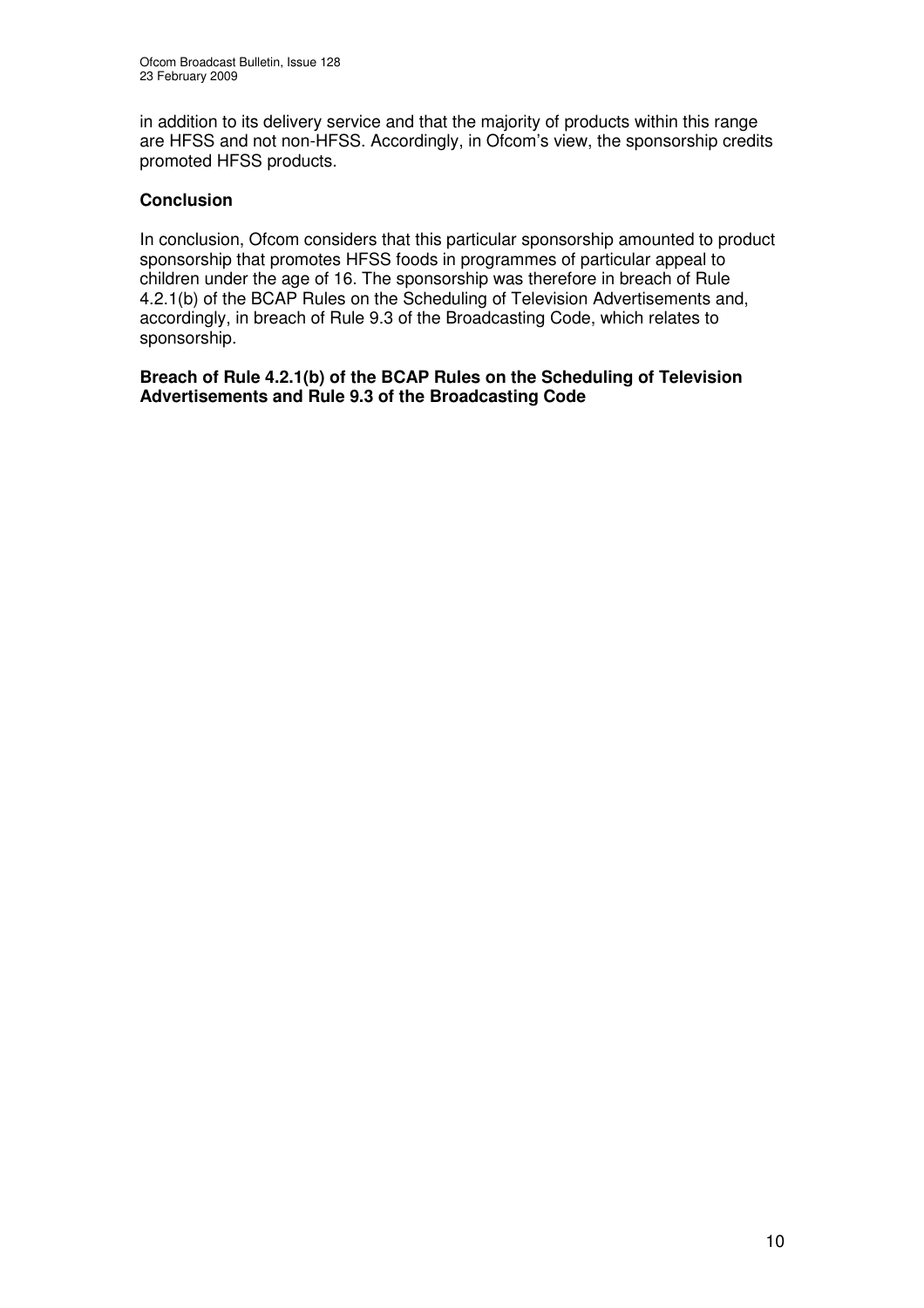in addition to its delivery service and that the majority of products within this range are HFSS and not non-HFSS. Accordingly, in Ofcom's view, the sponsorship credits promoted HFSS products.

### Conclusion

In conclusion, Ofcom considers that this particular sponsorship amounted to product sponsorship that promotes HFSS foods in programmes of particular appeal to children under the age of 16. The sponsorship was therefore in breach of Rule 4.2.1(b) of the BCAP Rules on the Scheduling of Television Advertisements and, accordingly, in breach of Rule 9.3 of the Broadcasting Code, which relates to sponsorship.

**Breach of Rule 4.2.1(b) of the BCAP Rules on the Scheduling of Television Advertisements and Rule 9.3 of the Broadcasting Code**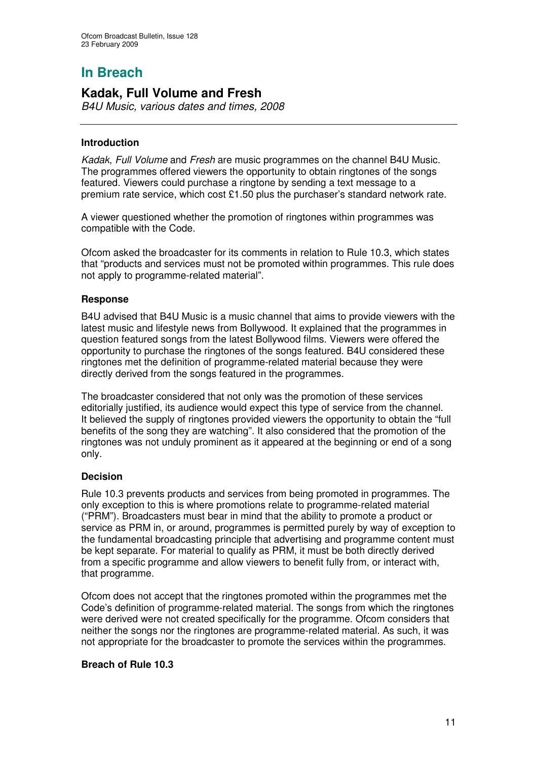# In Breach

## Kadak, Full Volume and Fresh

*B4U Music, various dates and times, 2008*

---

### Introduction

*Kadak*, *Full Volume* and *Fresh* are music programmes on the channel B4U Music. The programmes offered viewers the opportunity to obtain ringtones of the songs featured. Viewers could purchase a ringtone by sending a text message to a premium rate service, which cost £1.50 plus the purchaser's standard network rate.

A viewer questioned whether the promotion of ringtones within programmes was compatible with the Code.

Ofcom asked the broadcaster for its comments in relation to Rule 10.3, which states that "products and services must not be promoted within programmes. This rule does not apply to programme-related material".

### Response

B4U advised that B4U Music is a music channel that aims to provide viewers with the latest music and lifestyle news from Bollywood. It explained that the programmes in question featured songs from the latest Bollywood films. Viewers were offered the opportunity to purchase the ringtones of the songs featured. B4U considered these ringtones met the definition of programme-related material because they were directly derived from the songs featured in the programmes.

The broadcaster considered that not only was the promotion of these services editorially justified, its audience would expect this type of service from the channel. It believed the supply of ringtones provided viewers the opportunity to obtain the "full benefits of the song they are watching". It also considered that the promotion of the ringtones was not unduly prominent as it appeared at the beginning or end of a song only.

### Decision

Rule 10.3 prevents products and services from being promoted in programmes. The only exception to this is where promotions relate to programme-related material ("PRM"). Broadcasters must bear in mind that the ability to promote a product or service as PRM in, or around, programmes is permitted purely by way of exception to the fundamental broadcasting principle that advertising and programme content must be kept separate. For material to qualify as PRM, it must be both directly derived from a specific programme and allow viewers to benefit fully from, or interact with, that programme.

Ofcom does not accept that the ringtones promoted within the programmes met the Code's definition of programme-related material. The songs from which the ringtones were derived were not created specifically for the programme. Ofcom considers that neither the songs nor the ringtones are programme-related material. As such, it was not appropriate for the broadcaster to promote the services within the programmes.

**Breach of Rule 10.3**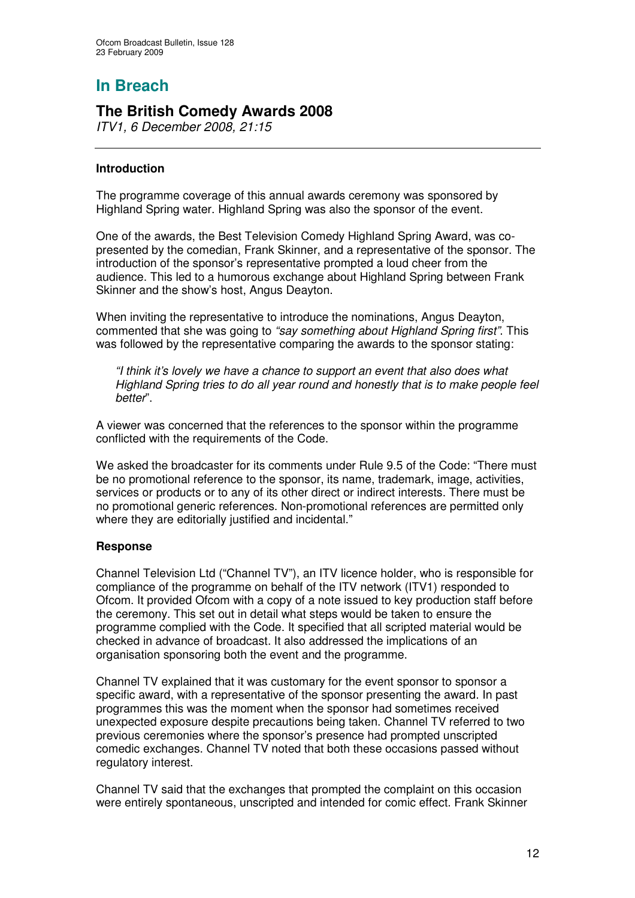# In Breach

## The British Comedy Awards 2008

*ITV1, 6 December 2008, 21:15*

### Introduction

The programme coverage of this annual awards ceremony was sponsored by Highland Spring water. Highland Spring was also the sponsor of the event.

One of the awards, the Best Television Comedy Highland Spring Award, was co-presented by the comedian, Frank Skinner, and a representative of the sponsor. The introduction of the sponsor's representative prompted a loud cheer from the audience. This led to a humorous exchange about Highland Spring between Frank Skinner and the show's host, Angus Deayton.

When inviting the representative to introduce the nominations, Angus Deayton, commented that she was going to *"say something about Highland Spring first"*. This was followed by the representative comparing the awards to the sponsor stating:

> *"I think it's lovely we have a chance to support an event that also does what Highland Spring tries to do all year round and honestly that is to make people feel better*".

A viewer was concerned that the references to the sponsor within the programme conflicted with the requirements of the Code.

We asked the broadcaster for its comments under Rule 9.5 of the Code: "There must be no promotional reference to the sponsor, its name, trademark, image, activities, services or products or to any of its other direct or indirect interests. There must be no promotional generic references. Non-promotional references are permitted only where they are editorially justified and incidental."

### Response

Channel Television Ltd ("Channel TV"), an ITV licence holder, who is responsible for compliance of the programme on behalf of the ITV network (ITV1) responded to Ofcom. It provided Ofcom with a copy of a note issued to key production staff before the ceremony. This set out in detail what steps would be taken to ensure the programme complied with the Code. It specified that all scripted material would be checked in advance of broadcast. It also addressed the implications of an organisation sponsoring both the event and the programme.

Channel TV explained that it was customary for the event sponsor to sponsor a specific award, with a representative of the sponsor presenting the award. In past programmes this was the moment when the sponsor had sometimes received unexpected exposure despite precautions being taken. Channel TV referred to two previous ceremonies where the sponsor's presence had prompted unscripted comedic exchanges. Channel TV noted that both these occasions passed without regulatory interest.

Channel TV said that the exchanges that prompted the complaint on this occasion were entirely spontaneous, unscripted and intended for comic effect. Frank Skinner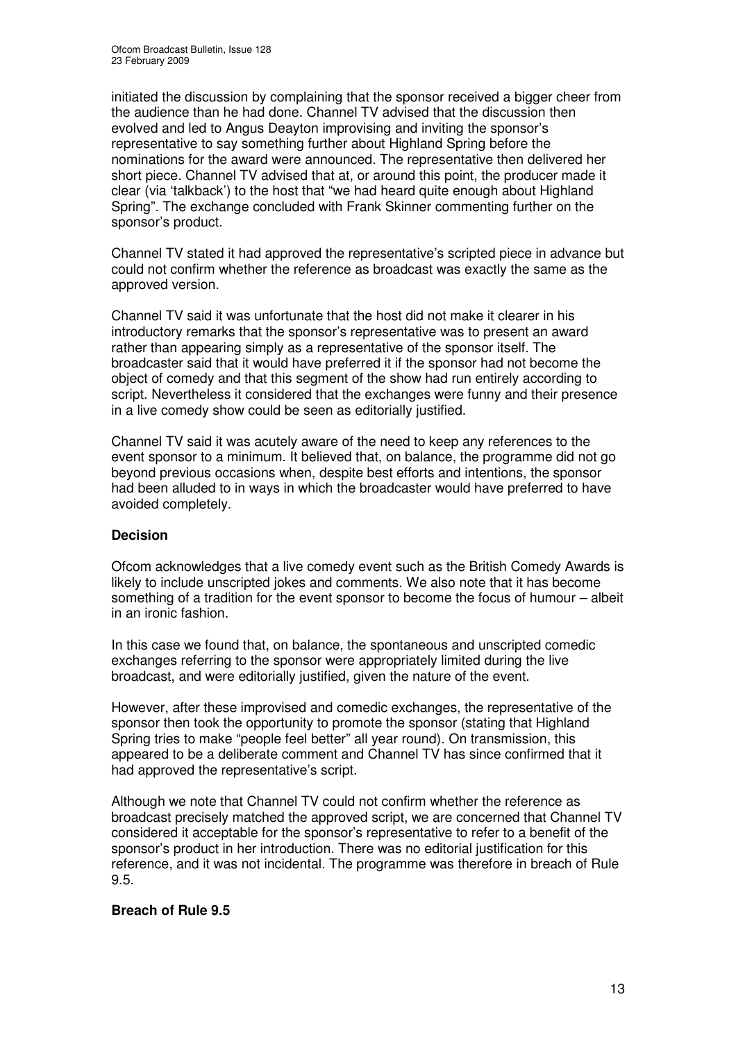initiated the discussion by complaining that the sponsor received a bigger cheer from the audience than he had done. Channel TV advised that the discussion then evolved and led to Angus Deayton improvising and inviting the sponsor's representative to say something further about Highland Spring before the nominations for the award were announced. The representative then delivered her short piece. Channel TV advised that at, or around this point, the producer made it clear (via 'talkback') to the host that "we had heard quite enough about Highland Spring". The exchange concluded with Frank Skinner commenting further on the sponsor's product.

Channel TV stated it had approved the representative's scripted piece in advance but could not confirm whether the reference as broadcast was exactly the same as the approved version.

Channel TV said it was unfortunate that the host did not make it clearer in his introductory remarks that the sponsor's representative was to present an award rather than appearing simply as a representative of the sponsor itself. The broadcaster said that it would have preferred it if the sponsor had not become the object of comedy and that this segment of the show had run entirely according to script. Nevertheless it considered that the exchanges were funny and their presence in a live comedy show could be seen as editorially justified.

Channel TV said it was acutely aware of the need to keep any references to the event sponsor to a minimum. It believed that, on balance, the programme did not go beyond previous occasions when, despite best efforts and intentions, the sponsor had been alluded to in ways in which the broadcaster would have preferred to have avoided completely.

**Decision**

Ofcom acknowledges that a live comedy event such as the British Comedy Awards is likely to include unscripted jokes and comments. We also note that it has become something of a tradition for the event sponsor to become the focus of humour – albeit in an ironic fashion.

In this case we found that, on balance, the spontaneous and unscripted comedic exchanges referring to the sponsor were appropriately limited during the live broadcast, and were editorially justified, given the nature of the event.

However, after these improvised and comedic exchanges, the representative of the sponsor then took the opportunity to promote the sponsor (stating that Highland Spring tries to make "people feel better" all year round). On transmission, this appeared to be a deliberate comment and Channel TV has since confirmed that it had approved the representative's script.

Although we note that Channel TV could not confirm whether the reference as broadcast precisely matched the approved script, we are concerned that Channel TV considered it acceptable for the sponsor's representative to refer to a benefit of the sponsor's product in her introduction. There was no editorial justification for this reference, and it was not incidental. The programme was therefore in breach of Rule 9.5.

**Breach of Rule 9.5**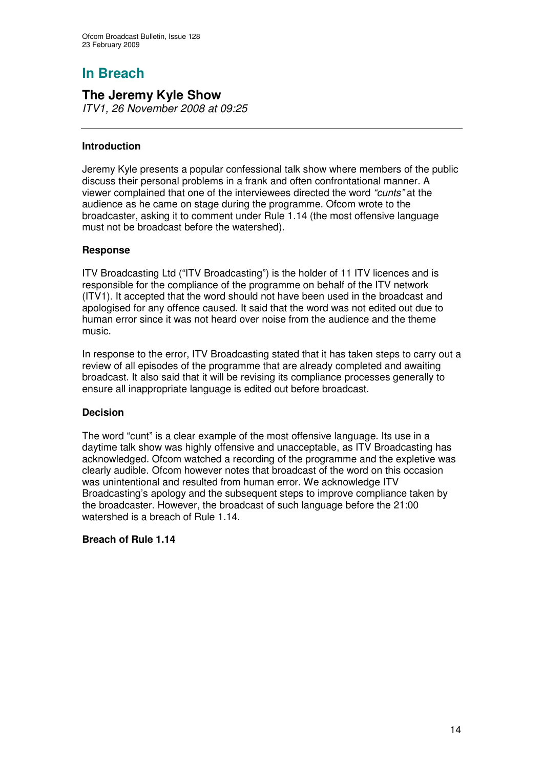# In Breach

## The Jeremy Kyle Show

*ITV1, 26 November 2008 at 09:25*

---

### Introduction

Jeremy Kyle presents a popular confessional talk show where members of the public discuss their personal problems in a frank and often confrontational manner. A viewer complained that one of the interviewees directed the word *"cunts"* at the audience as he came on stage during the programme. Ofcom wrote to the broadcaster, asking it to comment under Rule 1.14 (the most offensive language must not be broadcast before the watershed).

### Response

ITV Broadcasting Ltd ("ITV Broadcasting") is the holder of 11 ITV licences and is responsible for the compliance of the programme on behalf of the ITV network (ITV1). It accepted that the word should not have been used in the broadcast and apologised for any offence caused. It said that the word was not edited out due to human error since it was not heard over noise from the audience and the theme music.

In response to the error, ITV Broadcasting stated that it has taken steps to carry out a review of all episodes of the programme that are already completed and awaiting broadcast. It also said that it will be revising its compliance processes generally to ensure all inappropriate language is edited out before broadcast.

### Decision

The word "cunt" is a clear example of the most offensive language. Its use in a daytime talk show was highly offensive and unacceptable, as ITV Broadcasting has acknowledged. Ofcom watched a recording of the programme and the expletive was clearly audible. Ofcom however notes that broadcast of the word on this occasion was unintentional and resulted from human error. We acknowledge ITV Broadcasting's apology and the subsequent steps to improve compliance taken by the broadcaster. However, the broadcast of such language before the 21:00 watershed is a breach of Rule 1.14.

**Breach of Rule 1.14**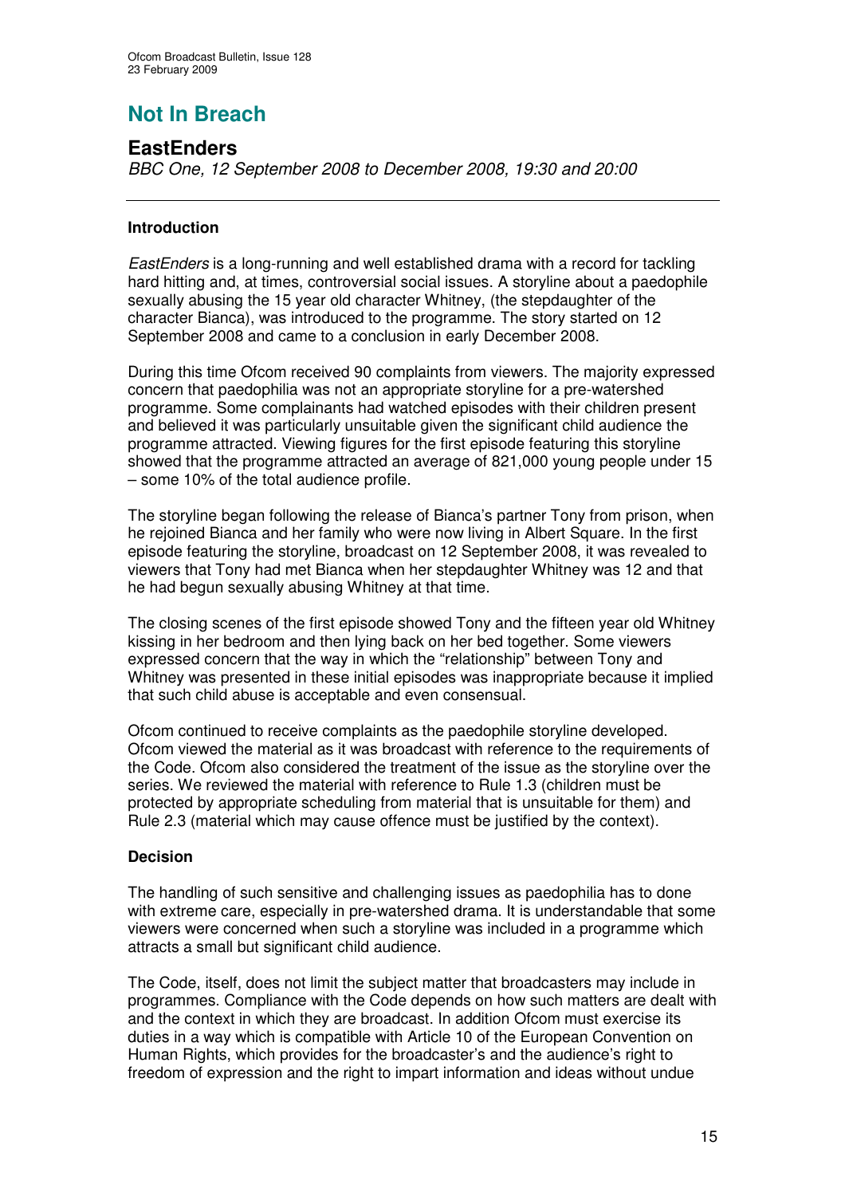# Not In Breach

## EastEnders

*BBC One, 12 September 2008 to December 2008, 19:30 and 20:00*

---

### Introduction

*EastEnders* is a long-running and well established drama with a record for tackling hard hitting and, at times, controversial social issues. A storyline about a paedophile sexually abusing the 15 year old character Whitney, (the stepdaughter of the character Bianca), was introduced to the programme. The story started on 12 September 2008 and came to a conclusion in early December 2008.

During this time Ofcom received 90 complaints from viewers. The majority expressed concern that paedophilia was not an appropriate storyline for a pre-watershed programme. Some complainants had watched episodes with their children present and believed it was particularly unsuitable given the significant child audience the programme attracted. Viewing figures for the first episode featuring this storyline showed that the programme attracted an average of 821,000 young people under 15 – some 10% of the total audience profile.

The storyline began following the release of Bianca's partner Tony from prison, when he rejoined Bianca and her family who were now living in Albert Square. In the first episode featuring the storyline, broadcast on 12 September 2008, it was revealed to viewers that Tony had met Bianca when her stepdaughter Whitney was 12 and that he had begun sexually abusing Whitney at that time.

The closing scenes of the first episode showed Tony and the fifteen year old Whitney kissing in her bedroom and then lying back on her bed together. Some viewers expressed concern that the way in which the "relationship" between Tony and Whitney was presented in these initial episodes was inappropriate because it implied that such child abuse is acceptable and even consensual.

Ofcom continued to receive complaints as the paedophile storyline developed. Ofcom viewed the material as it was broadcast with reference to the requirements of the Code. Ofcom also considered the treatment of the issue as the storyline over the series. We reviewed the material with reference to Rule 1.3 (children must be protected by appropriate scheduling from material that is unsuitable for them) and Rule 2.3 (material which may cause offence must be justified by the context).

### Decision

The handling of such sensitive and challenging issues as paedophilia has to done with extreme care, especially in pre-watershed drama. It is understandable that some viewers were concerned when such a storyline was included in a programme which attracts a small but significant child audience.

The Code, itself, does not limit the subject matter that broadcasters may include in programmes. Compliance with the Code depends on how such matters are dealt with and the context in which they are broadcast. In addition Ofcom must exercise its duties in a way which is compatible with Article 10 of the European Convention on Human Rights, which provides for the broadcaster's and the audience's right to freedom of expression and the right to impart information and ideas without undue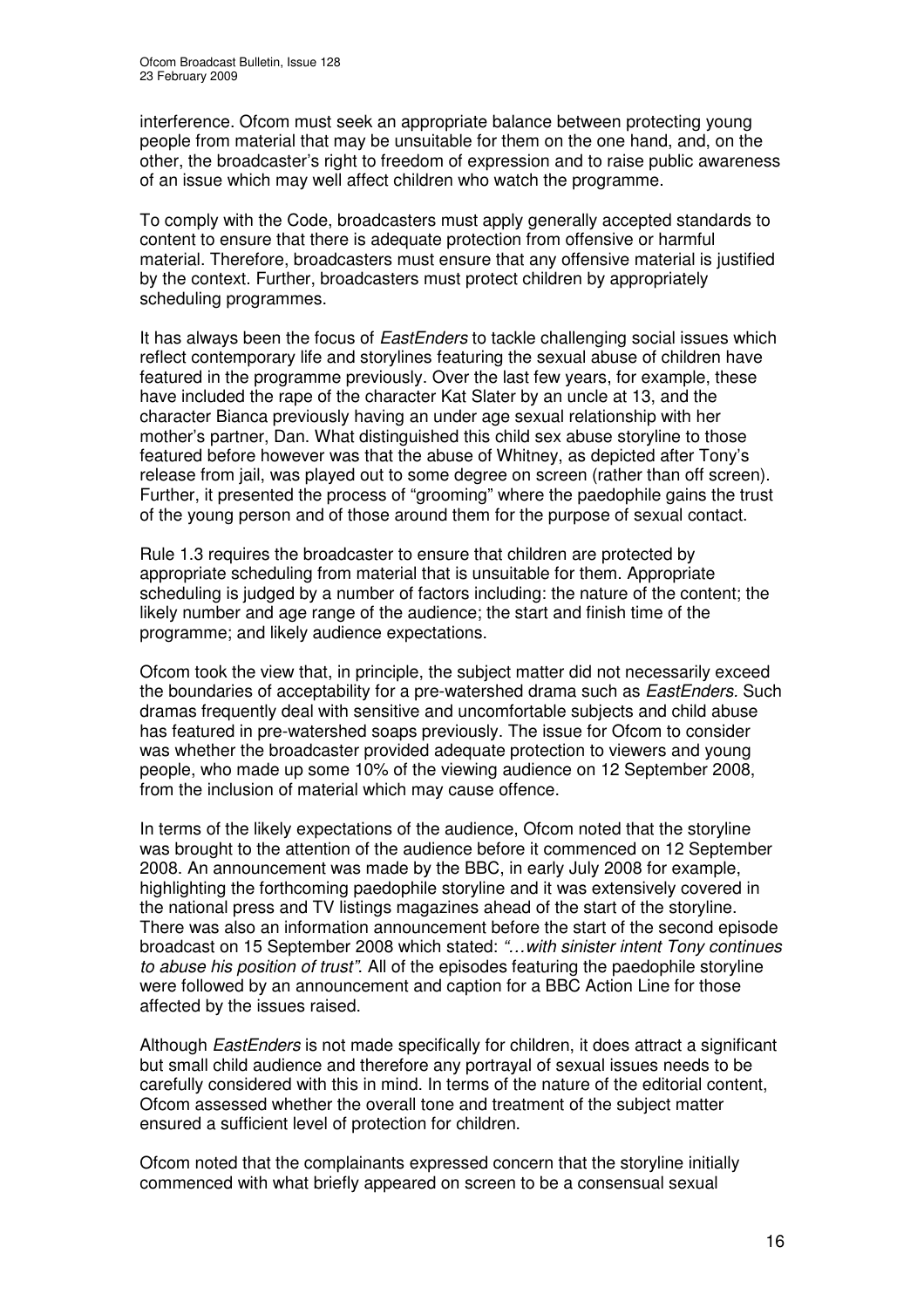interference. Ofcom must seek an appropriate balance between protecting young people from material that may be unsuitable for them on the one hand, and, on the other, the broadcaster's right to freedom of expression and to raise public awareness of an issue which may well affect children who watch the programme.

To comply with the Code, broadcasters must apply generally accepted standards to content to ensure that there is adequate protection from offensive or harmful material. Therefore, broadcasters must ensure that any offensive material is justified by the context. Further, broadcasters must protect children by appropriately scheduling programmes.

It has always been the focus of *EastEnders* to tackle challenging social issues which reflect contemporary life and storylines featuring the sexual abuse of children have featured in the programme previously. Over the last few years, for example, these have included the rape of the character Kat Slater by an uncle at 13, and the character Bianca previously having an under age sexual relationship with her mother's partner, Dan. What distinguished this child sex abuse storyline to those featured before however was that the abuse of Whitney, as depicted after Tony's release from jail, was played out to some degree on screen (rather than off screen). Further, it presented the process of "grooming" where the paedophile gains the trust of the young person and of those around them for the purpose of sexual contact.

Rule 1.3 requires the broadcaster to ensure that children are protected by appropriate scheduling from material that is unsuitable for them. Appropriate scheduling is judged by a number of factors including: the nature of the content; the likely number and age range of the audience; the start and finish time of the programme; and likely audience expectations.

Ofcom took the view that, in principle, the subject matter did not necessarily exceed the boundaries of acceptability for a pre-watershed drama such as *EastEnders.* Such dramas frequently deal with sensitive and uncomfortable subjects and child abuse has featured in pre-watershed soaps previously. The issue for Ofcom to consider was whether the broadcaster provided adequate protection to viewers and young people, who made up some 10% of the viewing audience on 12 September 2008, from the inclusion of material which may cause offence.

In terms of the likely expectations of the audience, Ofcom noted that the storyline was brought to the attention of the audience before it commenced on 12 September 2008. An announcement was made by the BBC, in early July 2008 for example, highlighting the forthcoming paedophile storyline and it was extensively covered in the national press and TV listings magazines ahead of the start of the storyline. There was also an information announcement before the start of the second episode broadcast on 15 September 2008 which stated: *"…with sinister intent Tony continues to abuse his position of trust"*. All of the episodes featuring the paedophile storyline were followed by an announcement and caption for a BBC Action Line for those affected by the issues raised.

Although *EastEnders* is not made specifically for children, it does attract a significant but small child audience and therefore any portrayal of sexual issues needs to be carefully considered with this in mind. In terms of the nature of the editorial content, Ofcom assessed whether the overall tone and treatment of the subject matter ensured a sufficient level of protection for children.

Ofcom noted that the complainants expressed concern that the storyline initially commenced with what briefly appeared on screen to be a consensual sexual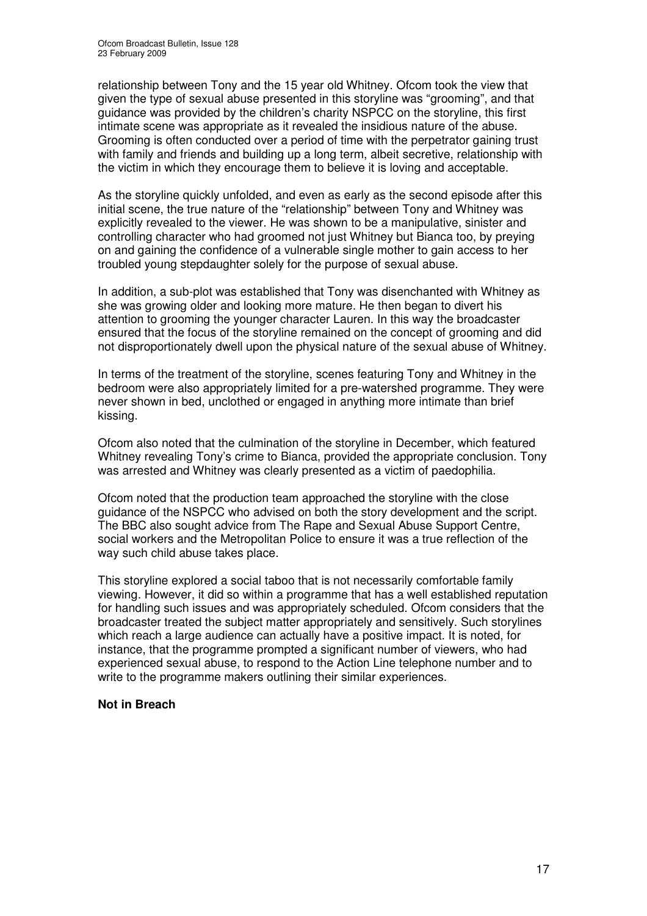relationship between Tony and the 15 year old Whitney. Ofcom took the view that given the type of sexual abuse presented in this storyline was "grooming", and that guidance was provided by the children's charity NSPCC on the storyline, this first intimate scene was appropriate as it revealed the insidious nature of the abuse. Grooming is often conducted over a period of time with the perpetrator gaining trust with family and friends and building up a long term, albeit secretive, relationship with the victim in which they encourage them to believe it is loving and acceptable.

As the storyline quickly unfolded, and even as early as the second episode after this initial scene, the true nature of the "relationship" between Tony and Whitney was explicitly revealed to the viewer. He was shown to be a manipulative, sinister and controlling character who had groomed not just Whitney but Bianca too, by preying on and gaining the confidence of a vulnerable single mother to gain access to her troubled young stepdaughter solely for the purpose of sexual abuse.

In addition, a sub-plot was established that Tony was disenchanted with Whitney as she was growing older and looking more mature. He then began to divert his attention to grooming the younger character Lauren. In this way the broadcaster ensured that the focus of the storyline remained on the concept of grooming and did not disproportionately dwell upon the physical nature of the sexual abuse of Whitney.

In terms of the treatment of the storyline, scenes featuring Tony and Whitney in the bedroom were also appropriately limited for a pre-watershed programme. They were never shown in bed, unclothed or engaged in anything more intimate than brief kissing.

Ofcom also noted that the culmination of the storyline in December, which featured Whitney revealing Tony's crime to Bianca, provided the appropriate conclusion. Tony was arrested and Whitney was clearly presented as a victim of paedophilia.

Ofcom noted that the production team approached the storyline with the close guidance of the NSPCC who advised on both the story development and the script. The BBC also sought advice from The Rape and Sexual Abuse Support Centre, social workers and the Metropolitan Police to ensure it was a true reflection of the way such child abuse takes place.

This storyline explored a social taboo that is not necessarily comfortable family viewing. However, it did so within a programme that has a well established reputation for handling such issues and was appropriately scheduled. Ofcom considers that the broadcaster treated the subject matter appropriately and sensitively. Such storylines which reach a large audience can actually have a positive impact. It is noted, for instance, that the programme prompted a significant number of viewers, who had experienced sexual abuse, to respond to the Action Line telephone number and to write to the programme makers outlining their similar experiences.

**Not in Breach**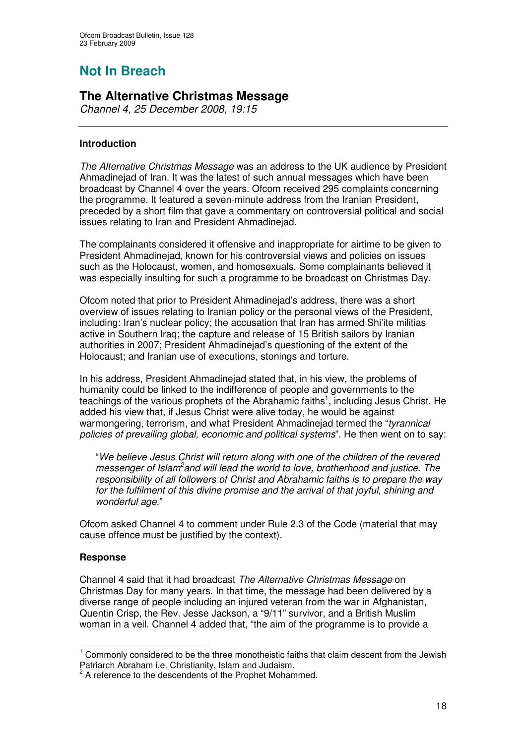# Not In Breach

## The Alternative Christmas Message

*Channel 4, 25 December 2008, 19:15*

---

### Introduction

*The Alternative Christmas Message* was an address to the UK audience by President Ahmadinejad of Iran. It was the latest of such annual messages which have been broadcast by Channel 4 over the years. Ofcom received 295 complaints concerning the programme. It featured a seven-minute address from the Iranian President, preceded by a short film that gave a commentary on controversial political and social issues relating to Iran and President Ahmadinejad.

The complainants considered it offensive and inappropriate for airtime to be given to President Ahmadinejad, known for his controversial views and policies on issues such as the Holocaust, women, and homosexuals. Some complainants believed it was especially insulting for such a programme to be broadcast on Christmas Day.

Ofcom noted that prior to President Ahmadinejad's address, there was a short overview of issues relating to Iranian policy or the personal views of the President, including: Iran's nuclear policy; the accusation that Iran has armed Shi'ite militias active in Southern Iraq; the capture and release of 15 British sailors by Iranian authorities in 2007; President Ahmadinejad's questioning of the extent of the Holocaust; and Iranian use of executions, stonings and torture.

In his address, President Ahmadinejad stated that, in his view, the problems of humanity could be linked to the indifference of people and governments to the teachings of the various prophets of the Abrahamic faiths[1], including Jesus Christ. He added his view that, if Jesus Christ were alive today, he would be against warmongering, terrorism, and what President Ahmadinejad termed the "*tyrannical policies of prevailing global, economic and political systems*". He then went on to say:

> "*We believe Jesus Christ will return along with one of the children of the revered messenger of Islam*[2] *and will lead the world to love, brotherhood and justice. The responsibility of all followers of Christ and Abrahamic faiths is to prepare the way for the fulfilment of this divine promise and the arrival of that joyful, shining and wonderful age.*"

Ofcom asked Channel 4 to comment under Rule 2.3 of the Code (material that may cause offence must be justified by the context).

### Response

Channel 4 said that it had broadcast *The Alternative Christmas Message* on Christmas Day for many years. In that time, the message had been delivered by a diverse range of people including an injured veteran from the war in Afghanistan, Quentin Crisp, the Rev. Jesse Jackson, a "9/11" survivor, and a British Muslim woman in a veil. Channel 4 added that, "the aim of the programme is to provide a

---

[1] Commonly considered to be the three monotheistic faiths that claim descent from the Jewish Patriarch Abraham i.e. Christianity, Islam and Judaism.

[2] A reference to the descendents of the Prophet Mohammed.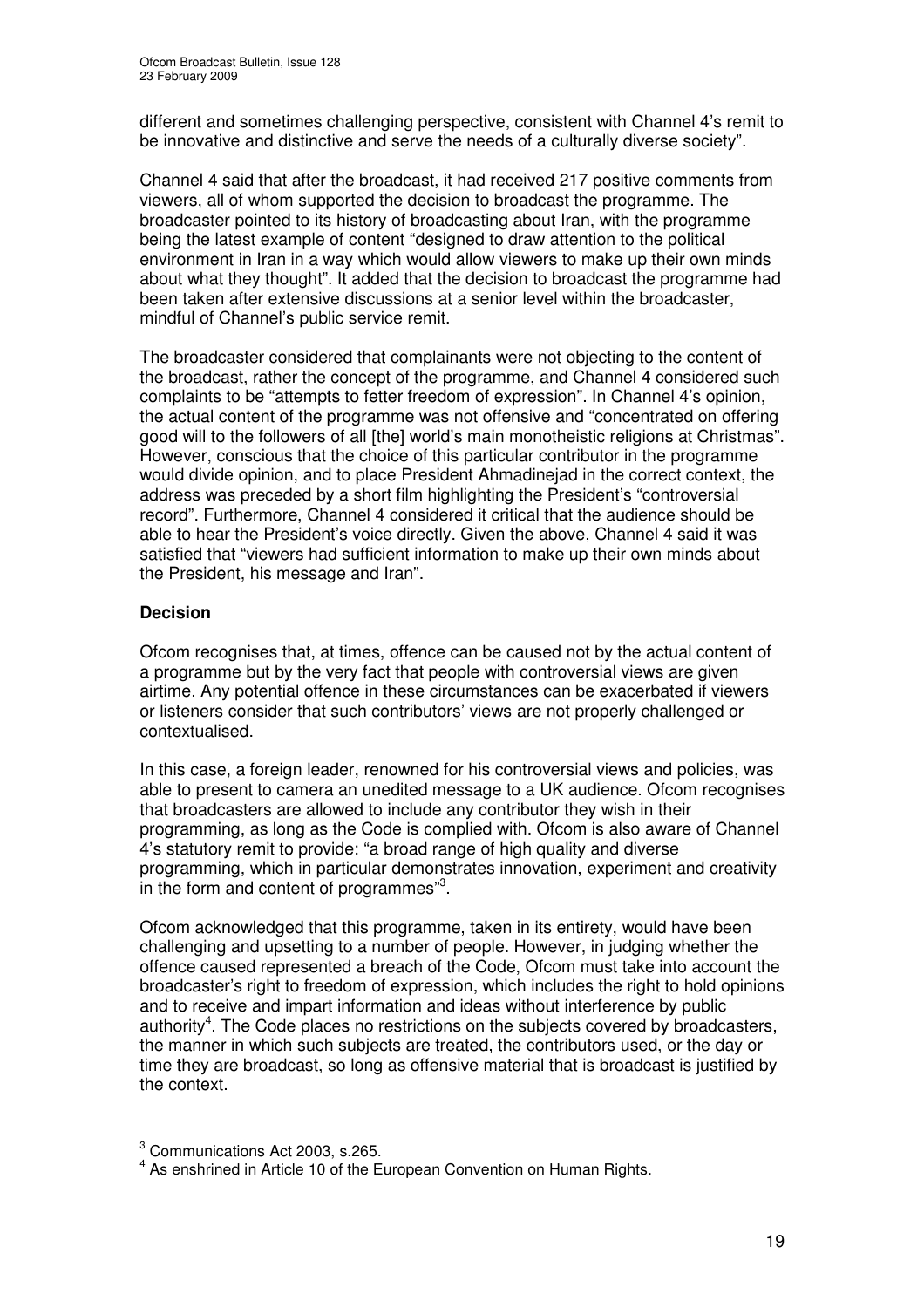different and sometimes challenging perspective, consistent with Channel 4's remit to be innovative and distinctive and serve the needs of a culturally diverse society".

Channel 4 said that after the broadcast, it had received 217 positive comments from viewers, all of whom supported the decision to broadcast the programme. The broadcaster pointed to its history of broadcasting about Iran, with the programme being the latest example of content "designed to draw attention to the political environment in Iran in a way which would allow viewers to make up their own minds about what they thought". It added that the decision to broadcast the programme had been taken after extensive discussions at a senior level within the broadcaster, mindful of Channel's public service remit.

The broadcaster considered that complainants were not objecting to the content of the broadcast, rather the concept of the programme, and Channel 4 considered such complaints to be "attempts to fetter freedom of expression". In Channel 4's opinion, the actual content of the programme was not offensive and "concentrated on offering good will to the followers of all [the] world's main monotheistic religions at Christmas". However, conscious that the choice of this particular contributor in the programme would divide opinion, and to place President Ahmadinejad in the correct context, the address was preceded by a short film highlighting the President's "controversial record". Furthermore, Channel 4 considered it critical that the audience should be able to hear the President's voice directly. Given the above, Channel 4 said it was satisfied that "viewers had sufficient information to make up their own minds about the President, his message and Iran".

**Decision**

Ofcom recognises that, at times, offence can be caused not by the actual content of a programme but by the very fact that people with controversial views are given airtime. Any potential offence in these circumstances can be exacerbated if viewers or listeners consider that such contributors' views are not properly challenged or contextualised.

In this case, a foreign leader, renowned for his controversial views and policies, was able to present to camera an unedited message to a UK audience. Ofcom recognises that broadcasters are allowed to include any contributor they wish in their programming, as long as the Code is complied with. Ofcom is also aware of Channel 4's statutory remit to provide: "a broad range of high quality and diverse programming, which in particular demonstrates innovation, experiment and creativity in the form and content of programmes"[3].

Ofcom acknowledged that this programme, taken in its entirety, would have been challenging and upsetting to a number of people. However, in judging whether the offence caused represented a breach of the Code, Ofcom must take into account the broadcaster's right to freedom of expression, which includes the right to hold opinions and to receive and impart information and ideas without interference by public authority[4]. The Code places no restrictions on the subjects covered by broadcasters, the manner in which such subjects are treated, the contributors used, or the day or time they are broadcast, so long as offensive material that is broadcast is justified by the context.

[3] Communications Act 2003, s.265.

[4] As enshrined in Article 10 of the European Convention on Human Rights.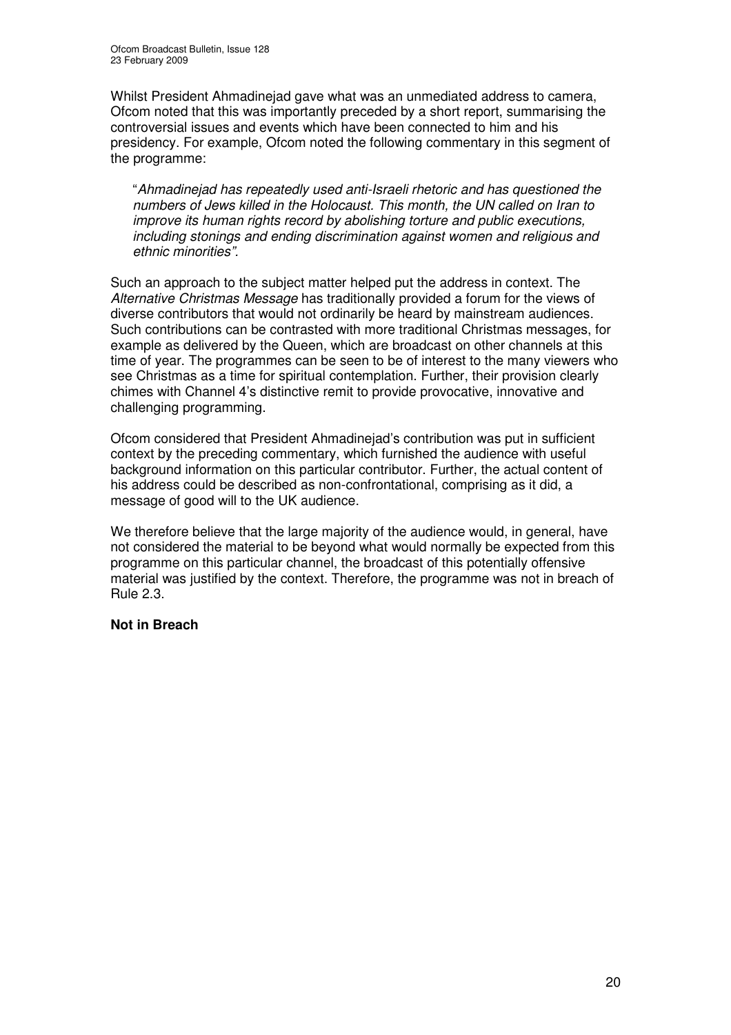Whilst President Ahmadinejad gave what was an unmediated address to camera, Ofcom noted that this was importantly preceded by a short report, summarising the controversial issues and events which have been connected to him and his presidency. For example, Ofcom noted the following commentary in this segment of the programme:

> "*Ahmadinejad has repeatedly used anti-Israeli rhetoric and has questioned the numbers of Jews killed in the Holocaust. This month, the UN called on Iran to improve its human rights record by abolishing torture and public executions, including stonings and ending discrimination against women and religious and ethnic minorities"*.

Such an approach to the subject matter helped put the address in context. The *Alternative Christmas Message* has traditionally provided a forum for the views of diverse contributors that would not ordinarily be heard by mainstream audiences. Such contributions can be contrasted with more traditional Christmas messages, for example as delivered by the Queen, which are broadcast on other channels at this time of year. The programmes can be seen to be of interest to the many viewers who see Christmas as a time for spiritual contemplation. Further, their provision clearly chimes with Channel 4's distinctive remit to provide provocative, innovative and challenging programming.

Ofcom considered that President Ahmadinejad's contribution was put in sufficient context by the preceding commentary, which furnished the audience with useful background information on this particular contributor. Further, the actual content of his address could be described as non-confrontational, comprising as it did, a message of good will to the UK audience.

We therefore believe that the large majority of the audience would, in general, have not considered the material to be beyond what would normally be expected from this programme on this particular channel, the broadcast of this potentially offensive material was justified by the context. Therefore, the programme was not in breach of Rule 2.3.

**Not in Breach**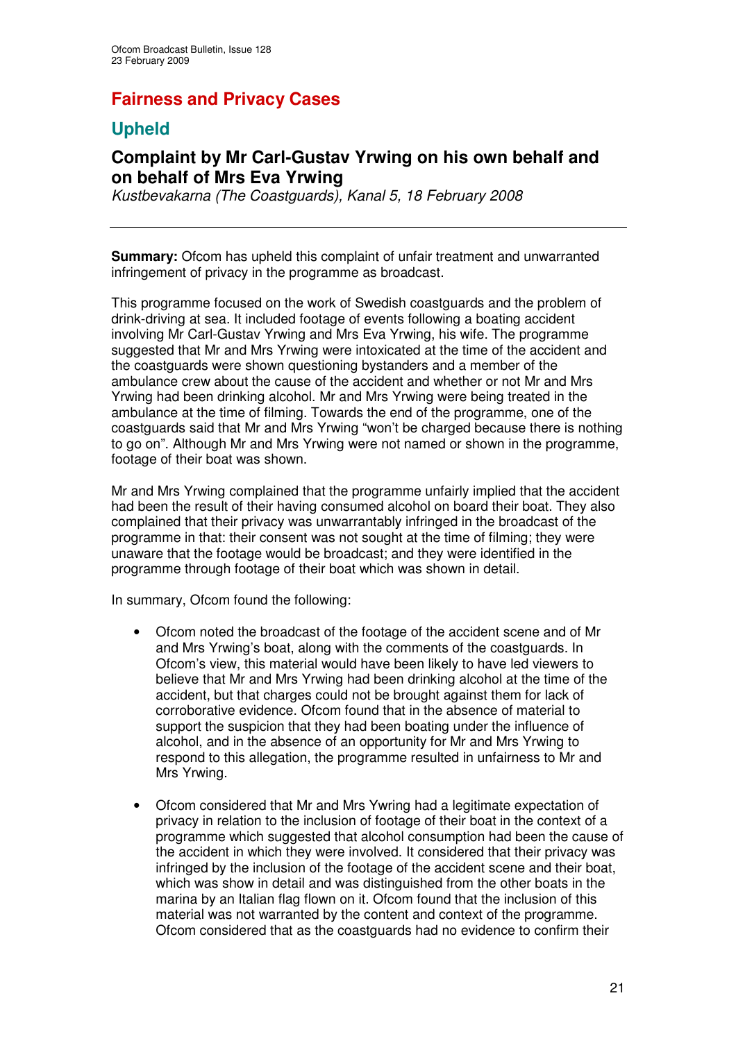# Fairness and Privacy Cases

## Upheld

### Complaint by Mr Carl-Gustav Yrwing on his own behalf and on behalf of Mrs Eva Yrwing

*Kustbevakarna (The Coastguards), Kanal 5, 18 February 2008*

---

**Summary:** Ofcom has upheld this complaint of unfair treatment and unwarranted infringement of privacy in the programme as broadcast.

This programme focused on the work of Swedish coastguards and the problem of drink-driving at sea. It included footage of events following a boating accident involving Mr Carl-Gustav Yrwing and Mrs Eva Yrwing, his wife. The programme suggested that Mr and Mrs Yrwing were intoxicated at the time of the accident and the coastguards were shown questioning bystanders and a member of the ambulance crew about the cause of the accident and whether or not Mr and Mrs Yrwing had been drinking alcohol. Mr and Mrs Yrwing were being treated in the ambulance at the time of filming. Towards the end of the programme, one of the coastguards said that Mr and Mrs Yrwing "won't be charged because there is nothing to go on". Although Mr and Mrs Yrwing were not named or shown in the programme, footage of their boat was shown.

Mr and Mrs Yrwing complained that the programme unfairly implied that the accident had been the result of their having consumed alcohol on board their boat. They also complained that their privacy was unwarrantably infringed in the broadcast of the programme in that: their consent was not sought at the time of filming; they were unaware that the footage would be broadcast; and they were identified in the programme through footage of their boat which was shown in detail.

In summary, Ofcom found the following:

- Ofcom noted the broadcast of the footage of the accident scene and of Mr and Mrs Yrwing's boat, along with the comments of the coastguards. In Ofcom's view, this material would have been likely to have led viewers to believe that Mr and Mrs Yrwing had been drinking alcohol at the time of the accident, but that charges could not be brought against them for lack of corroborative evidence. Ofcom found that in the absence of material to support the suspicion that they had been boating under the influence of alcohol, and in the absence of an opportunity for Mr and Mrs Yrwing to respond to this allegation, the programme resulted in unfairness to Mr and Mrs Yrwing.

- Ofcom considered that Mr and Mrs Ywring had a legitimate expectation of privacy in relation to the inclusion of footage of their boat in the context of a programme which suggested that alcohol consumption had been the cause of the accident in which they were involved. It considered that their privacy was infringed by the inclusion of the footage of the accident scene and their boat, which was show in detail and was distinguished from the other boats in the marina by an Italian flag flown on it. Ofcom found that the inclusion of this material was not warranted by the content and context of the programme. Ofcom considered that as the coastguards had no evidence to confirm their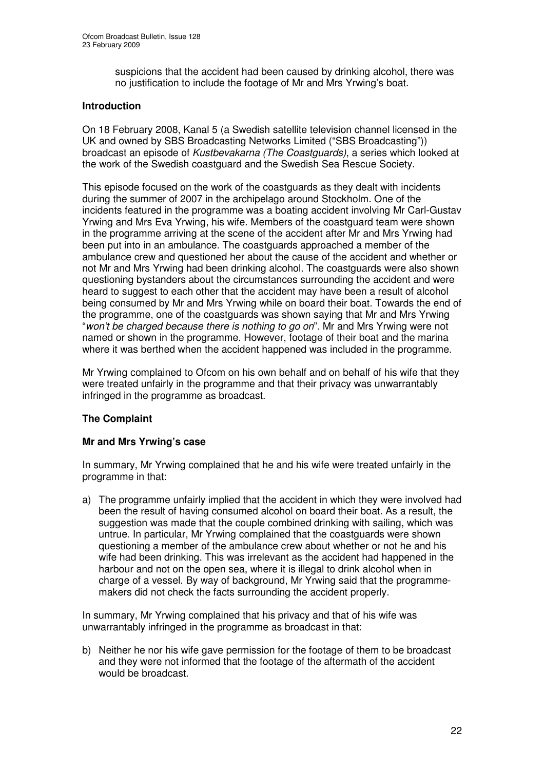suspicions that the accident had been caused by drinking alcohol, there was no justification to include the footage of Mr and Mrs Yrwing's boat.

## Introduction

On 18 February 2008, Kanal 5 (a Swedish satellite television channel licensed in the UK and owned by SBS Broadcasting Networks Limited ("SBS Broadcasting")) broadcast an episode of *Kustbevakarna (The Coastguards)*, a series which looked at the work of the Swedish coastguard and the Swedish Sea Rescue Society.

This episode focused on the work of the coastguards as they dealt with incidents during the summer of 2007 in the archipelago around Stockholm. One of the incidents featured in the programme was a boating accident involving Mr Carl-Gustav Yrwing and Mrs Eva Yrwing, his wife. Members of the coastguard team were shown in the programme arriving at the scene of the accident after Mr and Mrs Yrwing had been put into in an ambulance. The coastguards approached a member of the ambulance crew and questioned her about the cause of the accident and whether or not Mr and Mrs Yrwing had been drinking alcohol. The coastguards were also shown questioning bystanders about the circumstances surrounding the accident and were heard to suggest to each other that the accident may have been a result of alcohol being consumed by Mr and Mrs Yrwing while on board their boat. Towards the end of the programme, one of the coastguards was shown saying that Mr and Mrs Yrwing "*won't be charged because there is nothing to go on*". Mr and Mrs Yrwing were not named or shown in the programme. However, footage of their boat and the marina where it was berthed when the accident happened was included in the programme.

Mr Yrwing complained to Ofcom on his own behalf and on behalf of his wife that they were treated unfairly in the programme and that their privacy was unwarrantably infringed in the programme as broadcast.

## The Complaint

### Mr and Mrs Yrwing's case

In summary, Mr Yrwing complained that he and his wife were treated unfairly in the programme in that:

a) The programme unfairly implied that the accident in which they were involved had been the result of having consumed alcohol on board their boat. As a result, the suggestion was made that the couple combined drinking with sailing, which was untrue. In particular, Mr Yrwing complained that the coastguards were shown questioning a member of the ambulance crew about whether or not he and his wife had been drinking. This was irrelevant as the accident had happened in the harbour and not on the open sea, where it is illegal to drink alcohol when in charge of a vessel. By way of background, Mr Yrwing said that the programme-makers did not check the facts surrounding the accident properly.

In summary, Mr Yrwing complained that his privacy and that of his wife was unwarrantably infringed in the programme as broadcast in that:

b) Neither he nor his wife gave permission for the footage of them to be broadcast and they were not informed that the footage of the aftermath of the accident would be broadcast.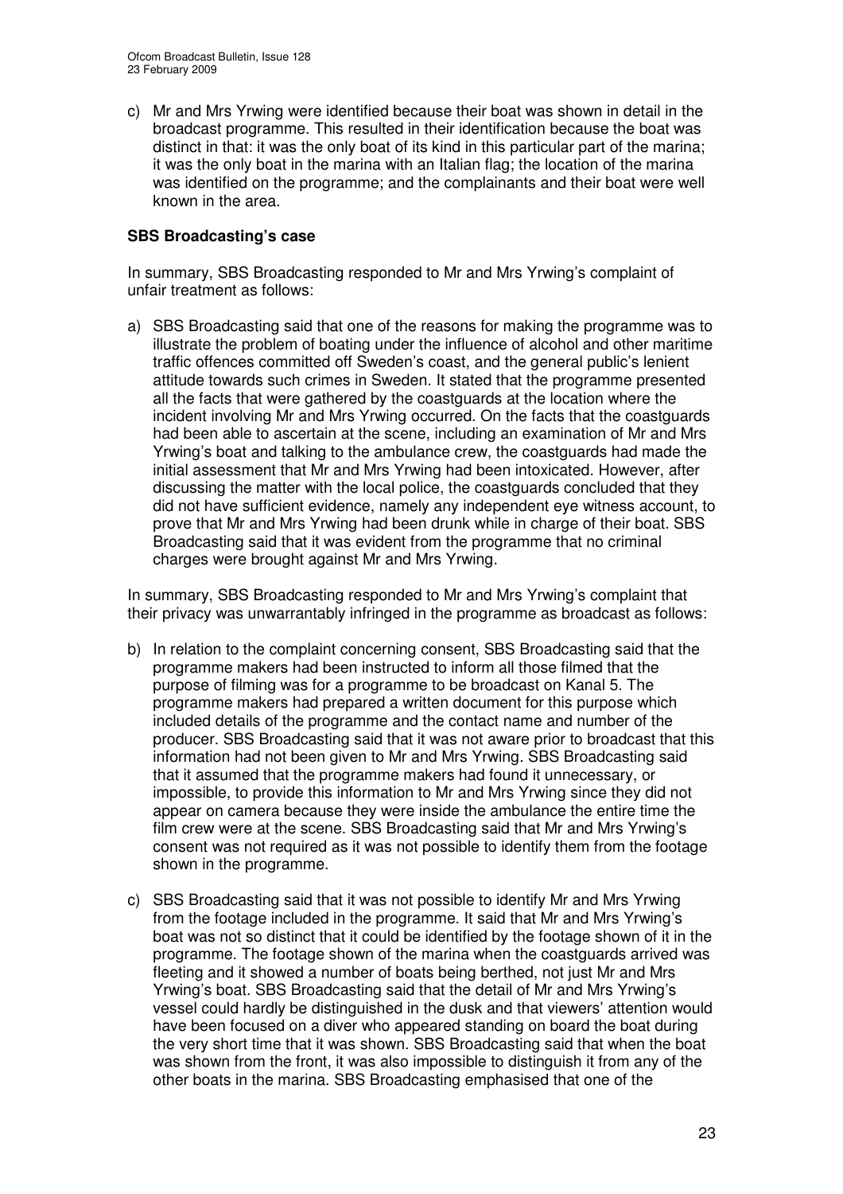c) Mr and Mrs Yrwing were identified because their boat was shown in detail in the broadcast programme. This resulted in their identification because the boat was distinct in that: it was the only boat of its kind in this particular part of the marina; it was the only boat in the marina with an Italian flag; the location of the marina was identified on the programme; and the complainants and their boat were well known in the area.

**SBS Broadcasting's case**

In summary, SBS Broadcasting responded to Mr and Mrs Yrwing's complaint of unfair treatment as follows:

a) SBS Broadcasting said that one of the reasons for making the programme was to illustrate the problem of boating under the influence of alcohol and other maritime traffic offences committed off Sweden's coast, and the general public's lenient attitude towards such crimes in Sweden. It stated that the programme presented all the facts that were gathered by the coastguards at the location where the incident involving Mr and Mrs Yrwing occurred. On the facts that the coastguards had been able to ascertain at the scene, including an examination of Mr and Mrs Yrwing's boat and talking to the ambulance crew, the coastguards had made the initial assessment that Mr and Mrs Yrwing had been intoxicated. However, after discussing the matter with the local police, the coastguards concluded that they did not have sufficient evidence, namely any independent eye witness account, to prove that Mr and Mrs Yrwing had been drunk while in charge of their boat. SBS Broadcasting said that it was evident from the programme that no criminal charges were brought against Mr and Mrs Yrwing.

In summary, SBS Broadcasting responded to Mr and Mrs Yrwing's complaint that their privacy was unwarrantably infringed in the programme as broadcast as follows:

b) In relation to the complaint concerning consent, SBS Broadcasting said that the programme makers had been instructed to inform all those filmed that the purpose of filming was for a programme to be broadcast on Kanal 5. The programme makers had prepared a written document for this purpose which included details of the programme and the contact name and number of the producer. SBS Broadcasting said that it was not aware prior to broadcast that this information had not been given to Mr and Mrs Yrwing. SBS Broadcasting said that it assumed that the programme makers had found it unnecessary, or impossible, to provide this information to Mr and Mrs Yrwing since they did not appear on camera because they were inside the ambulance the entire time the film crew were at the scene. SBS Broadcasting said that Mr and Mrs Yrwing's consent was not required as it was not possible to identify them from the footage shown in the programme.

c) SBS Broadcasting said that it was not possible to identify Mr and Mrs Yrwing from the footage included in the programme. It said that Mr and Mrs Yrwing's boat was not so distinct that it could be identified by the footage shown of it in the programme. The footage shown of the marina when the coastguards arrived was fleeting and it showed a number of boats being berthed, not just Mr and Mrs Yrwing's boat. SBS Broadcasting said that the detail of Mr and Mrs Yrwing's vessel could hardly be distinguished in the dusk and that viewers' attention would have been focused on a diver who appeared standing on board the boat during the very short time that it was shown. SBS Broadcasting said that when the boat was shown from the front, it was also impossible to distinguish it from any of the other boats in the marina. SBS Broadcasting emphasised that one of the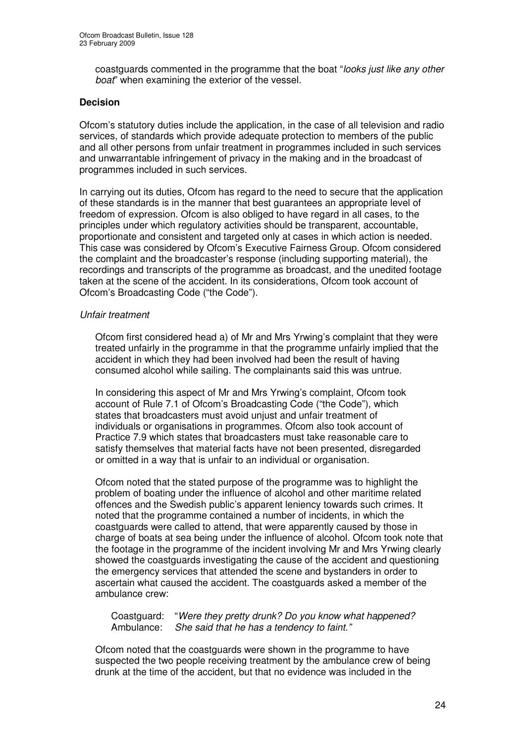coastguards commented in the programme that the boat "*looks just like any other boat*" when examining the exterior of the vessel.

**Decision**

Ofcom's statutory duties include the application, in the case of all television and radio services, of standards which provide adequate protection to members of the public and all other persons from unfair treatment in programmes included in such services and unwarrantable infringement of privacy in the making and in the broadcast of programmes included in such services.

In carrying out its duties, Ofcom has regard to the need to secure that the application of these standards is in the manner that best guarantees an appropriate level of freedom of expression. Ofcom is also obliged to have regard in all cases, to the principles under which regulatory activities should be transparent, accountable, proportionate and consistent and targeted only at cases in which action is needed. This case was considered by Ofcom's Executive Fairness Group. Ofcom considered the complaint and the broadcaster's response (including supporting material), the recordings and transcripts of the programme as broadcast, and the unedited footage taken at the scene of the accident. In its considerations, Ofcom took account of Ofcom's Broadcasting Code ("the Code").

*Unfair treatment*

Ofcom first considered head a) of Mr and Mrs Yrwing's complaint that they were treated unfairly in the programme in that the programme unfairly implied that the accident in which they had been involved had been the result of having consumed alcohol while sailing. The complainants said this was untrue.

In considering this aspect of Mr and Mrs Yrwing's complaint, Ofcom took account of Rule 7.1 of Ofcom's Broadcasting Code ("the Code"), which states that broadcasters must avoid unjust and unfair treatment of individuals or organisations in programmes. Ofcom also took account of Practice 7.9 which states that broadcasters must take reasonable care to satisfy themselves that material facts have not been presented, disregarded or omitted in a way that is unfair to an individual or organisation.

Ofcom noted that the stated purpose of the programme was to highlight the problem of boating under the influence of alcohol and other maritime related offences and the Swedish public's apparent leniency towards such crimes. It noted that the programme contained a number of incidents, in which the coastguards were called to attend, that were apparently caused by those in charge of boats at sea being under the influence of alcohol. Ofcom took note that the footage in the programme of the incident involving Mr and Mrs Yrwing clearly showed the coastguards investigating the cause of the accident and questioning the emergency services that attended the scene and bystanders in order to ascertain what caused the accident. The coastguards asked a member of the ambulance crew:

Coastguard: "*Were they pretty drunk? Do you know what happened?*
Ambulance: *She said that he has a tendency to faint."*

Ofcom noted that the coastguards were shown in the programme to have suspected the two people receiving treatment by the ambulance crew of being drunk at the time of the accident, but that no evidence was included in the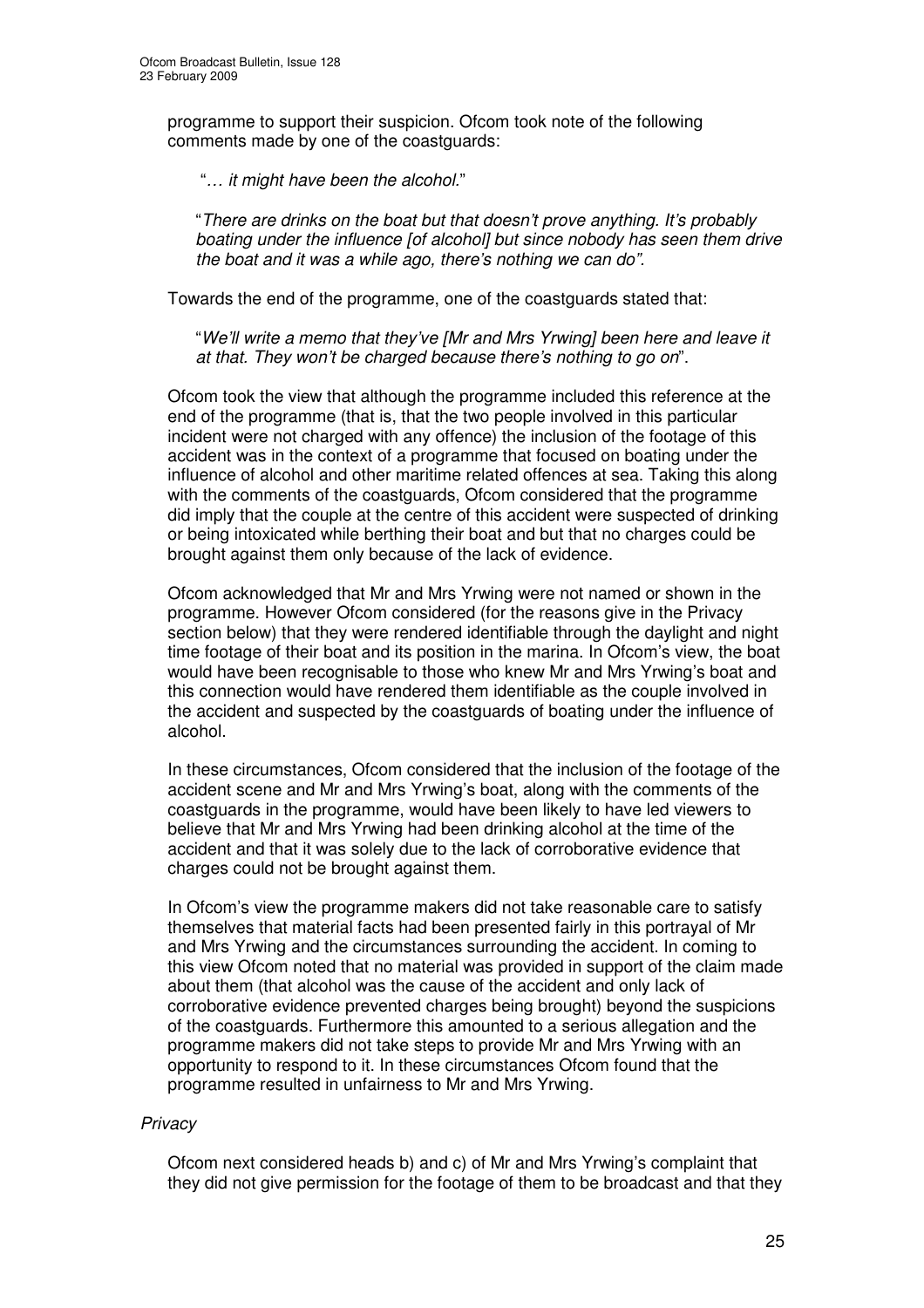programme to support their suspicion. Ofcom took note of the following comments made by one of the coastguards:

> "*… it might have been the alcohol.*"
>
> "*There are drinks on the boat but that doesn't prove anything. It's probably boating under the influence [of alcohol] but since nobody has seen them drive the boat and it was a while ago, there's nothing we can do".*

Towards the end of the programme, one of the coastguards stated that:

> "*We'll write a memo that they've [Mr and Mrs Yrwing] been here and leave it at that. They won't be charged because there's nothing to go on*".

Ofcom took the view that although the programme included this reference at the end of the programme (that is, that the two people involved in this particular incident were not charged with any offence) the inclusion of the footage of this accident was in the context of a programme that focused on boating under the influence of alcohol and other maritime related offences at sea. Taking this along with the comments of the coastguards, Ofcom considered that the programme did imply that the couple at the centre of this accident were suspected of drinking or being intoxicated while berthing their boat and but that no charges could be brought against them only because of the lack of evidence.

Ofcom acknowledged that Mr and Mrs Yrwing were not named or shown in the programme. However Ofcom considered (for the reasons give in the Privacy section below) that they were rendered identifiable through the daylight and night time footage of their boat and its position in the marina. In Ofcom's view, the boat would have been recognisable to those who knew Mr and Mrs Yrwing's boat and this connection would have rendered them identifiable as the couple involved in the accident and suspected by the coastguards of boating under the influence of alcohol.

In these circumstances, Ofcom considered that the inclusion of the footage of the accident scene and Mr and Mrs Yrwing's boat, along with the comments of the coastguards in the programme, would have been likely to have led viewers to believe that Mr and Mrs Yrwing had been drinking alcohol at the time of the accident and that it was solely due to the lack of corroborative evidence that charges could not be brought against them.

In Ofcom's view the programme makers did not take reasonable care to satisfy themselves that material facts had been presented fairly in this portrayal of Mr and Mrs Yrwing and the circumstances surrounding the accident. In coming to this view Ofcom noted that no material was provided in support of the claim made about them (that alcohol was the cause of the accident and only lack of corroborative evidence prevented charges being brought) beyond the suspicions of the coastguards. Furthermore this amounted to a serious allegation and the programme makers did not take steps to provide Mr and Mrs Yrwing with an opportunity to respond to it. In these circumstances Ofcom found that the programme resulted in unfairness to Mr and Mrs Yrwing.

*Privacy*

Ofcom next considered heads b) and c) of Mr and Mrs Yrwing's complaint that they did not give permission for the footage of them to be broadcast and that they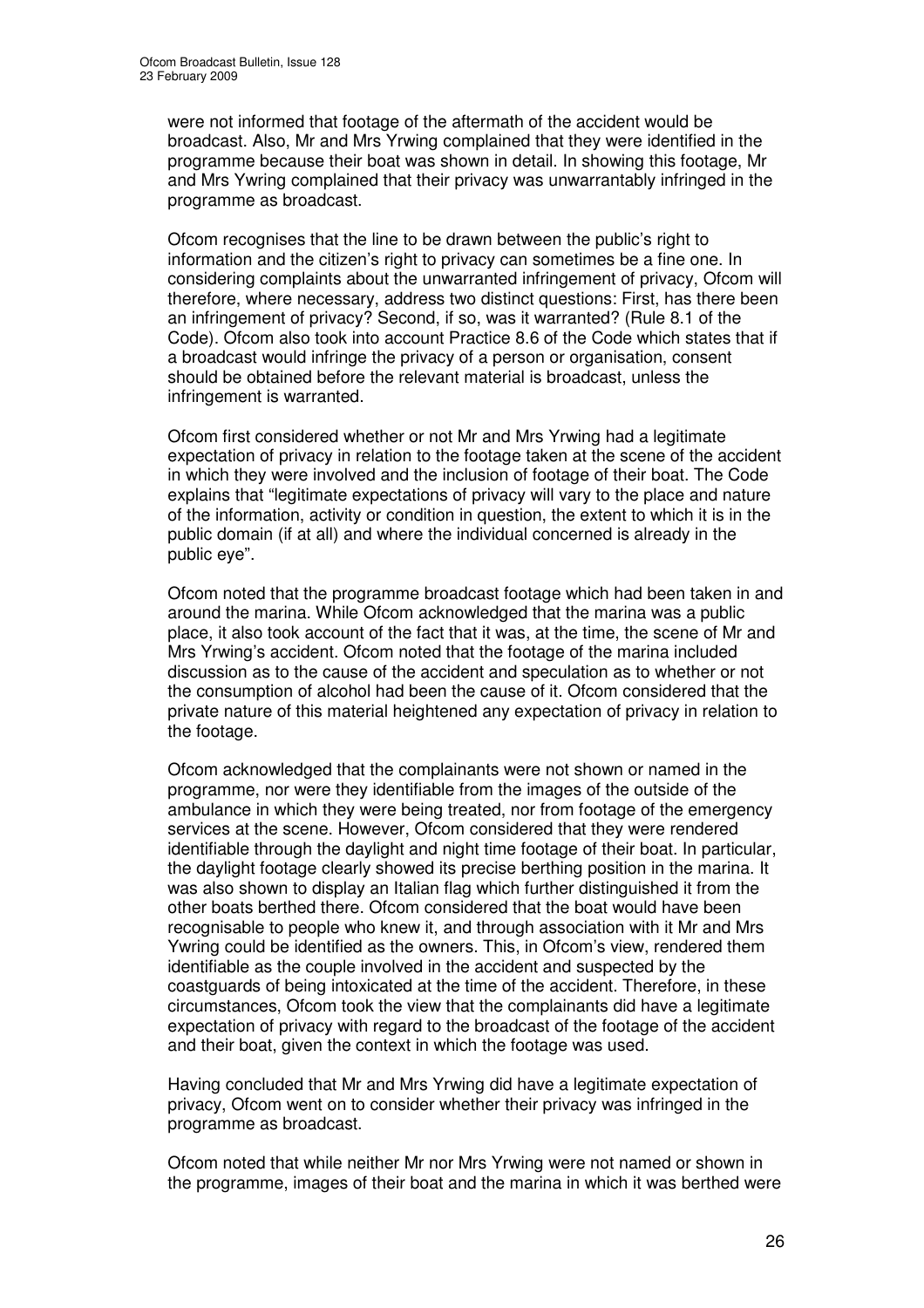were not informed that footage of the aftermath of the accident would be broadcast. Also, Mr and Mrs Yrwing complained that they were identified in the programme because their boat was shown in detail. In showing this footage, Mr and Mrs Ywring complained that their privacy was unwarrantably infringed in the programme as broadcast.

Ofcom recognises that the line to be drawn between the public's right to information and the citizen's right to privacy can sometimes be a fine one. In considering complaints about the unwarranted infringement of privacy, Ofcom will therefore, where necessary, address two distinct questions: First, has there been an infringement of privacy? Second, if so, was it warranted? (Rule 8.1 of the Code). Ofcom also took into account Practice 8.6 of the Code which states that if a broadcast would infringe the privacy of a person or organisation, consent should be obtained before the relevant material is broadcast, unless the infringement is warranted.

Ofcom first considered whether or not Mr and Mrs Yrwing had a legitimate expectation of privacy in relation to the footage taken at the scene of the accident in which they were involved and the inclusion of footage of their boat. The Code explains that "legitimate expectations of privacy will vary to the place and nature of the information, activity or condition in question, the extent to which it is in the public domain (if at all) and where the individual concerned is already in the public eye".

Ofcom noted that the programme broadcast footage which had been taken in and around the marina. While Ofcom acknowledged that the marina was a public place, it also took account of the fact that it was, at the time, the scene of Mr and Mrs Yrwing's accident. Ofcom noted that the footage of the marina included discussion as to the cause of the accident and speculation as to whether or not the consumption of alcohol had been the cause of it. Ofcom considered that the private nature of this material heightened any expectation of privacy in relation to the footage.

Ofcom acknowledged that the complainants were not shown or named in the programme, nor were they identifiable from the images of the outside of the ambulance in which they were being treated, nor from footage of the emergency services at the scene. However, Ofcom considered that they were rendered identifiable through the daylight and night time footage of their boat. In particular, the daylight footage clearly showed its precise berthing position in the marina. It was also shown to display an Italian flag which further distinguished it from the other boats berthed there. Ofcom considered that the boat would have been recognisable to people who knew it, and through association with it Mr and Mrs Ywring could be identified as the owners. This, in Ofcom's view, rendered them identifiable as the couple involved in the accident and suspected by the coastguards of being intoxicated at the time of the accident. Therefore, in these circumstances, Ofcom took the view that the complainants did have a legitimate expectation of privacy with regard to the broadcast of the footage of the accident and their boat, given the context in which the footage was used.

Having concluded that Mr and Mrs Yrwing did have a legitimate expectation of privacy, Ofcom went on to consider whether their privacy was infringed in the programme as broadcast.

Ofcom noted that while neither Mr nor Mrs Yrwing were not named or shown in the programme, images of their boat and the marina in which it was berthed were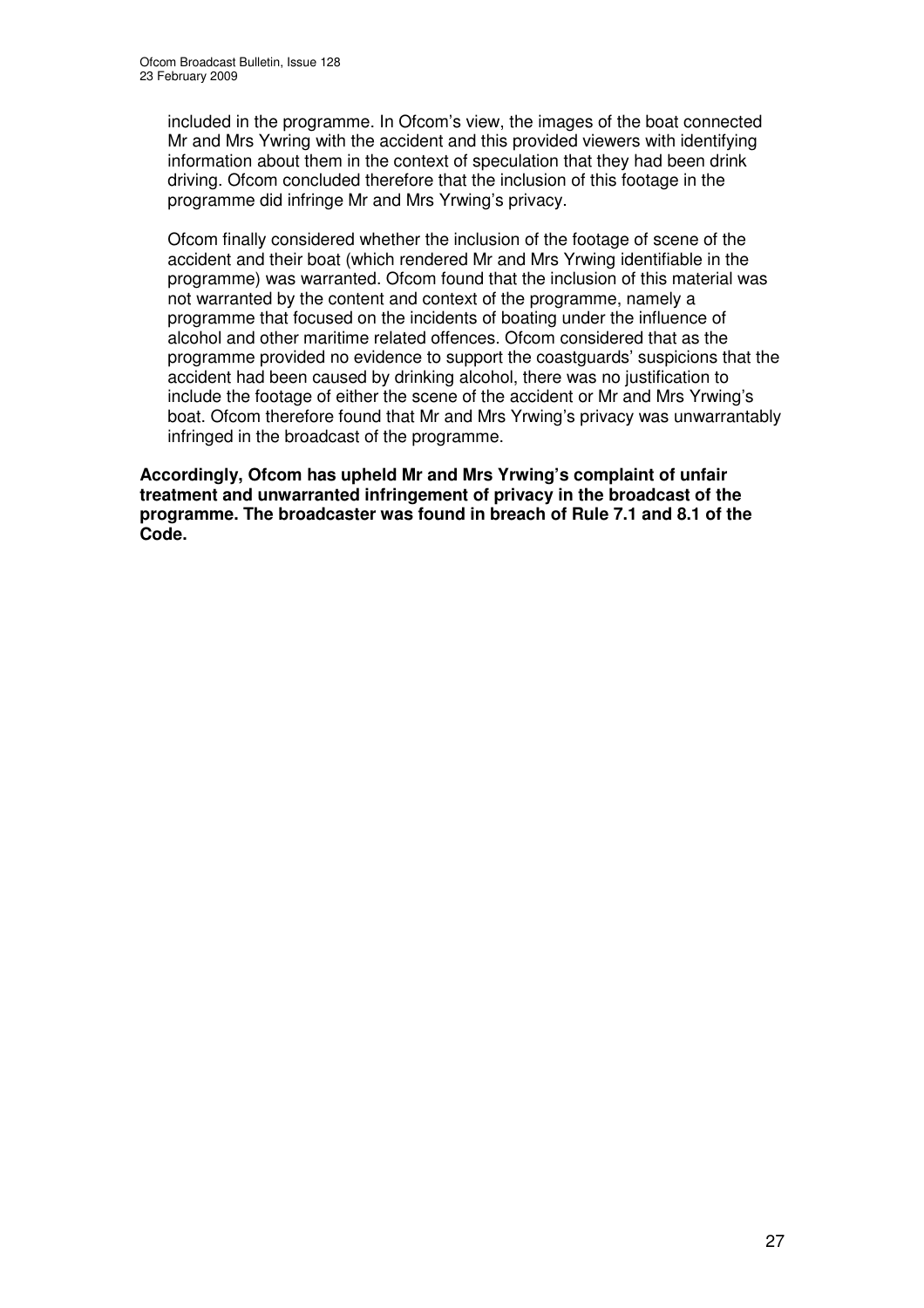included in the programme. In Ofcom's view, the images of the boat connected Mr and Mrs Ywring with the accident and this provided viewers with identifying information about them in the context of speculation that they had been drink driving. Ofcom concluded therefore that the inclusion of this footage in the programme did infringe Mr and Mrs Yrwing's privacy.

Ofcom finally considered whether the inclusion of the footage of scene of the accident and their boat (which rendered Mr and Mrs Yrwing identifiable in the programme) was warranted. Ofcom found that the inclusion of this material was not warranted by the content and context of the programme, namely a programme that focused on the incidents of boating under the influence of alcohol and other maritime related offences. Ofcom considered that as the programme provided no evidence to support the coastguards' suspicions that the accident had been caused by drinking alcohol, there was no justification to include the footage of either the scene of the accident or Mr and Mrs Yrwing's boat. Ofcom therefore found that Mr and Mrs Yrwing's privacy was unwarrantably infringed in the broadcast of the programme.

**Accordingly, Ofcom has upheld Mr and Mrs Yrwing's complaint of unfair treatment and unwarranted infringement of privacy in the broadcast of the programme. The broadcaster was found in breach of Rule 7.1 and 8.1 of the Code.**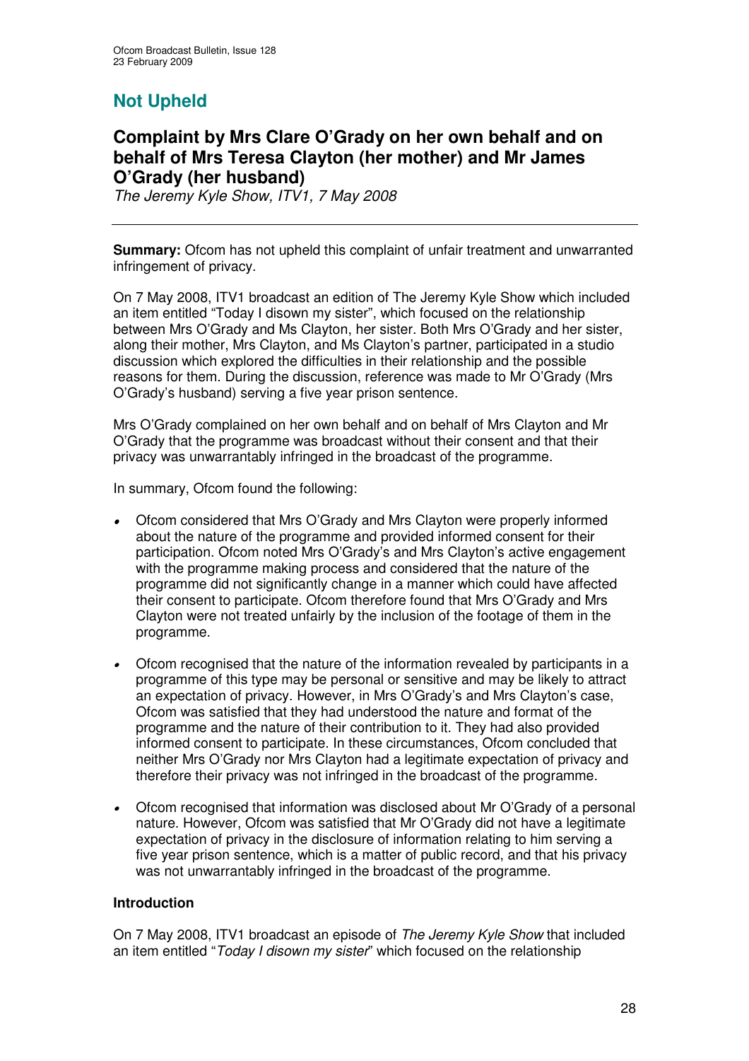## Not Upheld

### Complaint by Mrs Clare O'Grady on her own behalf and on behalf of Mrs Teresa Clayton (her mother) and Mr James O'Grady (her husband)

*The Jeremy Kyle Show, ITV1, 7 May 2008*

---

**Summary:** Ofcom has not upheld this complaint of unfair treatment and unwarranted infringement of privacy.

On 7 May 2008, ITV1 broadcast an edition of The Jeremy Kyle Show which included an item entitled "Today I disown my sister", which focused on the relationship between Mrs O'Grady and Ms Clayton, her sister. Both Mrs O'Grady and her sister, along their mother, Mrs Clayton, and Ms Clayton's partner, participated in a studio discussion which explored the difficulties in their relationship and the possible reasons for them. During the discussion, reference was made to Mr O'Grady (Mrs O'Grady's husband) serving a five year prison sentence.

Mrs O'Grady complained on her own behalf and on behalf of Mrs Clayton and Mr O'Grady that the programme was broadcast without their consent and that their privacy was unwarrantably infringed in the broadcast of the programme.

In summary, Ofcom found the following:

- Ofcom considered that Mrs O'Grady and Mrs Clayton were properly informed about the nature of the programme and provided informed consent for their participation. Ofcom noted Mrs O'Grady's and Mrs Clayton's active engagement with the programme making process and considered that the nature of the programme did not significantly change in a manner which could have affected their consent to participate. Ofcom therefore found that Mrs O'Grady and Mrs Clayton were not treated unfairly by the inclusion of the footage of them in the programme.
- Ofcom recognised that the nature of the information revealed by participants in a programme of this type may be personal or sensitive and may be likely to attract an expectation of privacy. However, in Mrs O'Grady's and Mrs Clayton's case, Ofcom was satisfied that they had understood the nature and format of the programme and the nature of their contribution to it. They had also provided informed consent to participate. In these circumstances, Ofcom concluded that neither Mrs O'Grady nor Mrs Clayton had a legitimate expectation of privacy and therefore their privacy was not infringed in the broadcast of the programme.
- Ofcom recognised that information was disclosed about Mr O'Grady of a personal nature. However, Ofcom was satisfied that Mr O'Grady did not have a legitimate expectation of privacy in the disclosure of information relating to him serving a five year prison sentence, which is a matter of public record, and that his privacy was not unwarrantably infringed in the broadcast of the programme.

#### Introduction

On 7 May 2008, ITV1 broadcast an episode of *The Jeremy Kyle Show* that included an item entitled "*Today I disown my sister*" which focused on the relationship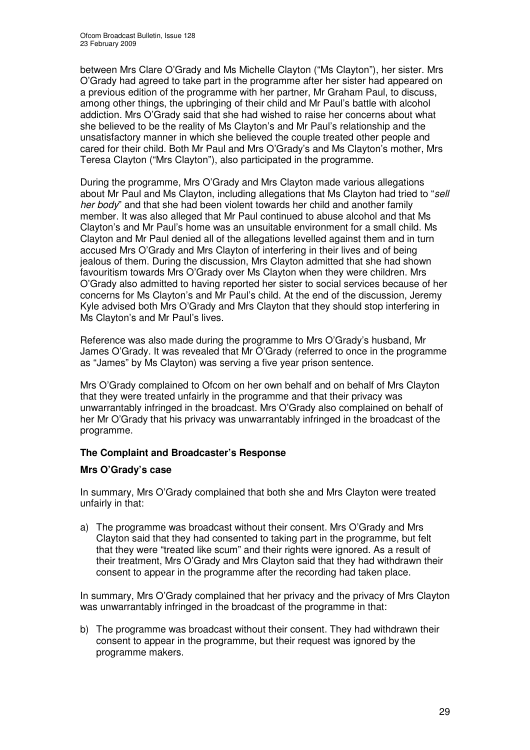between Mrs Clare O'Grady and Ms Michelle Clayton ("Ms Clayton"), her sister. Mrs O'Grady had agreed to take part in the programme after her sister had appeared on a previous edition of the programme with her partner, Mr Graham Paul, to discuss, among other things, the upbringing of their child and Mr Paul's battle with alcohol addiction. Mrs O'Grady said that she had wished to raise her concerns about what she believed to be the reality of Ms Clayton's and Mr Paul's relationship and the unsatisfactory manner in which she believed the couple treated other people and cared for their child. Both Mr Paul and Mrs O'Grady's and Ms Clayton's mother, Mrs Teresa Clayton ("Mrs Clayton"), also participated in the programme.

During the programme, Mrs O'Grady and Mrs Clayton made various allegations about Mr Paul and Ms Clayton, including allegations that Ms Clayton had tried to "*sell her body*" and that she had been violent towards her child and another family member. It was also alleged that Mr Paul continued to abuse alcohol and that Ms Clayton's and Mr Paul's home was an unsuitable environment for a small child. Ms Clayton and Mr Paul denied all of the allegations levelled against them and in turn accused Mrs O'Grady and Mrs Clayton of interfering in their lives and of being jealous of them. During the discussion, Mrs Clayton admitted that she had shown favouritism towards Mrs O'Grady over Ms Clayton when they were children. Mrs O'Grady also admitted to having reported her sister to social services because of her concerns for Ms Clayton's and Mr Paul's child. At the end of the discussion, Jeremy Kyle advised both Mrs O'Grady and Mrs Clayton that they should stop interfering in Ms Clayton's and Mr Paul's lives.

Reference was also made during the programme to Mrs O'Grady's husband, Mr James O'Grady. It was revealed that Mr O'Grady (referred to once in the programme as "James" by Ms Clayton) was serving a five year prison sentence.

Mrs O'Grady complained to Ofcom on her own behalf and on behalf of Mrs Clayton that they were treated unfairly in the programme and that their privacy was unwarrantably infringed in the broadcast. Mrs O'Grady also complained on behalf of her Mr O'Grady that his privacy was unwarrantably infringed in the broadcast of the programme.

### The Complaint and Broadcaster's Response

#### Mrs O'Grady's case

In summary, Mrs O'Grady complained that both she and Mrs Clayton were treated unfairly in that:

a) The programme was broadcast without their consent. Mrs O'Grady and Mrs Clayton said that they had consented to taking part in the programme, but felt that they were "treated like scum" and their rights were ignored. As a result of their treatment, Mrs O'Grady and Mrs Clayton said that they had withdrawn their consent to appear in the programme after the recording had taken place.

In summary, Mrs O'Grady complained that her privacy and the privacy of Mrs Clayton was unwarrantably infringed in the broadcast of the programme in that:

b) The programme was broadcast without their consent. They had withdrawn their consent to appear in the programme, but their request was ignored by the programme makers.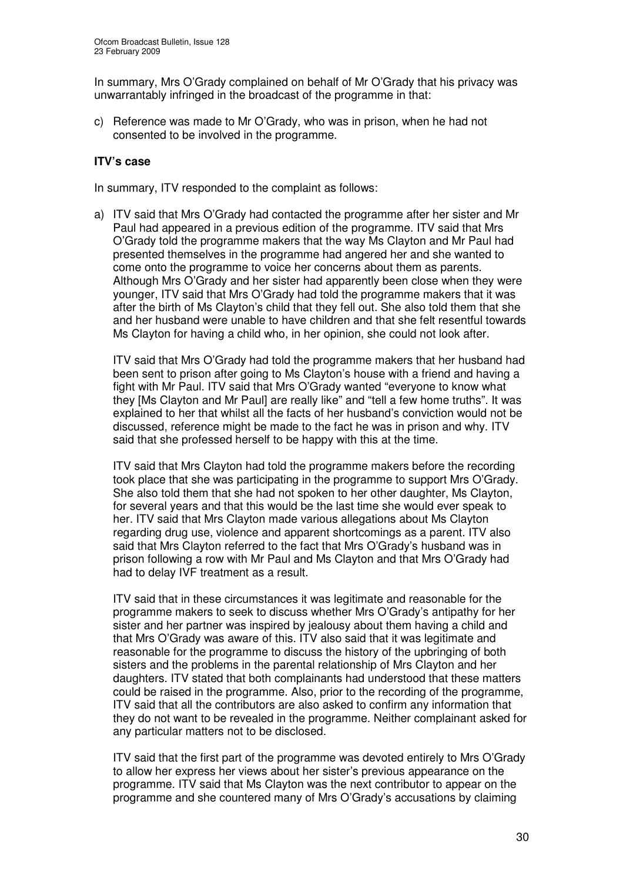In summary, Mrs O'Grady complained on behalf of Mr O'Grady that his privacy was unwarrantably infringed in the broadcast of the programme in that:

c) Reference was made to Mr O'Grady, who was in prison, when he had not consented to be involved in the programme.

**ITV's case**

In summary, ITV responded to the complaint as follows:

a) ITV said that Mrs O'Grady had contacted the programme after her sister and Mr Paul had appeared in a previous edition of the programme. ITV said that Mrs O'Grady told the programme makers that the way Ms Clayton and Mr Paul had presented themselves in the programme had angered her and she wanted to come onto the programme to voice her concerns about them as parents. Although Mrs O'Grady and her sister had apparently been close when they were younger, ITV said that Mrs O'Grady had told the programme makers that it was after the birth of Ms Clayton's child that they fell out. She also told them that she and her husband were unable to have children and that she felt resentful towards Ms Clayton for having a child who, in her opinion, she could not look after.

   ITV said that Mrs O'Grady had told the programme makers that her husband had been sent to prison after going to Ms Clayton's house with a friend and having a fight with Mr Paul. ITV said that Mrs O'Grady wanted "everyone to know what they [Ms Clayton and Mr Paul] are really like" and "tell a few home truths". It was explained to her that whilst all the facts of her husband's conviction would not be discussed, reference might be made to the fact he was in prison and why. ITV said that she professed herself to be happy with this at the time.

   ITV said that Mrs Clayton had told the programme makers before the recording took place that she was participating in the programme to support Mrs O'Grady. She also told them that she had not spoken to her other daughter, Ms Clayton, for several years and that this would be the last time she would ever speak to her. ITV said that Mrs Clayton made various allegations about Ms Clayton regarding drug use, violence and apparent shortcomings as a parent. ITV also said that Mrs Clayton referred to the fact that Mrs O'Grady's husband was in prison following a row with Mr Paul and Ms Clayton and that Mrs O'Grady had had to delay IVF treatment as a result.

   ITV said that in these circumstances it was legitimate and reasonable for the programme makers to seek to discuss whether Mrs O'Grady's antipathy for her sister and her partner was inspired by jealousy about them having a child and that Mrs O'Grady was aware of this. ITV also said that it was legitimate and reasonable for the programme to discuss the history of the upbringing of both sisters and the problems in the parental relationship of Mrs Clayton and her daughters. ITV stated that both complainants had understood that these matters could be raised in the programme. Also, prior to the recording of the programme, ITV said that all the contributors are also asked to confirm any information that they do not want to be revealed in the programme. Neither complainant asked for any particular matters not to be disclosed.

   ITV said that the first part of the programme was devoted entirely to Mrs O'Grady to allow her express her views about her sister's previous appearance on the programme. ITV said that Ms Clayton was the next contributor to appear on the programme and she countered many of Mrs O'Grady's accusations by claiming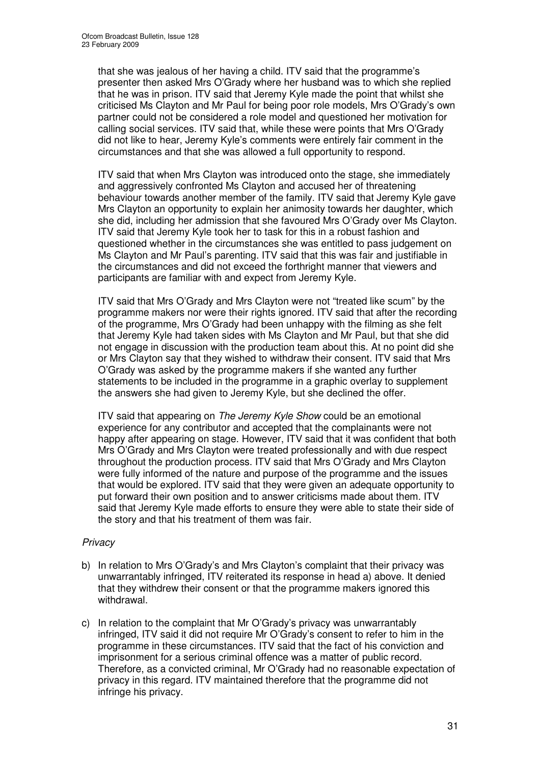that she was jealous of her having a child. ITV said that the programme's presenter then asked Mrs O'Grady where her husband was to which she replied that he was in prison. ITV said that Jeremy Kyle made the point that whilst she criticised Ms Clayton and Mr Paul for being poor role models, Mrs O'Grady's own partner could not be considered a role model and questioned her motivation for calling social services. ITV said that, while these were points that Mrs O'Grady did not like to hear, Jeremy Kyle's comments were entirely fair comment in the circumstances and that she was allowed a full opportunity to respond.

ITV said that when Mrs Clayton was introduced onto the stage, she immediately and aggressively confronted Ms Clayton and accused her of threatening behaviour towards another member of the family. ITV said that Jeremy Kyle gave Mrs Clayton an opportunity to explain her animosity towards her daughter, which she did, including her admission that she favoured Mrs O'Grady over Ms Clayton. ITV said that Jeremy Kyle took her to task for this in a robust fashion and questioned whether in the circumstances she was entitled to pass judgement on Ms Clayton and Mr Paul's parenting. ITV said that this was fair and justifiable in the circumstances and did not exceed the forthright manner that viewers and participants are familiar with and expect from Jeremy Kyle.

ITV said that Mrs O'Grady and Mrs Clayton were not "treated like scum" by the programme makers nor were their rights ignored. ITV said that after the recording of the programme, Mrs O'Grady had been unhappy with the filming as she felt that Jeremy Kyle had taken sides with Ms Clayton and Mr Paul, but that she did not engage in discussion with the production team about this. At no point did she or Mrs Clayton say that they wished to withdraw their consent. ITV said that Mrs O'Grady was asked by the programme makers if she wanted any further statements to be included in the programme in a graphic overlay to supplement the answers she had given to Jeremy Kyle, but she declined the offer.

ITV said that appearing on *The Jeremy Kyle Show* could be an emotional experience for any contributor and accepted that the complainants were not happy after appearing on stage. However, ITV said that it was confident that both Mrs O'Grady and Mrs Clayton were treated professionally and with due respect throughout the production process. ITV said that Mrs O'Grady and Mrs Clayton were fully informed of the nature and purpose of the programme and the issues that would be explored. ITV said that they were given an adequate opportunity to put forward their own position and to answer criticisms made about them. ITV said that Jeremy Kyle made efforts to ensure they were able to state their side of the story and that his treatment of them was fair.

*Privacy*

b) In relation to Mrs O'Grady's and Mrs Clayton's complaint that their privacy was unwarrantably infringed, ITV reiterated its response in head a) above. It denied that they withdrew their consent or that the programme makers ignored this withdrawal.

c) In relation to the complaint that Mr O'Grady's privacy was unwarrantably infringed, ITV said it did not require Mr O'Grady's consent to refer to him in the programme in these circumstances. ITV said that the fact of his conviction and imprisonment for a serious criminal offence was a matter of public record. Therefore, as a convicted criminal, Mr O'Grady had no reasonable expectation of privacy in this regard. ITV maintained therefore that the programme did not infringe his privacy.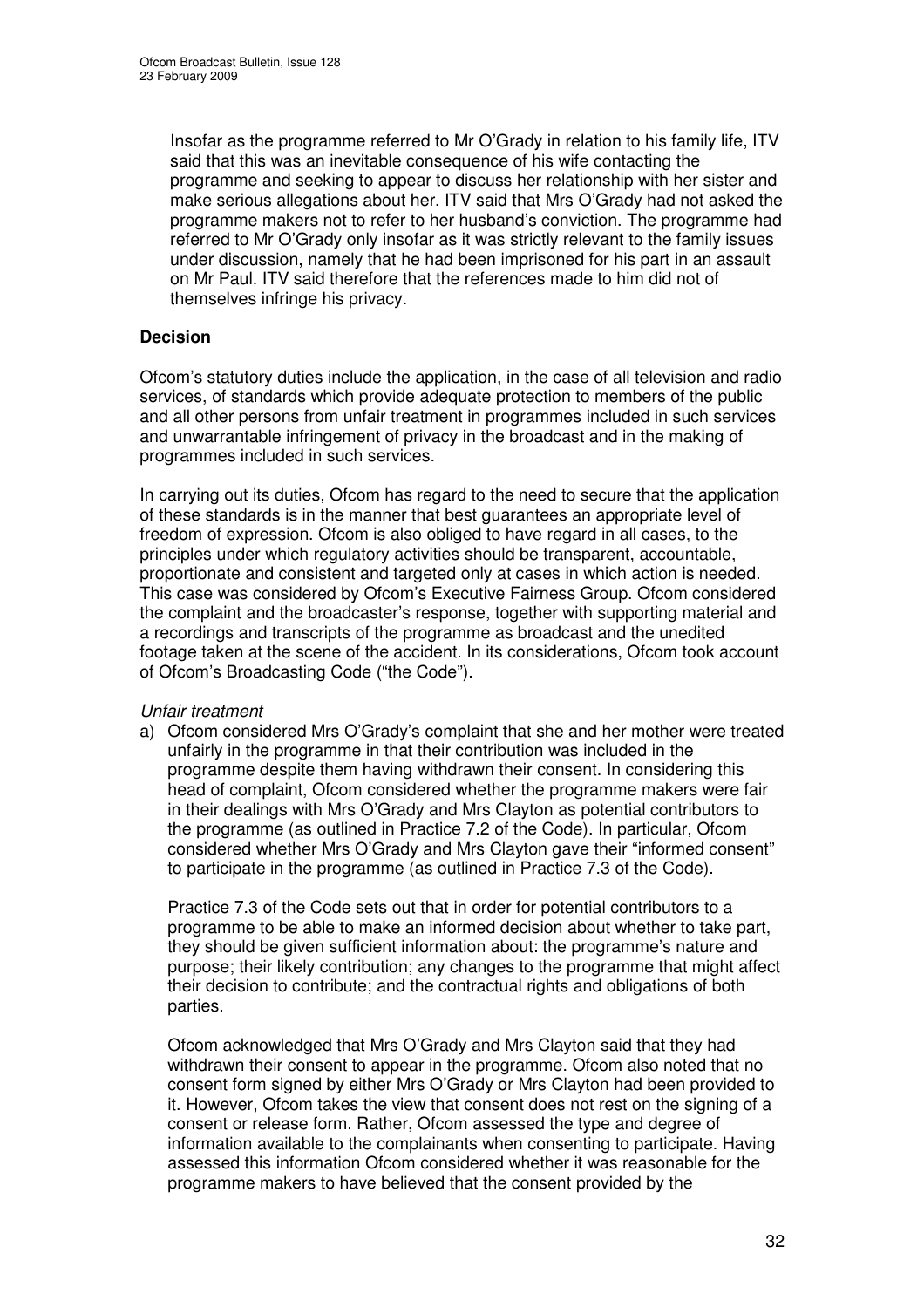Insofar as the programme referred to Mr O'Grady in relation to his family life, ITV said that this was an inevitable consequence of his wife contacting the programme and seeking to appear to discuss her relationship with her sister and make serious allegations about her. ITV said that Mrs O'Grady had not asked the programme makers not to refer to her husband's conviction. The programme had referred to Mr O'Grady only insofar as it was strictly relevant to the family issues under discussion, namely that he had been imprisoned for his part in an assault on Mr Paul. ITV said therefore that the references made to him did not of themselves infringe his privacy.

**Decision**

Ofcom's statutory duties include the application, in the case of all television and radio services, of standards which provide adequate protection to members of the public and all other persons from unfair treatment in programmes included in such services and unwarrantable infringement of privacy in the broadcast and in the making of programmes included in such services.

In carrying out its duties, Ofcom has regard to the need to secure that the application of these standards is in the manner that best guarantees an appropriate level of freedom of expression. Ofcom is also obliged to have regard in all cases, to the principles under which regulatory activities should be transparent, accountable, proportionate and consistent and targeted only at cases in which action is needed. This case was considered by Ofcom's Executive Fairness Group. Ofcom considered the complaint and the broadcaster's response, together with supporting material and a recordings and transcripts of the programme as broadcast and the unedited footage taken at the scene of the accident. In its considerations, Ofcom took account of Ofcom's Broadcasting Code ("the Code").

*Unfair treatment*

a) Ofcom considered Mrs O'Grady's complaint that she and her mother were treated unfairly in the programme in that their contribution was included in the programme despite them having withdrawn their consent. In considering this head of complaint, Ofcom considered whether the programme makers were fair in their dealings with Mrs O'Grady and Mrs Clayton as potential contributors to the programme (as outlined in Practice 7.2 of the Code). In particular, Ofcom considered whether Mrs O'Grady and Mrs Clayton gave their "informed consent" to participate in the programme (as outlined in Practice 7.3 of the Code).

   Practice 7.3 of the Code sets out that in order for potential contributors to a programme to be able to make an informed decision about whether to take part, they should be given sufficient information about: the programme's nature and purpose; their likely contribution; any changes to the programme that might affect their decision to contribute; and the contractual rights and obligations of both parties.

   Ofcom acknowledged that Mrs O'Grady and Mrs Clayton said that they had withdrawn their consent to appear in the programme. Ofcom also noted that no consent form signed by either Mrs O'Grady or Mrs Clayton had been provided to it. However, Ofcom takes the view that consent does not rest on the signing of a consent or release form. Rather, Ofcom assessed the type and degree of information available to the complainants when consenting to participate. Having assessed this information Ofcom considered whether it was reasonable for the programme makers to have believed that the consent provided by the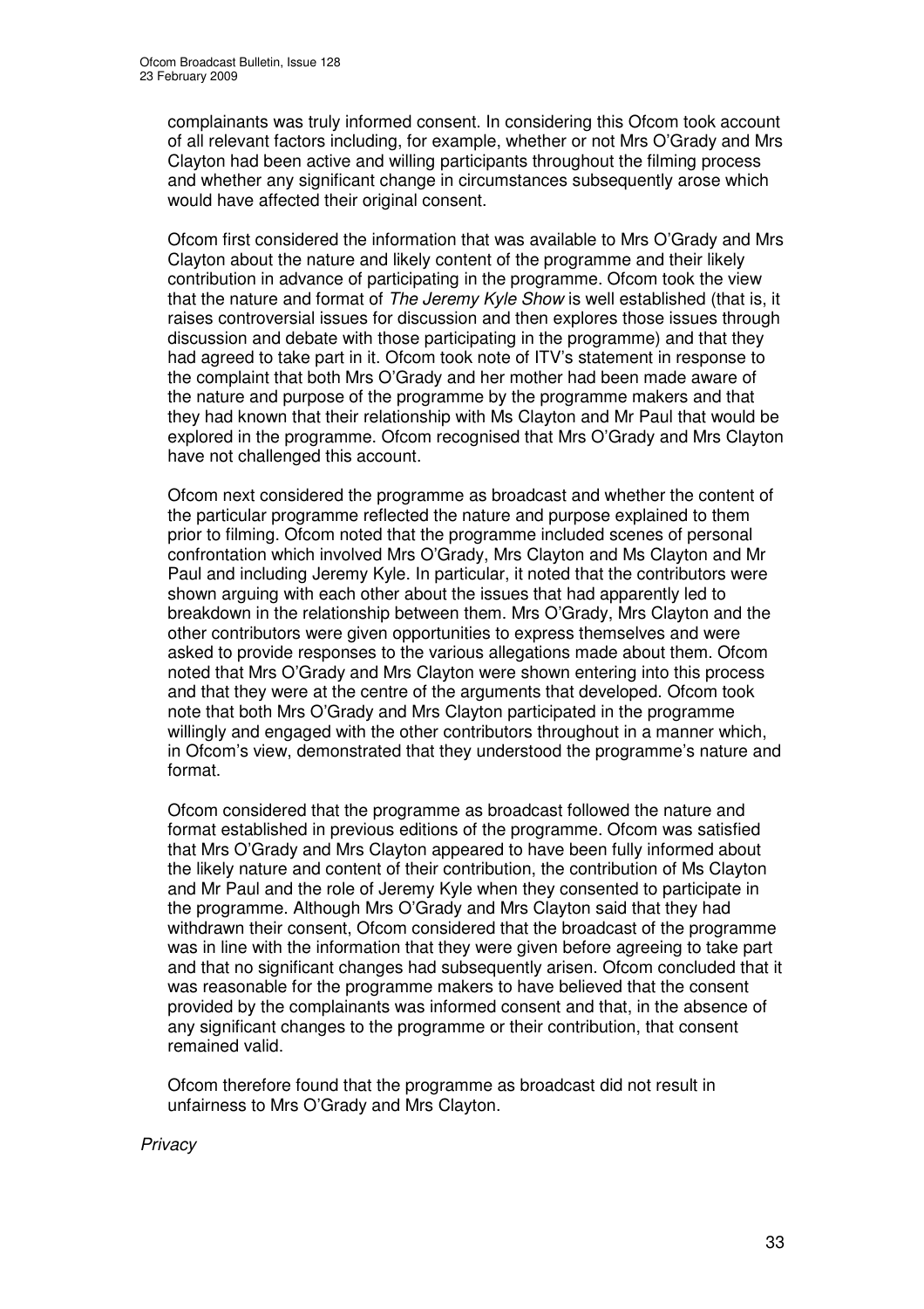complainants was truly informed consent. In considering this Ofcom took account of all relevant factors including, for example, whether or not Mrs O'Grady and Mrs Clayton had been active and willing participants throughout the filming process and whether any significant change in circumstances subsequently arose which would have affected their original consent.

Ofcom first considered the information that was available to Mrs O'Grady and Mrs Clayton about the nature and likely content of the programme and their likely contribution in advance of participating in the programme. Ofcom took the view that the nature and format of *The Jeremy Kyle Show* is well established (that is, it raises controversial issues for discussion and then explores those issues through discussion and debate with those participating in the programme) and that they had agreed to take part in it. Ofcom took note of ITV's statement in response to the complaint that both Mrs O'Grady and her mother had been made aware of the nature and purpose of the programme by the programme makers and that they had known that their relationship with Ms Clayton and Mr Paul that would be explored in the programme. Ofcom recognised that Mrs O'Grady and Mrs Clayton have not challenged this account.

Ofcom next considered the programme as broadcast and whether the content of the particular programme reflected the nature and purpose explained to them prior to filming. Ofcom noted that the programme included scenes of personal confrontation which involved Mrs O'Grady, Mrs Clayton and Ms Clayton and Mr Paul and including Jeremy Kyle. In particular, it noted that the contributors were shown arguing with each other about the issues that had apparently led to breakdown in the relationship between them. Mrs O'Grady, Mrs Clayton and the other contributors were given opportunities to express themselves and were asked to provide responses to the various allegations made about them. Ofcom noted that Mrs O'Grady and Mrs Clayton were shown entering into this process and that they were at the centre of the arguments that developed. Ofcom took note that both Mrs O'Grady and Mrs Clayton participated in the programme willingly and engaged with the other contributors throughout in a manner which, in Ofcom's view, demonstrated that they understood the programme's nature and format.

Ofcom considered that the programme as broadcast followed the nature and format established in previous editions of the programme. Ofcom was satisfied that Mrs O'Grady and Mrs Clayton appeared to have been fully informed about the likely nature and content of their contribution, the contribution of Ms Clayton and Mr Paul and the role of Jeremy Kyle when they consented to participate in the programme. Although Mrs O'Grady and Mrs Clayton said that they had withdrawn their consent, Ofcom considered that the broadcast of the programme was in line with the information that they were given before agreeing to take part and that no significant changes had subsequently arisen. Ofcom concluded that it was reasonable for the programme makers to have believed that the consent provided by the complainants was informed consent and that, in the absence of any significant changes to the programme or their contribution, that consent remained valid.

Ofcom therefore found that the programme as broadcast did not result in unfairness to Mrs O'Grady and Mrs Clayton.

*Privacy*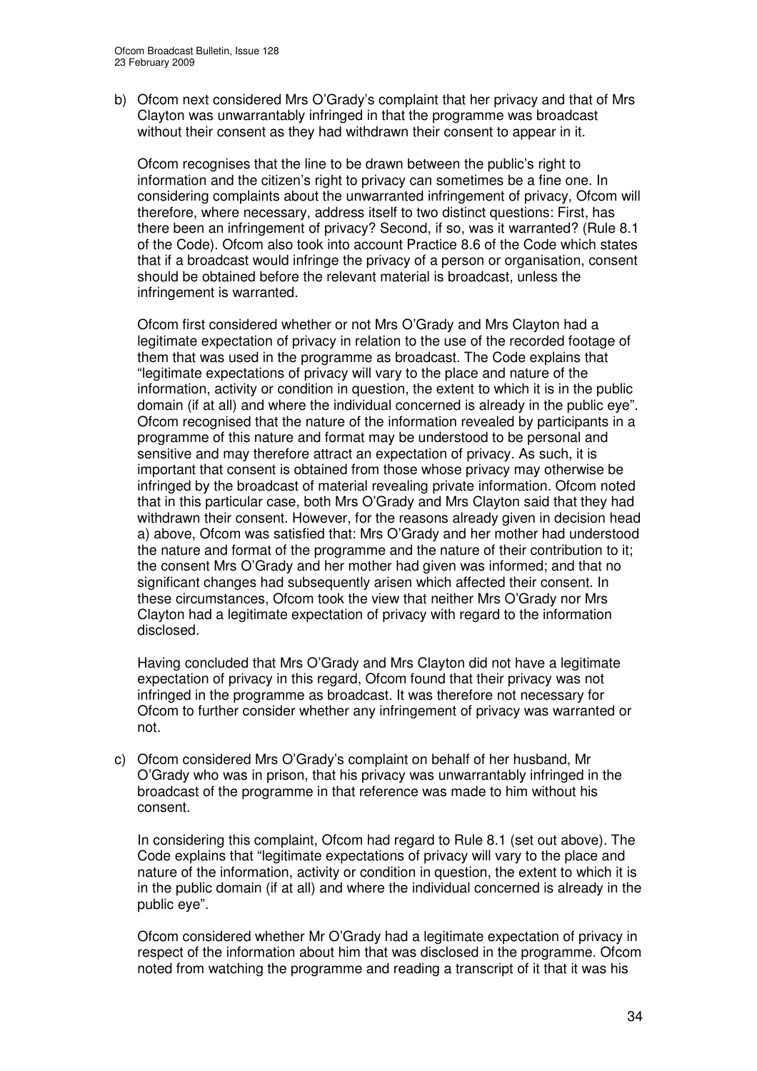b) Ofcom next considered Mrs O'Grady's complaint that her privacy and that of Mrs Clayton was unwarrantably infringed in that the programme was broadcast without their consent as they had withdrawn their consent to appear in it.

   Ofcom recognises that the line to be drawn between the public's right to information and the citizen's right to privacy can sometimes be a fine one. In considering complaints about the unwarranted infringement of privacy, Ofcom will therefore, where necessary, address itself to two distinct questions: First, has there been an infringement of privacy? Second, if so, was it warranted? (Rule 8.1 of the Code). Ofcom also took into account Practice 8.6 of the Code which states that if a broadcast would infringe the privacy of a person or organisation, consent should be obtained before the relevant material is broadcast, unless the infringement is warranted.

   Ofcom first considered whether or not Mrs O'Grady and Mrs Clayton had a legitimate expectation of privacy in relation to the use of the recorded footage of them that was used in the programme as broadcast. The Code explains that "legitimate expectations of privacy will vary to the place and nature of the information, activity or condition in question, the extent to which it is in the public domain (if at all) and where the individual concerned is already in the public eye". Ofcom recognised that the nature of the information revealed by participants in a programme of this nature and format may be understood to be personal and sensitive and may therefore attract an expectation of privacy. As such, it is important that consent is obtained from those whose privacy may otherwise be infringed by the broadcast of material revealing private information. Ofcom noted that in this particular case, both Mrs O'Grady and Mrs Clayton said that they had withdrawn their consent. However, for the reasons already given in decision head a) above, Ofcom was satisfied that: Mrs O'Grady and her mother had understood the nature and format of the programme and the nature of their contribution to it; the consent Mrs O'Grady and her mother had given was informed; and that no significant changes had subsequently arisen which affected their consent. In these circumstances, Ofcom took the view that neither Mrs O'Grady nor Mrs Clayton had a legitimate expectation of privacy with regard to the information disclosed.

   Having concluded that Mrs O'Grady and Mrs Clayton did not have a legitimate expectation of privacy in this regard, Ofcom found that their privacy was not infringed in the programme as broadcast. It was therefore not necessary for Ofcom to further consider whether any infringement of privacy was warranted or not.

c) Ofcom considered Mrs O'Grady's complaint on behalf of her husband, Mr O'Grady who was in prison, that his privacy was unwarrantably infringed in the broadcast of the programme in that reference was made to him without his consent.

   In considering this complaint, Ofcom had regard to Rule 8.1 (set out above). The Code explains that "legitimate expectations of privacy will vary to the place and nature of the information, activity or condition in question, the extent to which it is in the public domain (if at all) and where the individual concerned is already in the public eye".

   Ofcom considered whether Mr O'Grady had a legitimate expectation of privacy in respect of the information about him that was disclosed in the programme. Ofcom noted from watching the programme and reading a transcript of it that it was his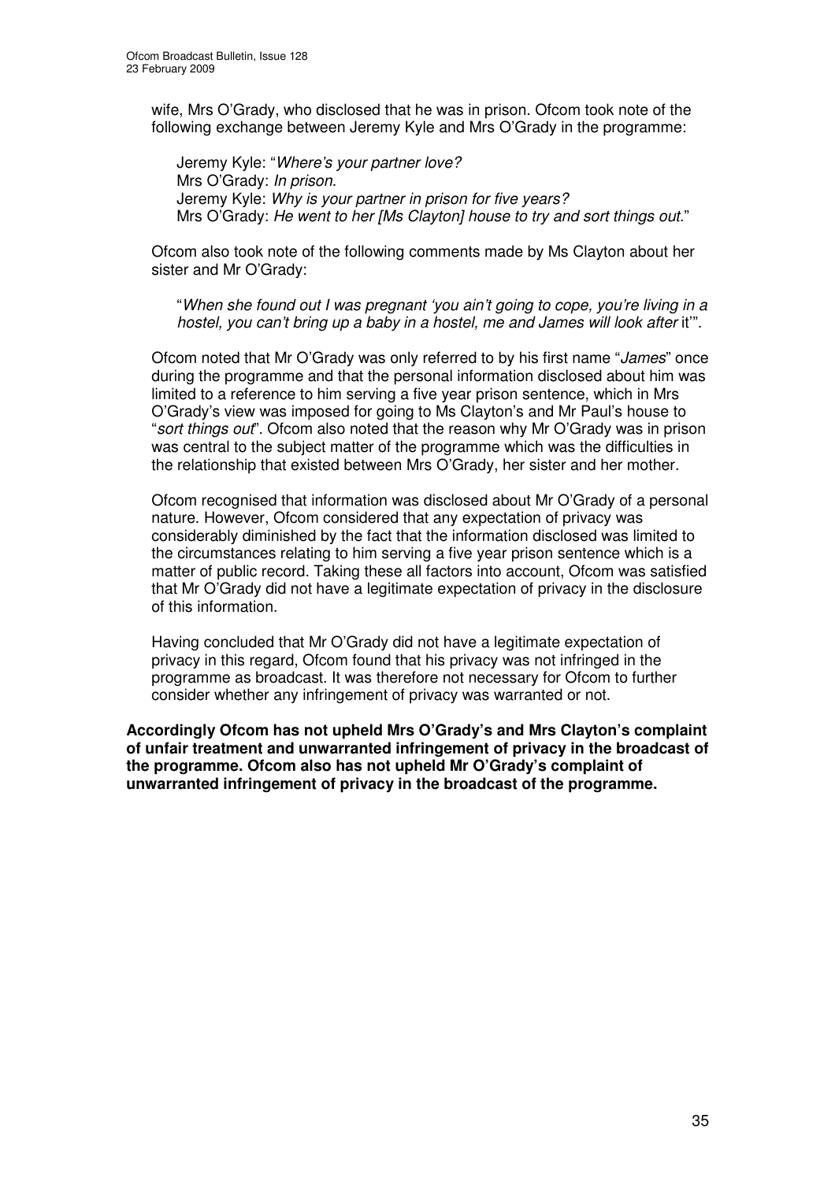wife, Mrs O'Grady, who disclosed that he was in prison. Ofcom took note of the following exchange between Jeremy Kyle and Mrs O'Grady in the programme:

> Jeremy Kyle: "*Where's your partner love?*
> Mrs O'Grady: *In prison*.
> Jeremy Kyle: *Why is your partner in prison for five years?*
> Mrs O'Grady: *He went to her [Ms Clayton] house to try and sort things out*."

Ofcom also took note of the following comments made by Ms Clayton about her sister and Mr O'Grady:

> "*When she found out I was pregnant 'you ain't going to cope, you're living in a hostel, you can't bring up a baby in a hostel, me and James will look after* it'".

Ofcom noted that Mr O'Grady was only referred to by his first name "*James*" once during the programme and that the personal information disclosed about him was limited to a reference to him serving a five year prison sentence, which in Mrs O'Grady's view was imposed for going to Ms Clayton's and Mr Paul's house to "*sort things out*". Ofcom also noted that the reason why Mr O'Grady was in prison was central to the subject matter of the programme which was the difficulties in the relationship that existed between Mrs O'Grady, her sister and her mother.

Ofcom recognised that information was disclosed about Mr O'Grady of a personal nature. However, Ofcom considered that any expectation of privacy was considerably diminished by the fact that the information disclosed was limited to the circumstances relating to him serving a five year prison sentence which is a matter of public record. Taking these all factors into account, Ofcom was satisfied that Mr O'Grady did not have a legitimate expectation of privacy in the disclosure of this information.

Having concluded that Mr O'Grady did not have a legitimate expectation of privacy in this regard, Ofcom found that his privacy was not infringed in the programme as broadcast. It was therefore not necessary for Ofcom to further consider whether any infringement of privacy was warranted or not.

**Accordingly Ofcom has not upheld Mrs O'Grady's and Mrs Clayton's complaint of unfair treatment and unwarranted infringement of privacy in the broadcast of the programme. Ofcom also has not upheld Mr O'Grady's complaint of unwarranted infringement of privacy in the broadcast of the programme.**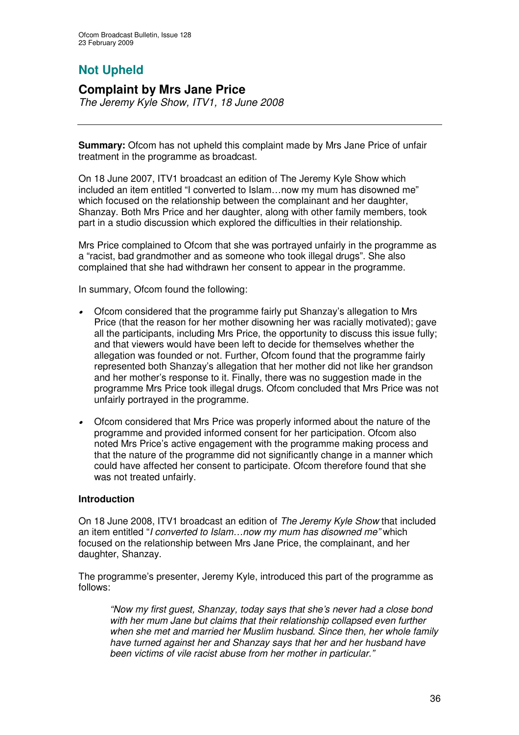## Not Upheld

## Complaint by Mrs Jane Price

*The Jeremy Kyle Show, ITV1, 18 June 2008*

---

**Summary:** Ofcom has not upheld this complaint made by Mrs Jane Price of unfair treatment in the programme as broadcast.

On 18 June 2007, ITV1 broadcast an edition of The Jeremy Kyle Show which included an item entitled "I converted to Islam…now my mum has disowned me" which focused on the relationship between the complainant and her daughter, Shanzay. Both Mrs Price and her daughter, along with other family members, took part in a studio discussion which explored the difficulties in their relationship.

Mrs Price complained to Ofcom that she was portrayed unfairly in the programme as a "racist, bad grandmother and as someone who took illegal drugs". She also complained that she had withdrawn her consent to appear in the programme.

In summary, Ofcom found the following:

- Ofcom considered that the programme fairly put Shanzay's allegation to Mrs Price (that the reason for her mother disowning her was racially motivated); gave all the participants, including Mrs Price, the opportunity to discuss this issue fully; and that viewers would have been left to decide for themselves whether the allegation was founded or not. Further, Ofcom found that the programme fairly represented both Shanzay's allegation that her mother did not like her grandson and her mother's response to it. Finally, there was no suggestion made in the programme Mrs Price took illegal drugs. Ofcom concluded that Mrs Price was not unfairly portrayed in the programme.
- Ofcom considered that Mrs Price was properly informed about the nature of the programme and provided informed consent for her participation. Ofcom also noted Mrs Price's active engagement with the programme making process and that the nature of the programme did not significantly change in a manner which could have affected her consent to participate. Ofcom therefore found that she was not treated unfairly.

**Introduction**

On 18 June 2008, ITV1 broadcast an edition of *The Jeremy Kyle Show* that included an item entitled "*I converted to Islam…now my mum has disowned me"* which focused on the relationship between Mrs Jane Price, the complainant, and her daughter, Shanzay.

The programme's presenter, Jeremy Kyle, introduced this part of the programme as follows:

> *"Now my first guest, Shanzay, today says that she's never had a close bond with her mum Jane but claims that their relationship collapsed even further when she met and married her Muslim husband. Since then, her whole family have turned against her and Shanzay says that her and her husband have been victims of vile racist abuse from her mother in particular."*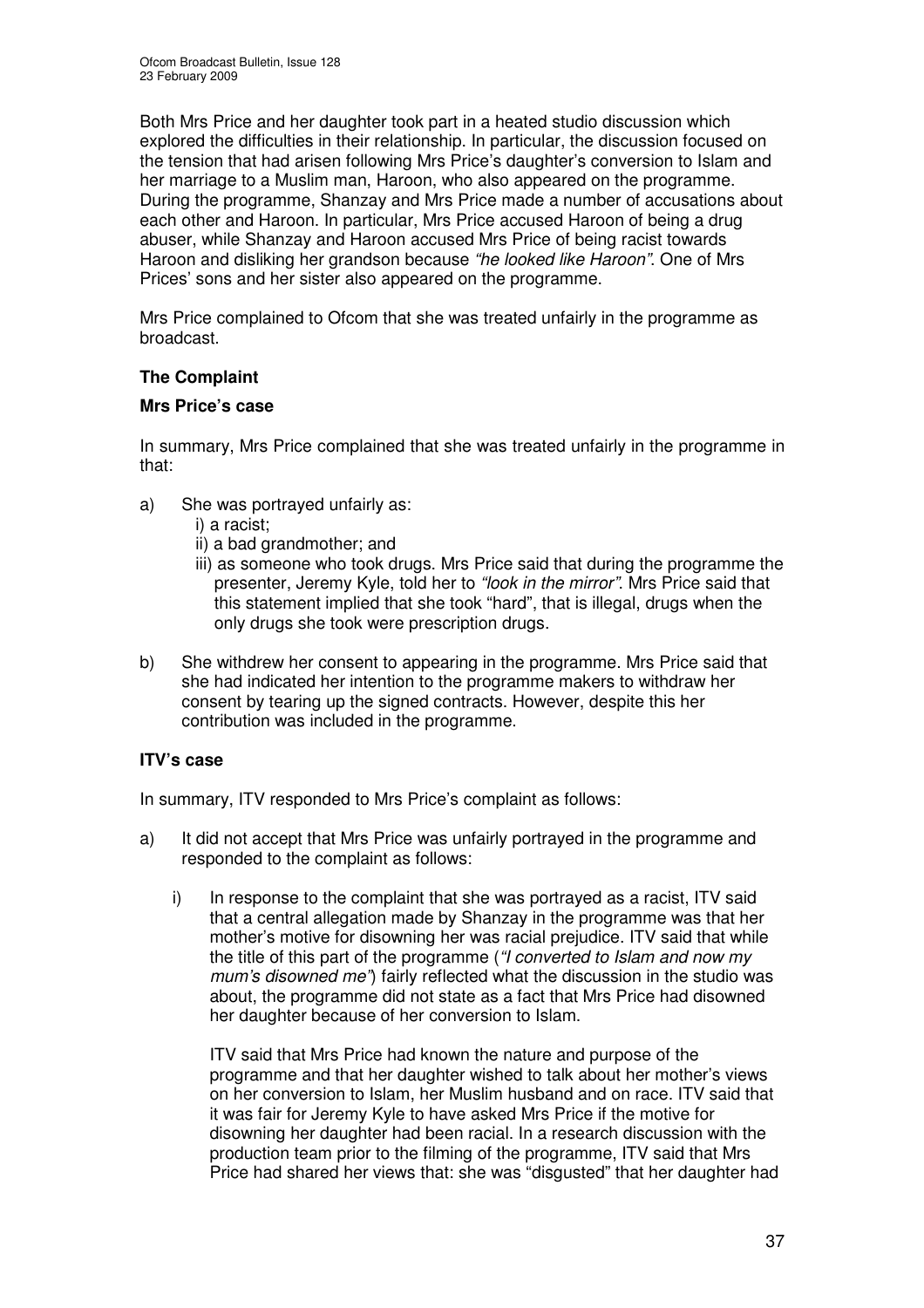Both Mrs Price and her daughter took part in a heated studio discussion which explored the difficulties in their relationship. In particular, the discussion focused on the tension that had arisen following Mrs Price's daughter's conversion to Islam and her marriage to a Muslim man, Haroon, who also appeared on the programme. During the programme, Shanzay and Mrs Price made a number of accusations about each other and Haroon. In particular, Mrs Price accused Haroon of being a drug abuser, while Shanzay and Haroon accused Mrs Price of being racist towards Haroon and disliking her grandson because *"he looked like Haroon"*. One of Mrs Prices' sons and her sister also appeared on the programme.

Mrs Price complained to Ofcom that she was treated unfairly in the programme as broadcast.

### The Complaint

#### Mrs Price's case

In summary, Mrs Price complained that she was treated unfairly in the programme in that:

a) She was portrayed unfairly as:
   i) a racist;
   ii) a bad grandmother; and
   iii) as someone who took drugs. Mrs Price said that during the programme the presenter, Jeremy Kyle, told her to *"look in the mirror"*. Mrs Price said that this statement implied that she took "hard", that is illegal, drugs when the only drugs she took were prescription drugs.

b) She withdrew her consent to appearing in the programme. Mrs Price said that she had indicated her intention to the programme makers to withdraw her consent by tearing up the signed contracts. However, despite this her contribution was included in the programme.

#### ITV's case

In summary, ITV responded to Mrs Price's complaint as follows:

a) It did not accept that Mrs Price was unfairly portrayed in the programme and responded to the complaint as follows:

   i) In response to the complaint that she was portrayed as a racist, ITV said that a central allegation made by Shanzay in the programme was that her mother's motive for disowning her was racial prejudice. ITV said that while the title of this part of the programme (*"I converted to Islam and now my mum's disowned me"*) fairly reflected what the discussion in the studio was about, the programme did not state as a fact that Mrs Price had disowned her daughter because of her conversion to Islam.

   ITV said that Mrs Price had known the nature and purpose of the programme and that her daughter wished to talk about her mother's views on her conversion to Islam, her Muslim husband and on race. ITV said that it was fair for Jeremy Kyle to have asked Mrs Price if the motive for disowning her daughter had been racial. In a research discussion with the production team prior to the filming of the programme, ITV said that Mrs Price had shared her views that: she was "disgusted" that her daughter had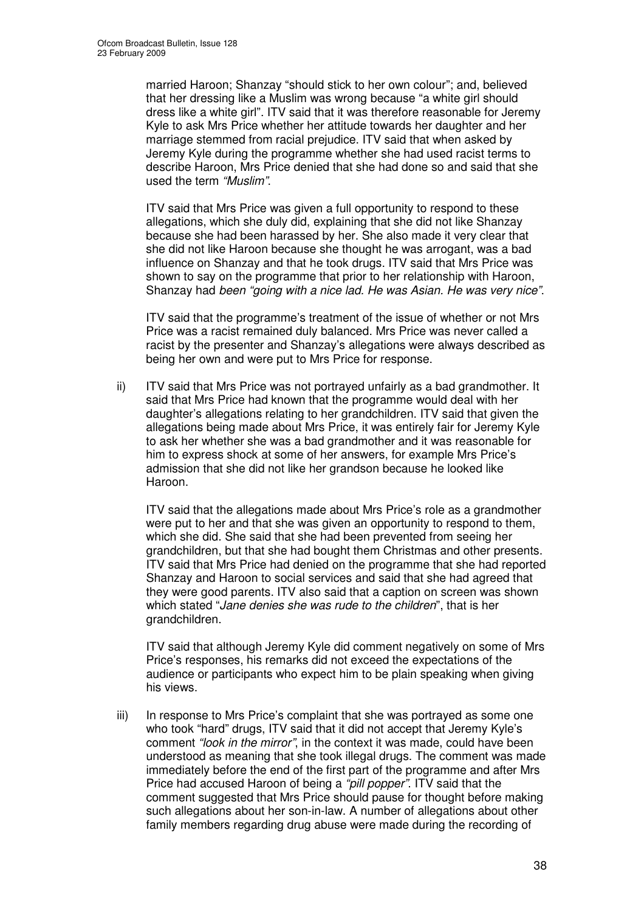married Haroon; Shanzay "should stick to her own colour"; and, believed that her dressing like a Muslim was wrong because "a white girl should dress like a white girl". ITV said that it was therefore reasonable for Jeremy Kyle to ask Mrs Price whether her attitude towards her daughter and her marriage stemmed from racial prejudice. ITV said that when asked by Jeremy Kyle during the programme whether she had used racist terms to describe Haroon, Mrs Price denied that she had done so and said that she used the term *"Muslim"*.

ITV said that Mrs Price was given a full opportunity to respond to these allegations, which she duly did, explaining that she did not like Shanzay because she had been harassed by her. She also made it very clear that she did not like Haroon because she thought he was arrogant, was a bad influence on Shanzay and that he took drugs. ITV said that Mrs Price was shown to say on the programme that prior to her relationship with Haroon, Shanzay had *been "going with a nice lad. He was Asian. He was very nice"*.

ITV said that the programme's treatment of the issue of whether or not Mrs Price was a racist remained duly balanced. Mrs Price was never called a racist by the presenter and Shanzay's allegations were always described as being her own and were put to Mrs Price for response.

ii) ITV said that Mrs Price was not portrayed unfairly as a bad grandmother. It said that Mrs Price had known that the programme would deal with her daughter's allegations relating to her grandchildren. ITV said that given the allegations being made about Mrs Price, it was entirely fair for Jeremy Kyle to ask her whether she was a bad grandmother and it was reasonable for him to express shock at some of her answers, for example Mrs Price's admission that she did not like her grandson because he looked like Haroon.

ITV said that the allegations made about Mrs Price's role as a grandmother were put to her and that she was given an opportunity to respond to them, which she did. She said that she had been prevented from seeing her grandchildren, but that she had bought them Christmas and other presents. ITV said that Mrs Price had denied on the programme that she had reported Shanzay and Haroon to social services and said that she had agreed that they were good parents. ITV also said that a caption on screen was shown which stated "*Jane denies she was rude to the children*", that is her grandchildren.

ITV said that although Jeremy Kyle did comment negatively on some of Mrs Price's responses, his remarks did not exceed the expectations of the audience or participants who expect him to be plain speaking when giving his views.

iii) In response to Mrs Price's complaint that she was portrayed as some one who took "hard" drugs, ITV said that it did not accept that Jeremy Kyle's comment *"look in the mirror"*, in the context it was made, could have been understood as meaning that she took illegal drugs. The comment was made immediately before the end of the first part of the programme and after Mrs Price had accused Haroon of being a *"pill popper"*. ITV said that the comment suggested that Mrs Price should pause for thought before making such allegations about her son-in-law. A number of allegations about other family members regarding drug abuse were made during the recording of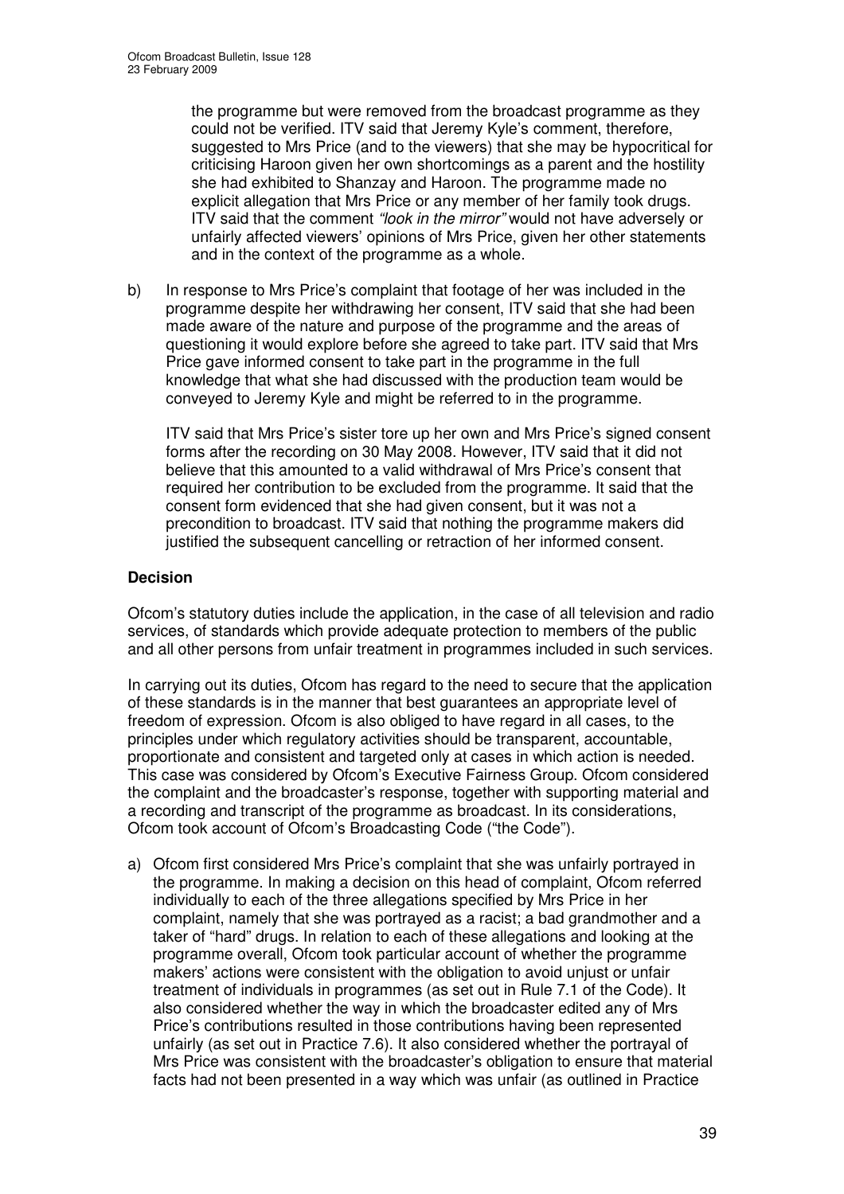the programme but were removed from the broadcast programme as they could not be verified. ITV said that Jeremy Kyle's comment, therefore, suggested to Mrs Price (and to the viewers) that she may be hypocritical for criticising Haroon given her own shortcomings as a parent and the hostility she had exhibited to Shanzay and Haroon. The programme made no explicit allegation that Mrs Price or any member of her family took drugs. ITV said that the comment *"look in the mirror"* would not have adversely or unfairly affected viewers' opinions of Mrs Price, given her other statements and in the context of the programme as a whole.

b) In response to Mrs Price's complaint that footage of her was included in the programme despite her withdrawing her consent, ITV said that she had been made aware of the nature and purpose of the programme and the areas of questioning it would explore before she agreed to take part. ITV said that Mrs Price gave informed consent to take part in the programme in the full knowledge that what she had discussed with the production team would be conveyed to Jeremy Kyle and might be referred to in the programme.

   ITV said that Mrs Price's sister tore up her own and Mrs Price's signed consent forms after the recording on 30 May 2008. However, ITV said that it did not believe that this amounted to a valid withdrawal of Mrs Price's consent that required her contribution to be excluded from the programme. It said that the consent form evidenced that she had given consent, but it was not a precondition to broadcast. ITV said that nothing the programme makers did justified the subsequent cancelling or retraction of her informed consent.

**Decision**

Ofcom's statutory duties include the application, in the case of all television and radio services, of standards which provide adequate protection to members of the public and all other persons from unfair treatment in programmes included in such services.

In carrying out its duties, Ofcom has regard to the need to secure that the application of these standards is in the manner that best guarantees an appropriate level of freedom of expression. Ofcom is also obliged to have regard in all cases, to the principles under which regulatory activities should be transparent, accountable, proportionate and consistent and targeted only at cases in which action is needed. This case was considered by Ofcom's Executive Fairness Group. Ofcom considered the complaint and the broadcaster's response, together with supporting material and a recording and transcript of the programme as broadcast. In its considerations, Ofcom took account of Ofcom's Broadcasting Code ("the Code").

a) Ofcom first considered Mrs Price's complaint that she was unfairly portrayed in the programme. In making a decision on this head of complaint, Ofcom referred individually to each of the three allegations specified by Mrs Price in her complaint, namely that she was portrayed as a racist; a bad grandmother and a taker of "hard" drugs. In relation to each of these allegations and looking at the programme overall, Ofcom took particular account of whether the programme makers' actions were consistent with the obligation to avoid unjust or unfair treatment of individuals in programmes (as set out in Rule 7.1 of the Code). It also considered whether the way in which the broadcaster edited any of Mrs Price's contributions resulted in those contributions having been represented unfairly (as set out in Practice 7.6). It also considered whether the portrayal of Mrs Price was consistent with the broadcaster's obligation to ensure that material facts had not been presented in a way which was unfair (as outlined in Practice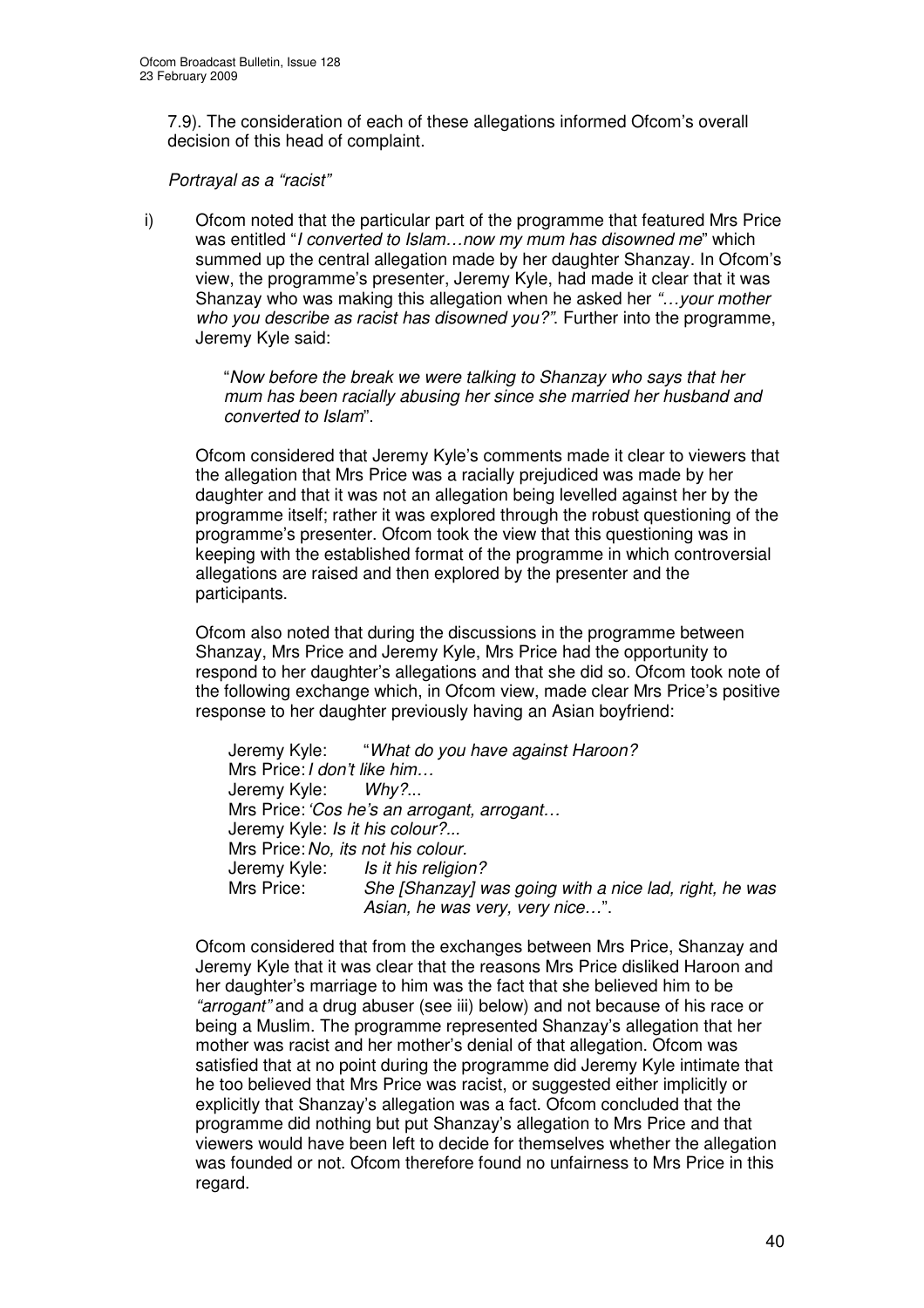7.9). The consideration of each of these allegations informed Ofcom's overall decision of this head of complaint.

*Portrayal as a "racist"*

i) Ofcom noted that the particular part of the programme that featured Mrs Price was entitled "*I converted to Islam…now my mum has disowned me*" which summed up the central allegation made by her daughter Shanzay. In Ofcom's view, the programme's presenter, Jeremy Kyle, had made it clear that it was Shanzay who was making this allegation when he asked her *"…your mother who you describe as racist has disowned you?"*. Further into the programme, Jeremy Kyle said:

> "*Now before the break we were talking to Shanzay who says that her mum has been racially abusing her since she married her husband and converted to Islam*".

Ofcom considered that Jeremy Kyle's comments made it clear to viewers that the allegation that Mrs Price was a racially prejudiced was made by her daughter and that it was not an allegation being levelled against her by the programme itself; rather it was explored through the robust questioning of the programme's presenter. Ofcom took the view that this questioning was in keeping with the established format of the programme in which controversial allegations are raised and then explored by the presenter and the participants.

Ofcom also noted that during the discussions in the programme between Shanzay, Mrs Price and Jeremy Kyle, Mrs Price had the opportunity to respond to her daughter's allegations and that she did so. Ofcom took note of the following exchange which, in Ofcom view, made clear Mrs Price's positive response to her daughter previously having an Asian boyfriend:

> Jeremy Kyle: "*What do you have against Haroon?*
> Mrs Price: *I don't like him…*
> Jeremy Kyle: *Why?...*
> Mrs Price: *'Cos he's an arrogant, arrogant…*
> Jeremy Kyle: *Is it his colour?...*
> Mrs Price: *No, its not his colour.*
> Jeremy Kyle: *Is it his religion?*
> Mrs Price: *She [Shanzay] was going with a nice lad, right, he was Asian, he was very, very nice…*".

Ofcom considered that from the exchanges between Mrs Price, Shanzay and Jeremy Kyle that it was clear that the reasons Mrs Price disliked Haroon and her daughter's marriage to him was the fact that she believed him to be *"arrogant"* and a drug abuser (see iii) below) and not because of his race or being a Muslim. The programme represented Shanzay's allegation that her mother was racist and her mother's denial of that allegation. Ofcom was satisfied that at no point during the programme did Jeremy Kyle intimate that he too believed that Mrs Price was racist, or suggested either implicitly or explicitly that Shanzay's allegation was a fact. Ofcom concluded that the programme did nothing but put Shanzay's allegation to Mrs Price and that viewers would have been left to decide for themselves whether the allegation was founded or not. Ofcom therefore found no unfairness to Mrs Price in this regard.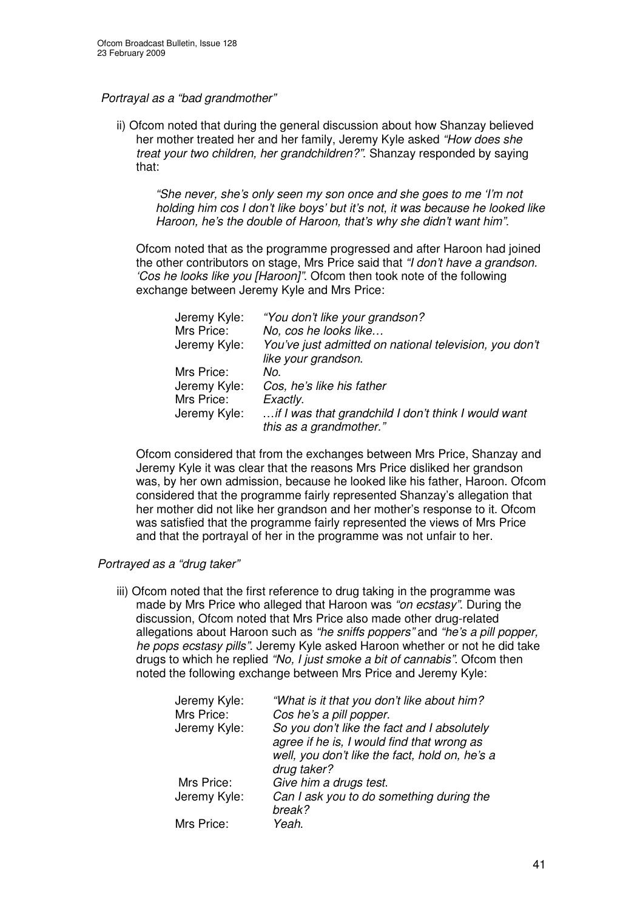*Portrayal as a "bad grandmother"*

ii) Ofcom noted that during the general discussion about how Shanzay believed her mother treated her and her family, Jeremy Kyle asked *"How does she treat your two children, her grandchildren?"*. Shanzay responded by saying that:

> *"She never, she's only seen my son once and she goes to me 'I'm not holding him cos I don't like boys' but it's not, it was because he looked like Haroon, he's the double of Haroon, that's why she didn't want him".*

Ofcom noted that as the programme progressed and after Haroon had joined the other contributors on stage, Mrs Price said that *"I don't have a grandson. 'Cos he looks like you [Haroon]"*. Ofcom then took note of the following exchange between Jeremy Kyle and Mrs Price:

| | |
|---|---|
| Jeremy Kyle: | *"You don't like your grandson?* |
| Mrs Price: | *No, cos he looks like…* |
| Jeremy Kyle: | *You've just admitted on national television, you don't like your grandson.* |
| Mrs Price: | *No.* |
| Jeremy Kyle: | *Cos, he's like his father* |
| Mrs Price: | *Exactly.* |
| Jeremy Kyle: | *…if I was that grandchild I don't think I would want this as a grandmother."* |

Ofcom considered that from the exchanges between Mrs Price, Shanzay and Jeremy Kyle it was clear that the reasons Mrs Price disliked her grandson was, by her own admission, because he looked like his father, Haroon. Ofcom considered that the programme fairly represented Shanzay's allegation that her mother did not like her grandson and her mother's response to it. Ofcom was satisfied that the programme fairly represented the views of Mrs Price and that the portrayal of her in the programme was not unfair to her.

*Portrayed as a "drug taker"*

iii) Ofcom noted that the first reference to drug taking in the programme was made by Mrs Price who alleged that Haroon was *"on ecstasy"*. During the discussion, Ofcom noted that Mrs Price also made other drug-related allegations about Haroon such as *"he sniffs poppers"* and *"he's a pill popper, he pops ecstasy pills"*. Jeremy Kyle asked Haroon whether or not he did take drugs to which he replied *"No, I just smoke a bit of cannabis"*. Ofcom then noted the following exchange between Mrs Price and Jeremy Kyle:

| | |
|---|---|
| Jeremy Kyle: | *"What is it that you don't like about him?* |
| Mrs Price: | *Cos he's a pill popper.* |
| Jeremy Kyle: | *So you don't like the fact and I absolutely agree if he is, I would find that wrong as well, you don't like the fact, hold on, he's a drug taker?* |
| Mrs Price: | *Give him a drugs test.* |
| Jeremy Kyle: | *Can I ask you to do something during the break?* |
| Mrs Price: | *Yeah.* |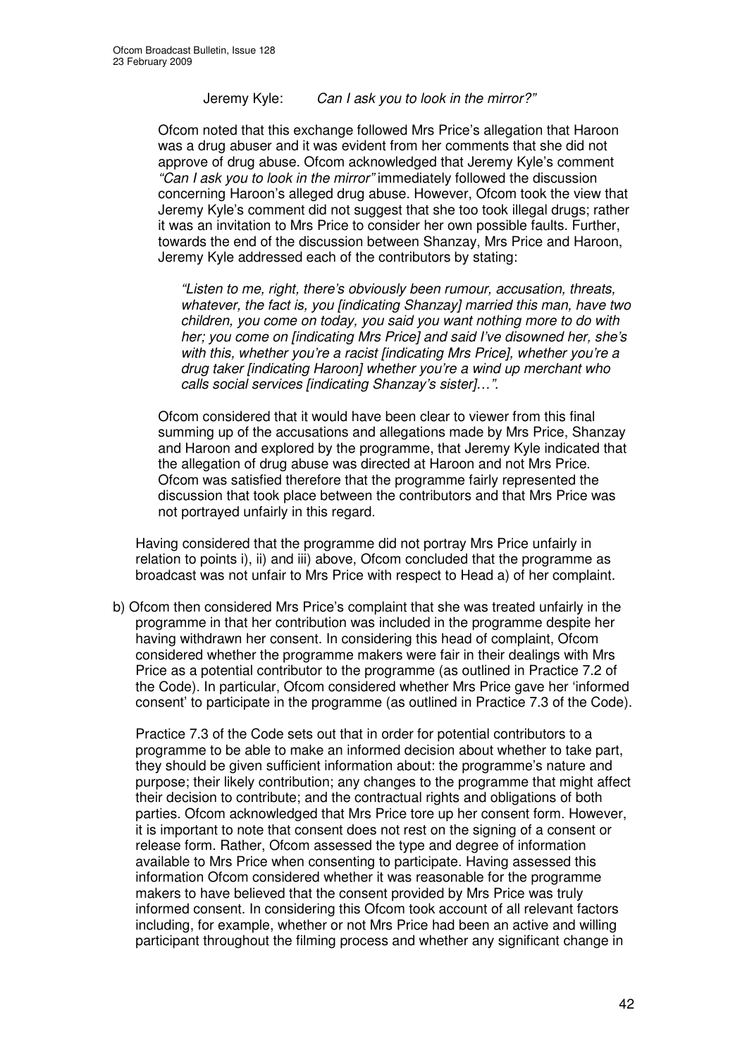Jeremy Kyle: *Can I ask you to look in the mirror?"*

Ofcom noted that this exchange followed Mrs Price's allegation that Haroon was a drug abuser and it was evident from her comments that she did not approve of drug abuse. Ofcom acknowledged that Jeremy Kyle's comment *"Can I ask you to look in the mirror"* immediately followed the discussion concerning Haroon's alleged drug abuse. However, Ofcom took the view that Jeremy Kyle's comment did not suggest that she too took illegal drugs; rather it was an invitation to Mrs Price to consider her own possible faults. Further, towards the end of the discussion between Shanzay, Mrs Price and Haroon, Jeremy Kyle addressed each of the contributors by stating:

> *"Listen to me, right, there's obviously been rumour, accusation, threats, whatever, the fact is, you [indicating Shanzay] married this man, have two children, you come on today, you said you want nothing more to do with her; you come on [indicating Mrs Price] and said I've disowned her, she's with this, whether you're a racist [indicating Mrs Price], whether you're a drug taker [indicating Haroon] whether you're a wind up merchant who calls social services [indicating Shanzay's sister]…".*

Ofcom considered that it would have been clear to viewer from this final summing up of the accusations and allegations made by Mrs Price, Shanzay and Haroon and explored by the programme, that Jeremy Kyle indicated that the allegation of drug abuse was directed at Haroon and not Mrs Price. Ofcom was satisfied therefore that the programme fairly represented the discussion that took place between the contributors and that Mrs Price was not portrayed unfairly in this regard.

Having considered that the programme did not portray Mrs Price unfairly in relation to points i), ii) and iii) above, Ofcom concluded that the programme as broadcast was not unfair to Mrs Price with respect to Head a) of her complaint.

b) Ofcom then considered Mrs Price's complaint that she was treated unfairly in the programme in that her contribution was included in the programme despite her having withdrawn her consent. In considering this head of complaint, Ofcom considered whether the programme makers were fair in their dealings with Mrs Price as a potential contributor to the programme (as outlined in Practice 7.2 of the Code). In particular, Ofcom considered whether Mrs Price gave her 'informed consent' to participate in the programme (as outlined in Practice 7.3 of the Code).

Practice 7.3 of the Code sets out that in order for potential contributors to a programme to be able to make an informed decision about whether to take part, they should be given sufficient information about: the programme's nature and purpose; their likely contribution; any changes to the programme that might affect their decision to contribute; and the contractual rights and obligations of both parties. Ofcom acknowledged that Mrs Price tore up her consent form. However, it is important to note that consent does not rest on the signing of a consent or release form. Rather, Ofcom assessed the type and degree of information available to Mrs Price when consenting to participate. Having assessed this information Ofcom considered whether it was reasonable for the programme makers to have believed that the consent provided by Mrs Price was truly informed consent. In considering this Ofcom took account of all relevant factors including, for example, whether or not Mrs Price had been an active and willing participant throughout the filming process and whether any significant change in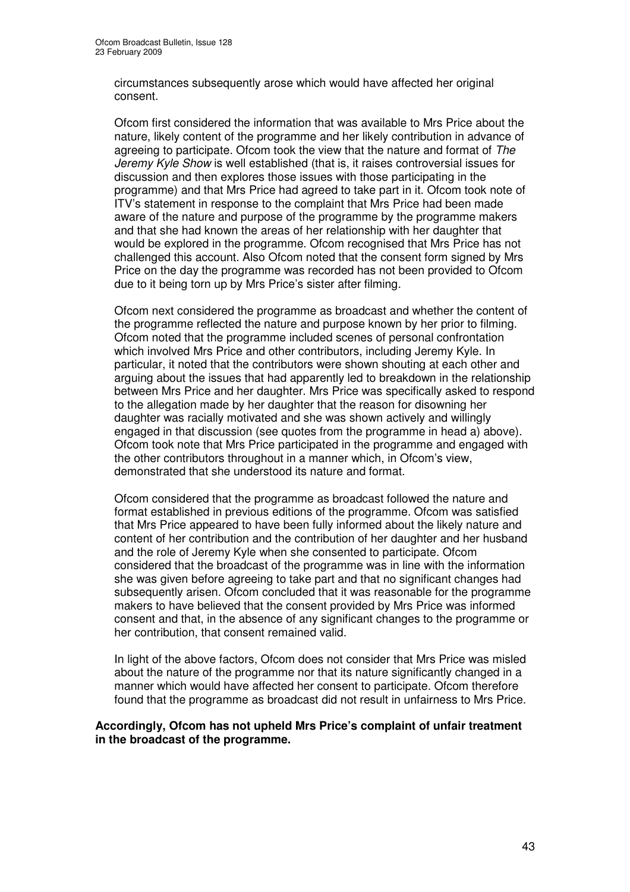circumstances subsequently arose which would have affected her original consent.

Ofcom first considered the information that was available to Mrs Price about the nature, likely content of the programme and her likely contribution in advance of agreeing to participate. Ofcom took the view that the nature and format of *The Jeremy Kyle Show* is well established (that is, it raises controversial issues for discussion and then explores those issues with those participating in the programme) and that Mrs Price had agreed to take part in it. Ofcom took note of ITV's statement in response to the complaint that Mrs Price had been made aware of the nature and purpose of the programme by the programme makers and that she had known the areas of her relationship with her daughter that would be explored in the programme. Ofcom recognised that Mrs Price has not challenged this account. Also Ofcom noted that the consent form signed by Mrs Price on the day the programme was recorded has not been provided to Ofcom due to it being torn up by Mrs Price's sister after filming.

Ofcom next considered the programme as broadcast and whether the content of the programme reflected the nature and purpose known by her prior to filming. Ofcom noted that the programme included scenes of personal confrontation which involved Mrs Price and other contributors, including Jeremy Kyle. In particular, it noted that the contributors were shown shouting at each other and arguing about the issues that had apparently led to breakdown in the relationship between Mrs Price and her daughter. Mrs Price was specifically asked to respond to the allegation made by her daughter that the reason for disowning her daughter was racially motivated and she was shown actively and willingly engaged in that discussion (see quotes from the programme in head a) above). Ofcom took note that Mrs Price participated in the programme and engaged with the other contributors throughout in a manner which, in Ofcom's view, demonstrated that she understood its nature and format.

Ofcom considered that the programme as broadcast followed the nature and format established in previous editions of the programme. Ofcom was satisfied that Mrs Price appeared to have been fully informed about the likely nature and content of her contribution and the contribution of her daughter and her husband and the role of Jeremy Kyle when she consented to participate. Ofcom considered that the broadcast of the programme was in line with the information she was given before agreeing to take part and that no significant changes had subsequently arisen. Ofcom concluded that it was reasonable for the programme makers to have believed that the consent provided by Mrs Price was informed consent and that, in the absence of any significant changes to the programme or her contribution, that consent remained valid.

In light of the above factors, Ofcom does not consider that Mrs Price was misled about the nature of the programme nor that its nature significantly changed in a manner which would have affected her consent to participate. Ofcom therefore found that the programme as broadcast did not result in unfairness to Mrs Price.

**Accordingly, Ofcom has not upheld Mrs Price's complaint of unfair treatment in the broadcast of the programme.**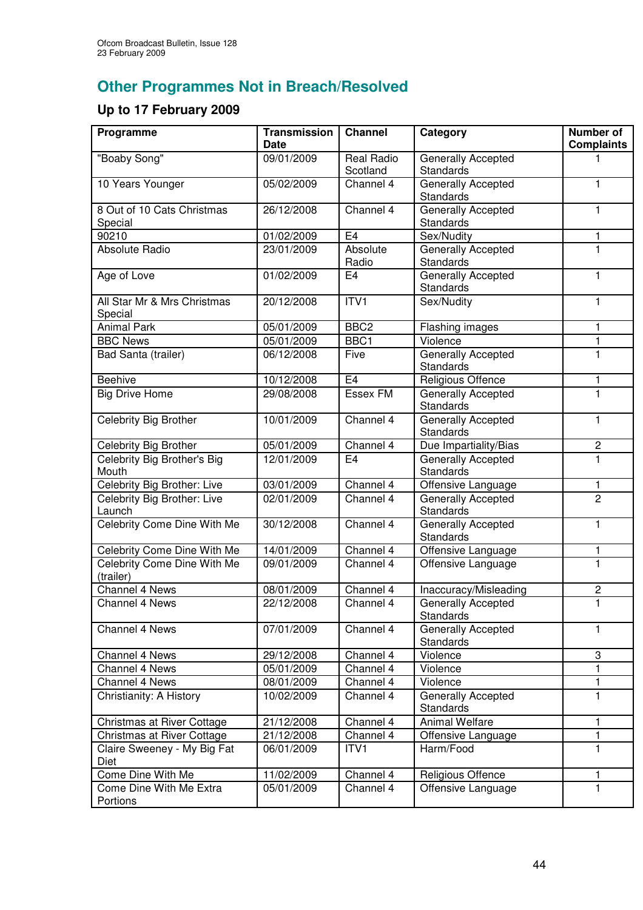## Other Programmes Not in Breach/Resolved

### Up to 17 February 2009

| Programme | Transmission Date | Channel | Category | Number of Complaints |
|---|---|---|---|---|
| "Boaby Song" | 09/01/2009 | Real Radio Scotland | Generally Accepted Standards | 1 |
| 10 Years Younger | 05/02/2009 | Channel 4 | Generally Accepted Standards | 1 |
| 8 Out of 10 Cats Christmas Special | 26/12/2008 | Channel 4 | Generally Accepted Standards | 1 |
| 90210 | 01/02/2009 | E4 | Sex/Nudity | 1 |
| Absolute Radio | 23/01/2009 | Absolute Radio | Generally Accepted Standards | 1 |
| Age of Love | 01/02/2009 | E4 | Generally Accepted Standards | 1 |
| All Star Mr & Mrs Christmas Special | 20/12/2008 | ITV1 | Sex/Nudity | 1 |
| Animal Park | 05/01/2009 | BBC2 | Flashing images | 1 |
| BBC News | 05/01/2009 | BBC1 | Violence | 1 |
| Bad Santa (trailer) | 06/12/2008 | Five | Generally Accepted Standards | 1 |
| Beehive | 10/12/2008 | E4 | Religious Offence | 1 |
| Big Drive Home | 29/08/2008 | Essex FM | Generally Accepted Standards | 1 |
| Celebrity Big Brother | 10/01/2009 | Channel 4 | Generally Accepted Standards | 1 |
| Celebrity Big Brother | 05/01/2009 | Channel 4 | Due Impartiality/Bias | 2 |
| Celebrity Big Brother's Big Mouth | 12/01/2009 | E4 | Generally Accepted Standards | 1 |
| Celebrity Big Brother: Live | 03/01/2009 | Channel 4 | Offensive Language | 1 |
| Celebrity Big Brother: Live Launch | 02/01/2009 | Channel 4 | Generally Accepted Standards | 2 |
| Celebrity Come Dine With Me | 30/12/2008 | Channel 4 | Generally Accepted Standards | 1 |
| Celebrity Come Dine With Me | 14/01/2009 | Channel 4 | Offensive Language | 1 |
| Celebrity Come Dine With Me (trailer) | 09/01/2009 | Channel 4 | Offensive Language | 1 |
| Channel 4 News | 08/01/2009 | Channel 4 | Inaccuracy/Misleading | 2 |
| Channel 4 News | 22/12/2008 | Channel 4 | Generally Accepted Standards | 1 |
| Channel 4 News | 07/01/2009 | Channel 4 | Generally Accepted Standards | 1 |
| Channel 4 News | 29/12/2008 | Channel 4 | Violence | 3 |
| Channel 4 News | 05/01/2009 | Channel 4 | Violence | 1 |
| Channel 4 News | 08/01/2009 | Channel 4 | Violence | 1 |
| Christianity: A History | 10/02/2009 | Channel 4 | Generally Accepted Standards | 1 |
| Christmas at River Cottage | 21/12/2008 | Channel 4 | Animal Welfare | 1 |
| Christmas at River Cottage | 21/12/2008 | Channel 4 | Offensive Language | 1 |
| Claire Sweeney - My Big Fat Diet | 06/01/2009 | ITV1 | Harm/Food | 1 |
| Come Dine With Me | 11/02/2009 | Channel 4 | Religious Offence | 1 |
| Come Dine With Me Extra Portions | 05/01/2009 | Channel 4 | Offensive Language | 1 |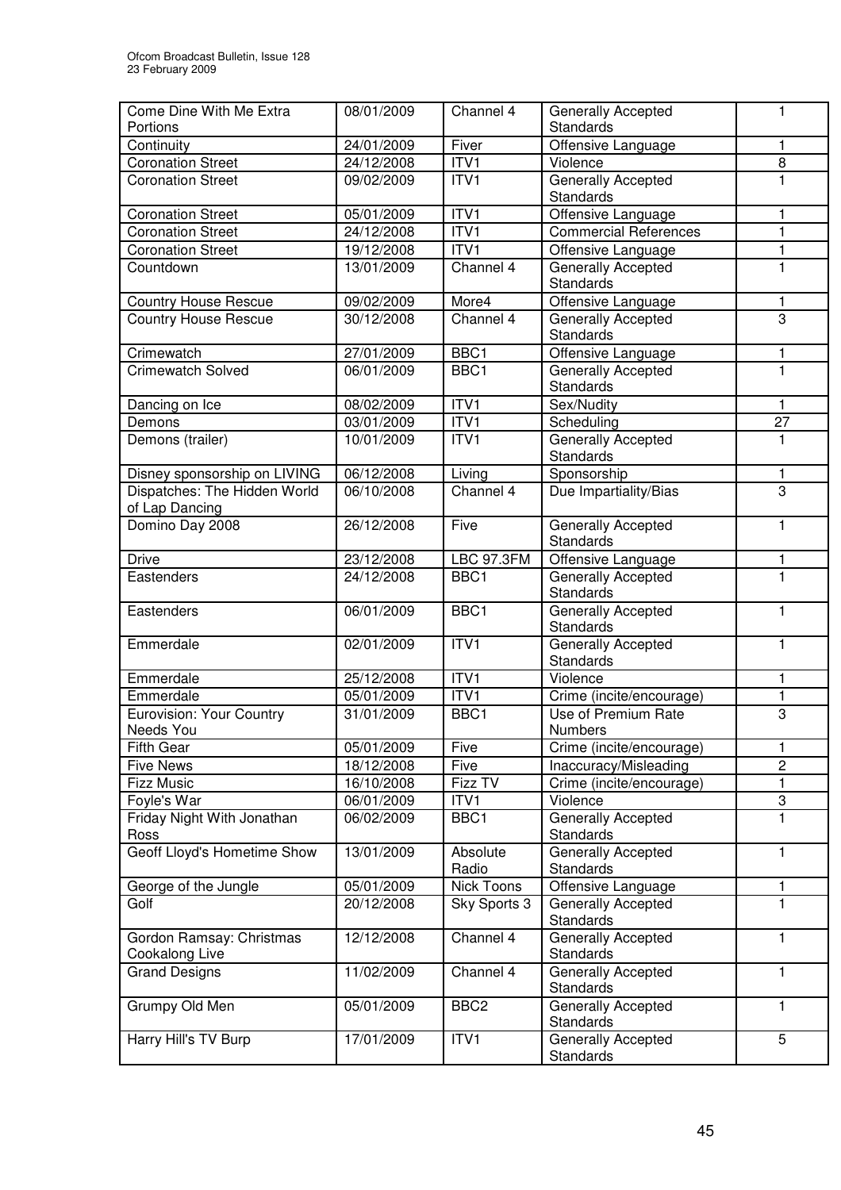| Come Dine With Me Extra Portions | 08/01/2009 | Channel 4 | Generally Accepted Standards | 1 |
|---|---|---|---|---|
| Continuity | 24/01/2009 | Fiver | Offensive Language | 1 |
| Coronation Street | 24/12/2008 | ITV1 | Violence | 8 |
| Coronation Street | 09/02/2009 | ITV1 | Generally Accepted Standards | 1 |
| Coronation Street | 05/01/2009 | ITV1 | Offensive Language | 1 |
| Coronation Street | 24/12/2008 | ITV1 | Commercial References | 1 |
| Coronation Street | 19/12/2008 | ITV1 | Offensive Language | 1 |
| Countdown | 13/01/2009 | Channel 4 | Generally Accepted Standards | 1 |
| Country House Rescue | 09/02/2009 | More4 | Offensive Language | 1 |
| Country House Rescue | 30/12/2008 | Channel 4 | Generally Accepted Standards | 3 |
| Crimewatch | 27/01/2009 | BBC1 | Offensive Language | 1 |
| Crimewatch Solved | 06/01/2009 | BBC1 | Generally Accepted Standards | 1 |
| Dancing on Ice | 08/02/2009 | ITV1 | Sex/Nudity | 1 |
| Demons | 03/01/2009 | ITV1 | Scheduling | 27 |
| Demons (trailer) | 10/01/2009 | ITV1 | Generally Accepted Standards | 1 |
| Disney sponsorship on LIVING | 06/12/2008 | Living | Sponsorship | 1 |
| Dispatches: The Hidden World of Lap Dancing | 06/10/2008 | Channel 4 | Due Impartiality/Bias | 3 |
| Domino Day 2008 | 26/12/2008 | Five | Generally Accepted Standards | 1 |
| Drive | 23/12/2008 | LBC 97.3FM | Offensive Language | 1 |
| Eastenders | 24/12/2008 | BBC1 | Generally Accepted Standards | 1 |
| Eastenders | 06/01/2009 | BBC1 | Generally Accepted Standards | 1 |
| Emmerdale | 02/01/2009 | ITV1 | Generally Accepted Standards | 1 |
| Emmerdale | 25/12/2008 | ITV1 | Violence | 1 |
| Emmerdale | 05/01/2009 | ITV1 | Crime (incite/encourage) | 1 |
| Eurovision: Your Country Needs You | 31/01/2009 | BBC1 | Use of Premium Rate Numbers | 3 |
| Fifth Gear | 05/01/2009 | Five | Crime (incite/encourage) | 1 |
| Five News | 18/12/2008 | Five | Inaccuracy/Misleading | 2 |
| Fizz Music | 16/10/2008 | Fizz TV | Crime (incite/encourage) | 1 |
| Foyle's War | 06/01/2009 | ITV1 | Violence | 3 |
| Friday Night With Jonathan Ross | 06/02/2009 | BBC1 | Generally Accepted Standards | 1 |
| Geoff Lloyd's Hometime Show | 13/01/2009 | Absolute Radio | Generally Accepted Standards | 1 |
| George of the Jungle | 05/01/2009 | Nick Toons | Offensive Language | 1 |
| Golf | 20/12/2008 | Sky Sports 3 | Generally Accepted Standards | 1 |
| Gordon Ramsay: Christmas Cookalong Live | 12/12/2008 | Channel 4 | Generally Accepted Standards | 1 |
| Grand Designs | 11/02/2009 | Channel 4 | Generally Accepted Standards | 1 |
| Grumpy Old Men | 05/01/2009 | BBC2 | Generally Accepted Standards | 1 |
| Harry Hill's TV Burp | 17/01/2009 | ITV1 | Generally Accepted Standards | 5 |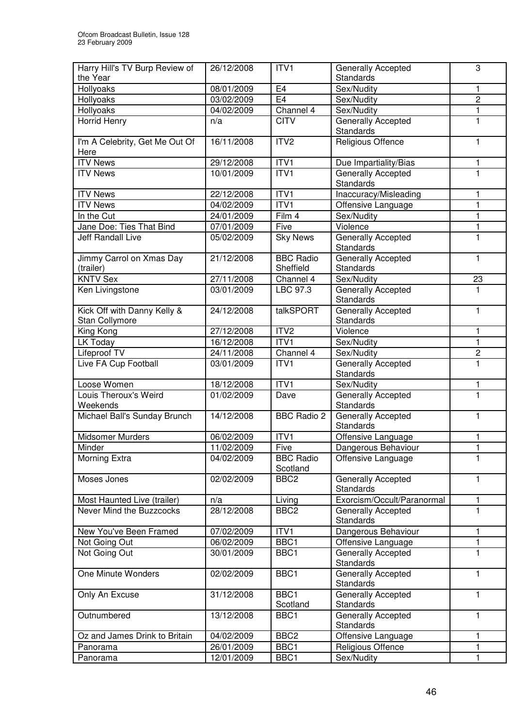| Harry Hill's TV Burp Review of the Year | 26/12/2008 | ITV1 | Generally Accepted Standards | 3 |
|---|---|---|---|---|
| Hollyoaks | 08/01/2009 | E4 | Sex/Nudity | 1 |
| Hollyoaks | 03/02/2009 | E4 | Sex/Nudity | 2 |
| Hollyoaks | 04/02/2009 | Channel 4 | Sex/Nudity | 1 |
| Horrid Henry | n/a | CITV | Generally Accepted Standards | 1 |
| I'm A Celebrity, Get Me Out Of Here | 16/11/2008 | ITV2 | Religious Offence | 1 |
| ITV News | 29/12/2008 | ITV1 | Due Impartiality/Bias | 1 |
| ITV News | 10/01/2009 | ITV1 | Generally Accepted Standards | 1 |
| ITV News | 22/12/2008 | ITV1 | Inaccuracy/Misleading | 1 |
| ITV News | 04/02/2009 | ITV1 | Offensive Language | 1 |
| In the Cut | 24/01/2009 | Film 4 | Sex/Nudity | 1 |
| Jane Doe: Ties That Bind | 07/01/2009 | Five | Violence | 1 |
| Jeff Randall Live | 05/02/2009 | Sky News | Generally Accepted Standards | 1 |
| Jimmy Carrol on Xmas Day (trailer) | 21/12/2008 | BBC Radio Sheffield | Generally Accepted Standards | 1 |
| KNTV Sex | 27/11/2008 | Channel 4 | Sex/Nudity | 23 |
| Ken Livingstone | 03/01/2009 | LBC 97.3 | Generally Accepted Standards | 1 |
| Kick Off with Danny Kelly & Stan Collymore | 24/12/2008 | talkSPORT | Generally Accepted Standards | 1 |
| King Kong | 27/12/2008 | ITV2 | Violence | 1 |
| LK Today | 16/12/2008 | ITV1 | Sex/Nudity | 1 |
| Lifeproof TV | 24/11/2008 | Channel 4 | Sex/Nudity | 2 |
| Live FA Cup Football | 03/01/2009 | ITV1 | Generally Accepted Standards | 1 |
| Loose Women | 18/12/2008 | ITV1 | Sex/Nudity | 1 |
| Louis Theroux's Weird Weekends | 01/02/2009 | Dave | Generally Accepted Standards | 1 |
| Michael Ball's Sunday Brunch | 14/12/2008 | BBC Radio 2 | Generally Accepted Standards | 1 |
| Midsomer Murders | 06/02/2009 | ITV1 | Offensive Language | 1 |
| Minder | 11/02/2009 | Five | Dangerous Behaviour | 1 |
| Morning Extra | 04/02/2009 | BBC Radio Scotland | Offensive Language | 1 |
| Moses Jones | 02/02/2009 | BBC2 | Generally Accepted Standards | 1 |
| Most Haunted Live (trailer) | n/a | Living | Exorcism/Occult/Paranormal | 1 |
| Never Mind the Buzzcocks | 28/12/2008 | BBC2 | Generally Accepted Standards | 1 |
| New You've Been Framed | 07/02/2009 | ITV1 | Dangerous Behaviour | 1 |
| Not Going Out | 06/02/2009 | BBC1 | Offensive Language | 1 |
| Not Going Out | 30/01/2009 | BBC1 | Generally Accepted Standards | 1 |
| One Minute Wonders | 02/02/2009 | BBC1 | Generally Accepted Standards | 1 |
| Only An Excuse | 31/12/2008 | BBC1 Scotland | Generally Accepted Standards | 1 |
| Outnumbered | 13/12/2008 | BBC1 | Generally Accepted Standards | 1 |
| Oz and James Drink to Britain | 04/02/2009 | BBC2 | Offensive Language | 1 |
| Panorama | 26/01/2009 | BBC1 | Religious Offence | 1 |
| Panorama | 12/01/2009 | BBC1 | Sex/Nudity | 1 |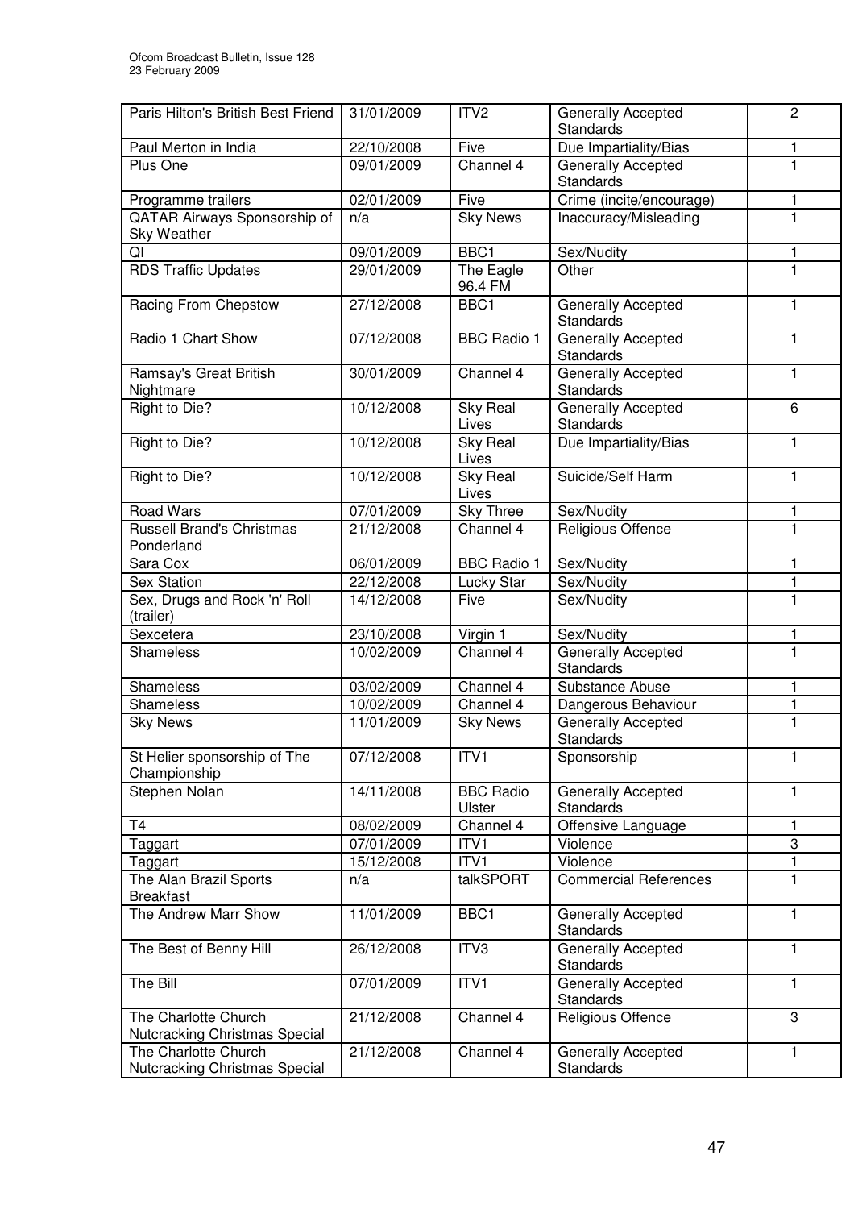| Paris Hilton's British Best Friend | 31/01/2009 | ITV2 | Generally Accepted Standards | 2 |
|---|---|---|---|---|
| Paul Merton in India | 22/10/2008 | Five | Due Impartiality/Bias | 1 |
| Plus One | 09/01/2009 | Channel 4 | Generally Accepted Standards | 1 |
| Programme trailers | 02/01/2009 | Five | Crime (incite/encourage) | 1 |
| QATAR Airways Sponsorship of Sky Weather | n/a | Sky News | Inaccuracy/Misleading | 1 |
| QI | 09/01/2009 | BBC1 | Sex/Nudity | 1 |
| RDS Traffic Updates | 29/01/2009 | The Eagle 96.4 FM | Other | 1 |
| Racing From Chepstow | 27/12/2008 | BBC1 | Generally Accepted Standards | 1 |
| Radio 1 Chart Show | 07/12/2008 | BBC Radio 1 | Generally Accepted Standards | 1 |
| Ramsay's Great British Nightmare | 30/01/2009 | Channel 4 | Generally Accepted Standards | 1 |
| Right to Die? | 10/12/2008 | Sky Real Lives | Generally Accepted Standards | 6 |
| Right to Die? | 10/12/2008 | Sky Real Lives | Due Impartiality/Bias | 1 |
| Right to Die? | 10/12/2008 | Sky Real Lives | Suicide/Self Harm | 1 |
| Road Wars | 07/01/2009 | Sky Three | Sex/Nudity | 1 |
| Russell Brand's Christmas Ponderland | 21/12/2008 | Channel 4 | Religious Offence | 1 |
| Sara Cox | 06/01/2009 | BBC Radio 1 | Sex/Nudity | 1 |
| Sex Station | 22/12/2008 | Lucky Star | Sex/Nudity | 1 |
| Sex, Drugs and Rock 'n' Roll (trailer) | 14/12/2008 | Five | Sex/Nudity | 1 |
| Sexcetera | 23/10/2008 | Virgin 1 | Sex/Nudity | 1 |
| Shameless | 10/02/2009 | Channel 4 | Generally Accepted Standards | 1 |
| Shameless | 03/02/2009 | Channel 4 | Substance Abuse | 1 |
| Shameless | 10/02/2009 | Channel 4 | Dangerous Behaviour | 1 |
| Sky News | 11/01/2009 | Sky News | Generally Accepted Standards | 1 |
| St Helier sponsorship of The Championship | 07/12/2008 | ITV1 | Sponsorship | 1 |
| Stephen Nolan | 14/11/2008 | BBC Radio Ulster | Generally Accepted Standards | 1 |
| T4 | 08/02/2009 | Channel 4 | Offensive Language | 1 |
| Taggart | 07/01/2009 | ITV1 | Violence | 3 |
| Taggart | 15/12/2008 | ITV1 | Violence | 1 |
| The Alan Brazil Sports Breakfast | n/a | talkSPORT | Commercial References | 1 |
| The Andrew Marr Show | 11/01/2009 | BBC1 | Generally Accepted Standards | 1 |
| The Best of Benny Hill | 26/12/2008 | ITV3 | Generally Accepted Standards | 1 |
| The Bill | 07/01/2009 | ITV1 | Generally Accepted Standards | 1 |
| The Charlotte Church Nutcracking Christmas Special | 21/12/2008 | Channel 4 | Religious Offence | 3 |
| The Charlotte Church Nutcracking Christmas Special | 21/12/2008 | Channel 4 | Generally Accepted Standards | 1 |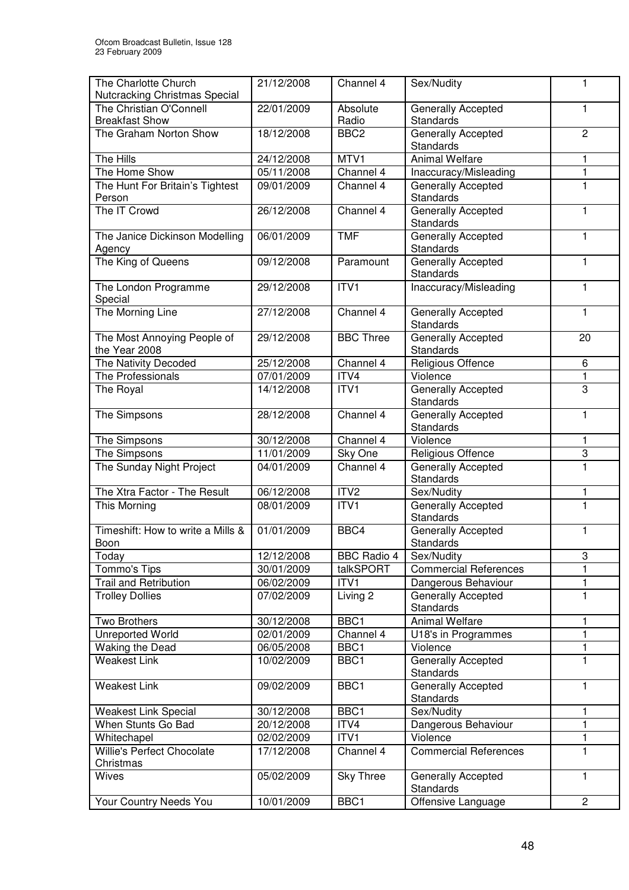| The Charlotte Church Nutcracking Christmas Special | 21/12/2008 | Channel 4 | Sex/Nudity | 1 |
|---|---|---|---|---|
| The Christian O'Connell Breakfast Show | 22/01/2009 | Absolute Radio | Generally Accepted Standards | 1 |
| The Graham Norton Show | 18/12/2008 | BBC2 | Generally Accepted Standards | 2 |
| The Hills | 24/12/2008 | MTV1 | Animal Welfare | 1 |
| The Home Show | 05/11/2008 | Channel 4 | Inaccuracy/Misleading | 1 |
| The Hunt For Britain's Tightest Person | 09/01/2009 | Channel 4 | Generally Accepted Standards | 1 |
| The IT Crowd | 26/12/2008 | Channel 4 | Generally Accepted Standards | 1 |
| The Janice Dickinson Modelling Agency | 06/01/2009 | TMF | Generally Accepted Standards | 1 |
| The King of Queens | 09/12/2008 | Paramount | Generally Accepted Standards | 1 |
| The London Programme Special | 29/12/2008 | ITV1 | Inaccuracy/Misleading | 1 |
| The Morning Line | 27/12/2008 | Channel 4 | Generally Accepted Standards | 1 |
| The Most Annoying People of the Year 2008 | 29/12/2008 | BBC Three | Generally Accepted Standards | 20 |
| The Nativity Decoded | 25/12/2008 | Channel 4 | Religious Offence | 6 |
| The Professionals | 07/01/2009 | ITV4 | Violence | 1 |
| The Royal | 14/12/2008 | ITV1 | Generally Accepted Standards | 3 |
| The Simpsons | 28/12/2008 | Channel 4 | Generally Accepted Standards | 1 |
| The Simpsons | 30/12/2008 | Channel 4 | Violence | 1 |
| The Simpsons | 11/01/2009 | Sky One | Religious Offence | 3 |
| The Sunday Night Project | 04/01/2009 | Channel 4 | Generally Accepted Standards | 1 |
| The Xtra Factor - The Result | 06/12/2008 | ITV2 | Sex/Nudity | 1 |
| This Morning | 08/01/2009 | ITV1 | Generally Accepted Standards | 1 |
| Timeshift: How to write a Mills & Boon | 01/01/2009 | BBC4 | Generally Accepted Standards | 1 |
| Today | 12/12/2008 | BBC Radio 4 | Sex/Nudity | 3 |
| Tommo's Tips | 30/01/2009 | talkSPORT | Commercial References | 1 |
| Trail and Retribution | 06/02/2009 | ITV1 | Dangerous Behaviour | 1 |
| Trolley Dollies | 07/02/2009 | Living 2 | Generally Accepted Standards | 1 |
| Two Brothers | 30/12/2008 | BBC1 | Animal Welfare | 1 |
| Unreported World | 02/01/2009 | Channel 4 | U18's in Programmes | 1 |
| Waking the Dead | 06/05/2008 | BBC1 | Violence | 1 |
| Weakest Link | 10/02/2009 | BBC1 | Generally Accepted Standards | 1 |
| Weakest Link | 09/02/2009 | BBC1 | Generally Accepted Standards | 1 |
| Weakest Link Special | 30/12/2008 | BBC1 | Sex/Nudity | 1 |
| When Stunts Go Bad | 20/12/2008 | ITV4 | Dangerous Behaviour | 1 |
| Whitechapel | 02/02/2009 | ITV1 | Violence | 1 |
| Willie's Perfect Chocolate Christmas | 17/12/2008 | Channel 4 | Commercial References | 1 |
| Wives | 05/02/2009 | Sky Three | Generally Accepted Standards | 1 |
| Your Country Needs You | 10/01/2009 | BBC1 | Offensive Language | 2 |